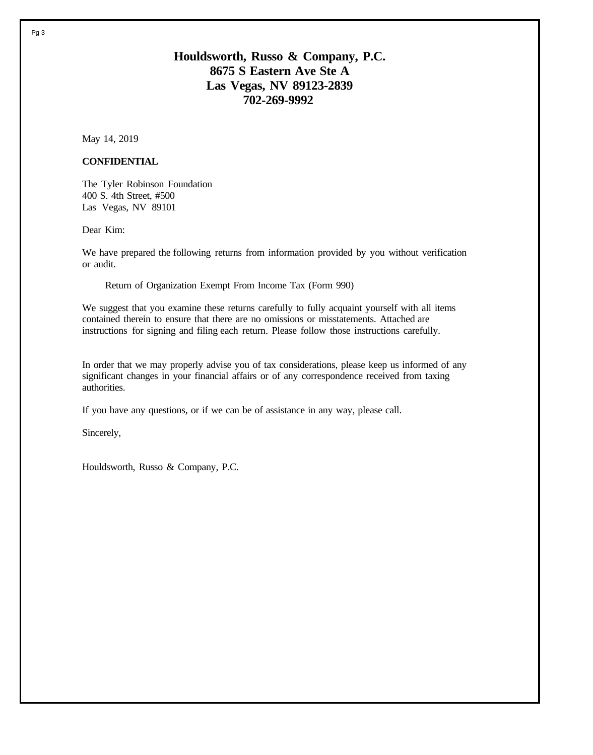# Houldsworth, Russo & Company, P.C.
## 8675 S Eastern Ave Ste A
## Las Vegas, NV 89123-2839
## 702-269-9992

May 14, 2019

**CONFIDENTIAL**

The Tyler Robinson Foundation
400 S. 4th Street, #500
Las Vegas, NV 89101

Dear Kim:

We have prepared the following returns from information provided by you without verification or audit.

Return of Organization Exempt From Income Tax (Form 990)

We suggest that you examine these returns carefully to fully acquaint yourself with all items contained therein to ensure that there are no omissions or misstatements. Attached are instructions for signing and filing each return. Please follow those instructions carefully.

In order that we may properly advise you of tax considerations, please keep us informed of any significant changes in your financial affairs or of any correspondence received from taxing authorities.

If you have any questions, or if we can be of assistance in any way, please call.

Sincerely,

Houldsworth, Russo & Company, P.C.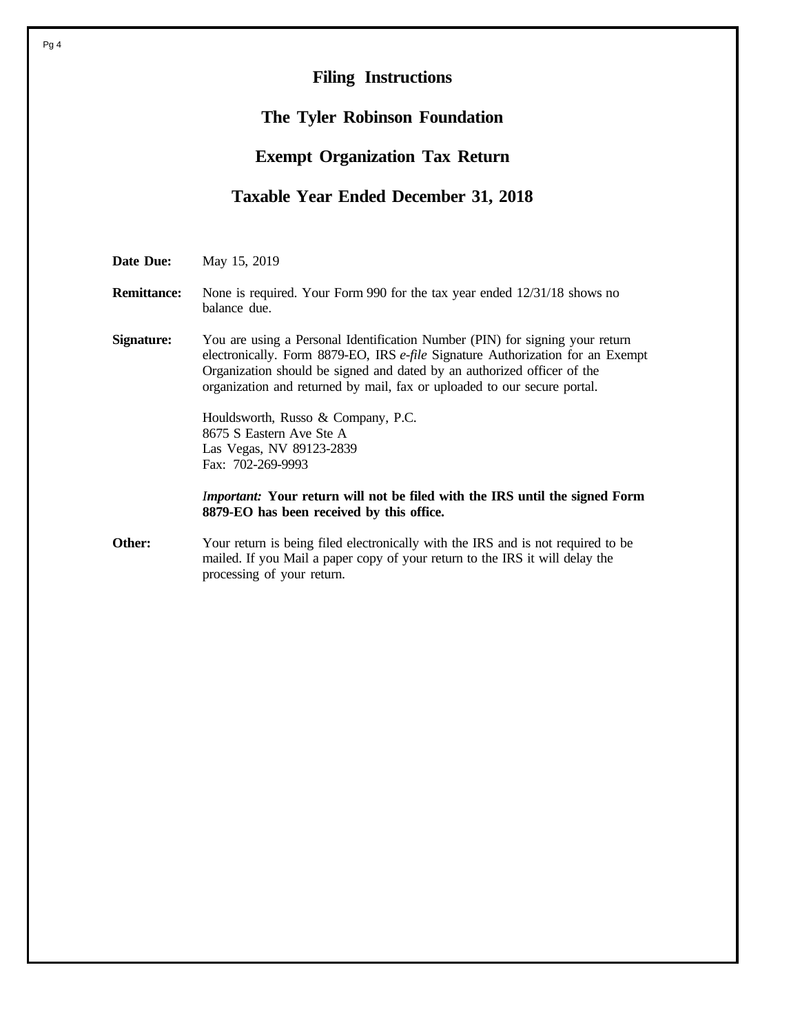# Filing Instructions

## The Tyler Robinson Foundation

## Exempt Organization Tax Return

## Taxable Year Ended December 31, 2018

**Date Due:** May 15, 2019

**Remittance:** None is required. Your Form 990 for the tax year ended 12/31/18 shows no balance due.

**Signature:** You are using a Personal Identification Number (PIN) for signing your return electronically. Form 8879-EO, IRS *e-file* Signature Authorization for an Exempt Organization should be signed and dated by an authorized officer of the organization and returned by mail, fax or uploaded to our secure portal.

Houldsworth, Russo & Company, P.C.
8675 S Eastern Ave Ste A
Las Vegas, NV 89123-2839
Fax: 702-269-9993

*Important:* **Your return will not be filed with the IRS until the signed Form 8879-EO has been received by this office.**

**Other:** Your return is being filed electronically with the IRS and is not required to be mailed. If you Mail a paper copy of your return to the IRS it will delay the processing of your return.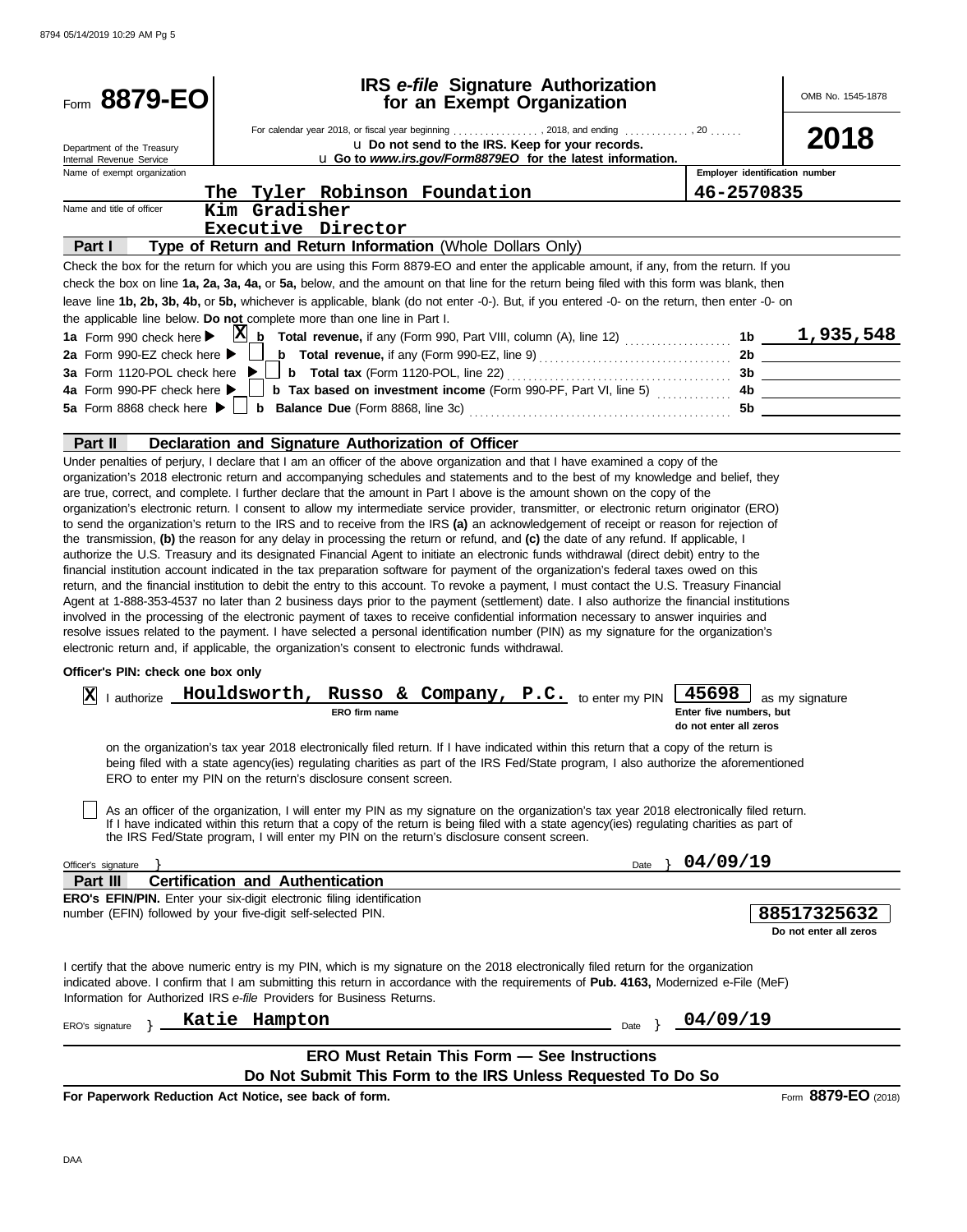# Form 8879-EO

**IRS *e-file* Signature Authorization for an Exempt Organization**

OMB No. 1545-1878

**2018**

Department of the Treasury
Internal Revenue Service

For calendar year 2018, or fiscal year beginning ................, 2018, and ending ............, 20 ......

u **Do not send to the IRS. Keep for your records.**

u **Go to *www.irs.gov/Form8879EO* for the latest information.**

| Name of exempt organization | Employer identification number |
|---|---|
| The Tyler Robinson Foundation | 46-2570835 |

Name and title of officer: Kim Gradisher
Executive Director

## Part I — Type of Return and Return Information (Whole Dollars Only)

Check the box for the return for which you are using this Form 8879-EO and enter the applicable amount, if any, from the return. If you check the box on line **1a, 2a, 3a, 4a,** or **5a,** below, and the amount on that line for the return being filed with this form was blank, then leave line **1b, 2b, 3b, 4b,** or **5b,** whichever is applicable, blank (do not enter -0-). But, if you entered -0- on the return, then enter -0- on the applicable line below. **Do not** complete more than one line in Part I.

| | | | |
|---|---|---|---|
| **1a** Form 990 check here ▶ [X] | **b Total revenue,** if any (Form 990, Part VIII, column (A), line 12) | **1b** | 1,935,548 |
| **2a** Form 990-EZ check here ▶ [ ] | **b Total revenue,** if any (Form 990-EZ, line 9) | **2b** | |
| **3a** Form 1120-POL check here ▶ [ ] | **b Total tax** (Form 1120-POL, line 22) | **3b** | |
| **4a** Form 990-PF check here ▶ [ ] | **b Tax based on investment income** (Form 990-PF, Part VI, line 5) | **4b** | |
| **5a** Form 8868 check here ▶ [ ] | **b Balance Due** (Form 8868, line 3c) | **5b** | |

## Part II — Declaration and Signature Authorization of Officer

Under penalties of perjury, I declare that I am an officer of the above organization and that I have examined a copy of the organization's 2018 electronic return and accompanying schedules and statements and to the best of my knowledge and belief, they are true, correct, and complete. I further declare that the amount in Part I above is the amount shown on the copy of the organization's electronic return. I consent to allow my intermediate service provider, transmitter, or electronic return originator (ERO) to send the organization's return to the IRS and to receive from the IRS **(a)** an acknowledgement of receipt or reason for rejection of the transmission, **(b)** the reason for any delay in processing the return or refund, and **(c)** the date of any refund. If applicable, I authorize the U.S. Treasury and its designated Financial Agent to initiate an electronic funds withdrawal (direct debit) entry to the financial institution account indicated in the tax preparation software for payment of the organization's federal taxes owed on this return, and the financial institution to debit the entry to this account. To revoke a payment, I must contact the U.S. Treasury Financial Agent at 1-888-353-4537 no later than 2 business days prior to the payment (settlement) date. I also authorize the financial institutions involved in the processing of the electronic payment of taxes to receive confidential information necessary to answer inquiries and resolve issues related to the payment. I have selected a personal identification number (PIN) as my signature for the organization's electronic return and, if applicable, the organization's consent to electronic funds withdrawal.

**Officer's PIN: check one box only**

[X] I authorize **Houldsworth, Russo & Company, P.C.** (ERO firm name) to enter my PIN **45698** (Enter five numbers, but do not enter all zeros) as my signature on the organization's tax year 2018 electronically filed return. If I have indicated within this return that a copy of the return is being filed with a state agency(ies) regulating charities as part of the IRS Fed/State program, I also authorize the aforementioned ERO to enter my PIN on the return's disclosure consent screen.

[ ] As an officer of the organization, I will enter my PIN as my signature on the organization's tax year 2018 electronically filed return. If I have indicated within this return that a copy of the return is being filed with a state agency(ies) regulating charities as part of the IRS Fed/State program, I will enter my PIN on the return's disclosure consent screen.

Officer's signature } Date } 04/09/19

## Part III — Certification and Authentication

**ERO's EFIN/PIN.** Enter your six-digit electronic filing identification number (EFIN) followed by your five-digit self-selected PIN.

**88517325632**
Do not enter all zeros

I certify that the above numeric entry is my PIN, which is my signature on the 2018 electronically filed return for the organization indicated above. I confirm that I am submitting this return in accordance with the requirements of **Pub. 4163,** Modernized e-File (MeF) Information for Authorized IRS *e-file* Providers for Business Returns.

ERO's signature } Katie Hampton Date } 04/09/19

**ERO Must Retain This Form — See Instructions**

**Do Not Submit This Form to the IRS Unless Requested To Do So**

**For Paperwork Reduction Act Notice, see back of form.** Form **8879-EO** (2018)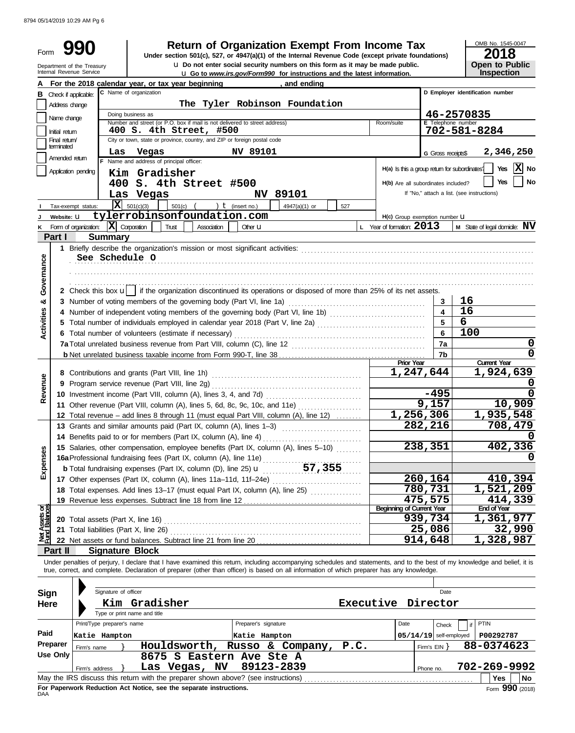8794 05/14/2019 10:29 AM Pg 6

# Form 990 — Return of Organization Exempt From Income Tax

Under section 501(c), 527, or 4947(a)(1) of the Internal Revenue Code (except private foundations)

u Do not enter social security numbers on this form as it may be made public.

u Go to *www.irs.gov/Form990* for instructions and the latest information.

Department of the Treasury
Internal Revenue Service

OMB No. 1545-0047

**2018**

**Open to Public Inspection**

**A** For the 2018 calendar year, or tax year beginning , and ending

**B** Check if applicable:
- Address change
- Name change
- Initial return
- Final return/terminated
- Amended return
- Application pending

**C** Name of organization: The Tyler Robinson Foundation

Doing business as

Number and street (or P.O. box if mail is not delivered to street address): 400 S. 4th Street, #500 — Room/suite

City or town, state or province, country, and ZIP or foreign postal code: Las Vegas NV 89101

**D** Employer identification number: 46-2570835

**E** Telephone number: 702-581-8284

**G** Gross receipts$ 2,346,250

**F** Name and address of principal officer:
Kim Gradisher
400 S. 4th Street #500
Las Vegas NV 89101

H(a) Is this a group return for subordinates? Yes [ ] No [X]

H(b) Are all subordinates included? Yes [ ] No [ ]
If "No," attach a list. (see instructions)

**I** Tax-exempt status: [X] 501(c)(3) [ ] 501(c) ( ) t (insert no.) [ ] 4947(a)(1) or [ ] 527

**J** Website: u tylerrobinsonfoundation.com

H(c) Group exemption number u

**K** Form of organization: [X] Corporation [ ] Trust [ ] Association [ ] Other u

**L** Year of formation: 2013

**M** State of legal domicile: NV

## Part I Summary

**Activities & Governance**

1 Briefly describe the organization's mission or most significant activities:
See Schedule O

2 Check this box u [ ] if the organization discontinued its operations or disposed of more than 25% of its net assets.

| | Line | Value |
|---|---|---|
| 3 Number of voting members of the governing body (Part VI, line 1a) | 3 | 16 |
| 4 Number of independent voting members of the governing body (Part VI, line 1b) | 4 | 16 |
| 5 Total number of individuals employed in calendar year 2018 (Part V, line 2a) | 5 | 6 |
| 6 Total number of volunteers (estimate if necessary) | 6 | 100 |
| 7a Total unrelated business revenue from Part VIII, column (C), line 12 | 7a | 0 |
| b Net unrelated business taxable income from Form 990-T, line 38 | 7b | 0 |

| | Prior Year | Current Year |
|---|---|---|
| **Revenue** | | |
| 8 Contributions and grants (Part VIII, line 1h) | 1,247,644 | 1,924,639 |
| 9 Program service revenue (Part VIII, line 2g) | | 0 |
| 10 Investment income (Part VIII, column (A), lines 3, 4, and 7d) | -495 | 0 |
| 11 Other revenue (Part VIII, column (A), lines 5, 6d, 8c, 9c, 10c, and 11e) | 9,157 | 10,909 |
| 12 Total revenue – add lines 8 through 11 (must equal Part VIII, column (A), line 12) | 1,256,306 | 1,935,548 |
| **Expenses** | | |
| 13 Grants and similar amounts paid (Part IX, column (A), lines 1–3) | 282,216 | 708,479 |
| 14 Benefits paid to or for members (Part IX, column (A), line 4) | | 0 |
| 15 Salaries, other compensation, employee benefits (Part IX, column (A), lines 5–10) | 238,351 | 402,336 |
| 16a Professional fundraising fees (Part IX, column (A), line 11e) | | 0 |
| b Total fundraising expenses (Part IX, column (D), line 25) u 57,355 | | |
| 17 Other expenses (Part IX, column (A), lines 11a–11d, 11f–24e) | 260,164 | 410,394 |
| 18 Total expenses. Add lines 13–17 (must equal Part IX, column (A), line 25) | 780,731 | 1,521,209 |
| 19 Revenue less expenses. Subtract line 18 from line 12 | 475,575 | 414,339 |

| **Net Assets or Fund Balances** | Beginning of Current Year | End of Year |
|---|---|---|
| 20 Total assets (Part X, line 16) | 939,734 | 1,361,977 |
| 21 Total liabilities (Part X, line 26) | 25,086 | 32,990 |
| 22 Net assets or fund balances. Subtract line 21 from line 20 | 914,648 | 1,328,987 |

## Part II Signature Block

Under penalties of perjury, I declare that I have examined this return, including accompanying schedules and statements, and to the best of my knowledge and belief, it is true, correct, and complete. Declaration of preparer (other than officer) is based on all information of which preparer has any knowledge.

**Sign Here**

Signature of officer — Date

Kim Gradisher — Executive Director
Type or print name and title

**Paid Preparer Use Only**

| Print/Type preparer's name | Preparer's signature | Date | Check [ ] if self-employed | PTIN |
|---|---|---|---|---|
| Katie Hampton | Katie Hampton | 05/14/19 | | P00292787 |

Firm's name } Houldsworth, Russo & Company, P.C. — Firm's EIN } 88-0374623

Firm's address } 8675 S Eastern Ave Ste A, Las Vegas, NV 89123-2839 — Phone no. 702-269-9992

May the IRS discuss this return with the preparer shown above? (see instructions) [ ] Yes [ ] No

**For Paperwork Reduction Act Notice, see the separate instructions.**

DAA

Form **990** (2018)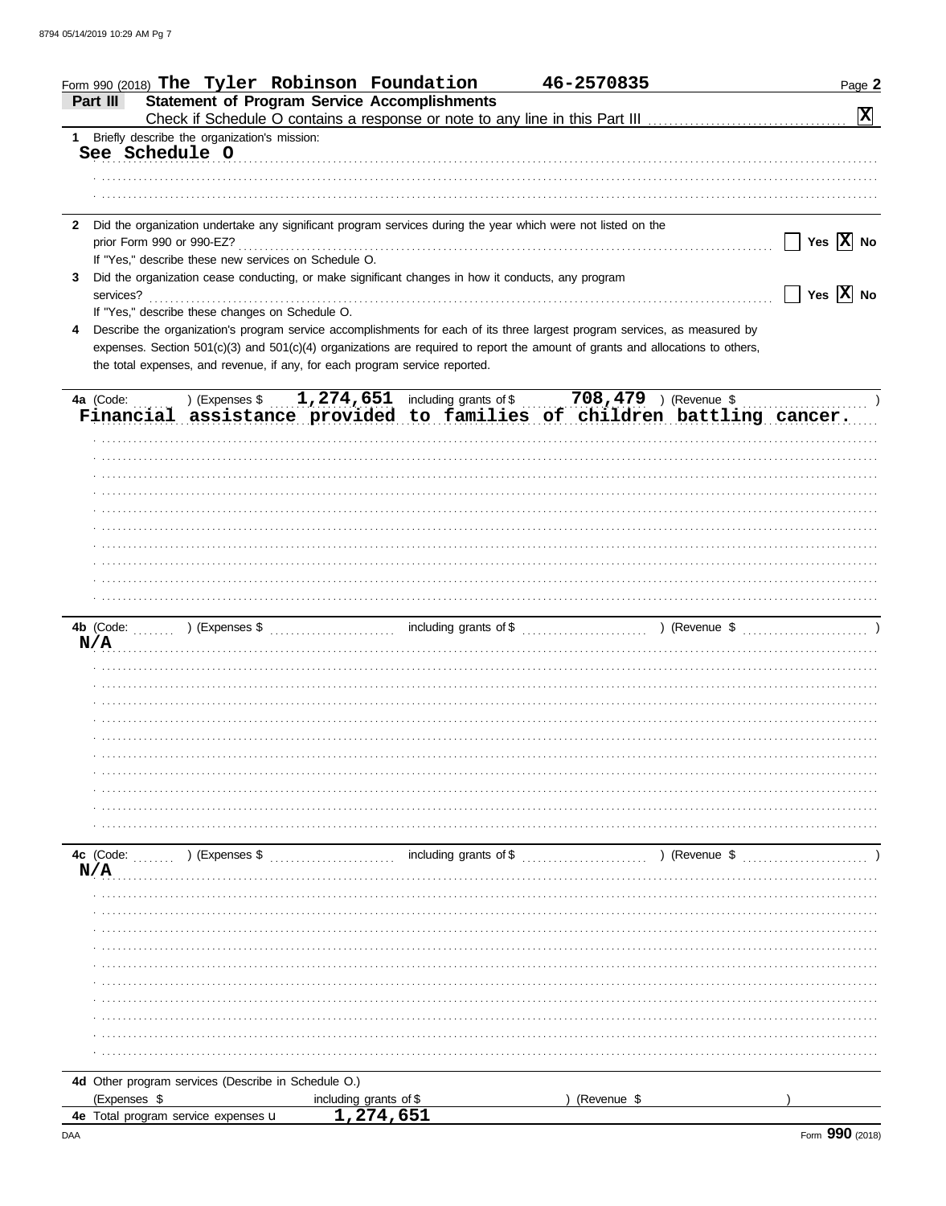Form 990 (2018) **The Tyler Robinson Foundation** **46-2570835** Page **2**

## Part III — Statement of Program Service Accomplishments

Check if Schedule O contains a response or note to any line in this Part III .......... [X]

**1** Briefly describe the organization's mission:

**See Schedule O**

**2** Did the organization undertake any significant program services during the year which were not listed on the prior Form 990 or 990-EZ? .......... [ ] Yes [X] No

If "Yes," describe these new services on Schedule O.

**3** Did the organization cease conducting, or make significant changes in how it conducts, any program services? .......... [ ] Yes [X] No

If "Yes," describe these changes on Schedule O.

**4** Describe the organization's program service accomplishments for each of its three largest program services, as measured by expenses. Section 501(c)(3) and 501(c)(4) organizations are required to report the amount of grants and allocations to others, the total expenses, and revenue, if any, for each program service reported.

**4a** (Code: ) (Expenses $ **1,274,651** including grants of $ **708,479** ) (Revenue $ )

**Financial assistance provided to families of children battling cancer.**

**4b** (Code: ) (Expenses $ including grants of $ ) (Revenue $ )

**N/A**

**4c** (Code: ) (Expenses $ including grants of $ ) (Revenue $ )

**N/A**

**4d** Other program services (Describe in Schedule O.)

(Expenses $ including grants of $ ) (Revenue $ )

**4e** Total program service expenses **1,274,651**

Form **990** (2018)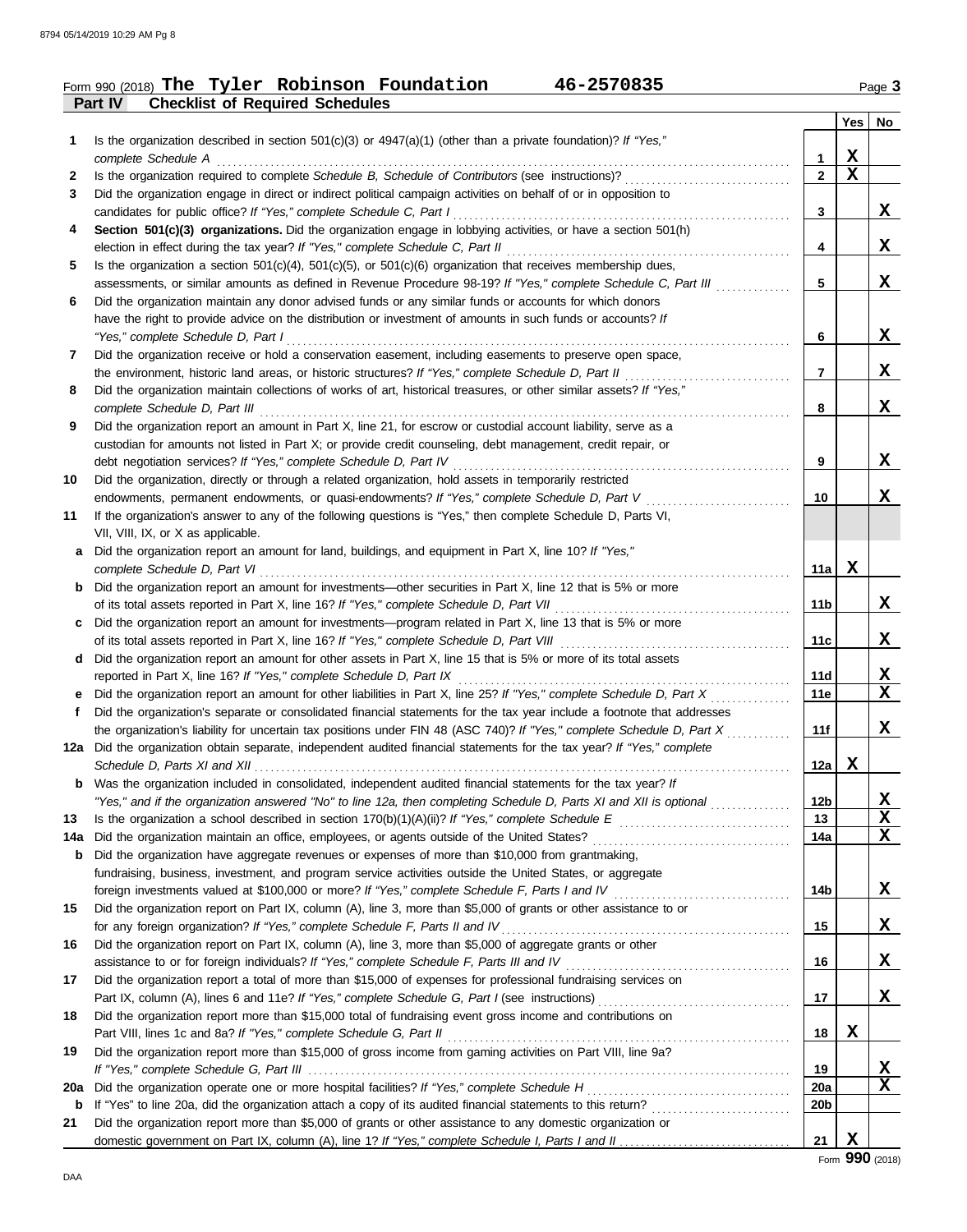Form 990 (2018) **The Tyler Robinson Foundation** **46-2570835** Page **3**

## Part IV Checklist of Required Schedules

| | | | Yes | No |
|---|---|---|---|---|
| **1** | Is the organization described in section 501(c)(3) or 4947(a)(1) (other than a private foundation)? *If "Yes," complete Schedule A* | 1 | X | |
| **2** | Is the organization required to complete *Schedule B, Schedule of Contributors* (see instructions)? | 2 | X | |
| **3** | Did the organization engage in direct or indirect political campaign activities on behalf of or in opposition to candidates for public office? *If "Yes," complete Schedule C, Part I* | 3 | | X |
| **4** | **Section 501(c)(3) organizations.** Did the organization engage in lobbying activities, or have a section 501(h) election in effect during the tax year? *If "Yes," complete Schedule C, Part II* | 4 | | X |
| **5** | Is the organization a section 501(c)(4), 501(c)(5), or 501(c)(6) organization that receives membership dues, assessments, or similar amounts as defined in Revenue Procedure 98-19? *If "Yes," complete Schedule C, Part III* | 5 | | X |
| **6** | Did the organization maintain any donor advised funds or any similar funds or accounts for which donors have the right to provide advice on the distribution or investment of amounts in such funds or accounts? *If "Yes," complete Schedule D, Part I* | 6 | | X |
| **7** | Did the organization receive or hold a conservation easement, including easements to preserve open space, the environment, historic land areas, or historic structures? *If "Yes," complete Schedule D, Part II* | 7 | | X |
| **8** | Did the organization maintain collections of works of art, historical treasures, or other similar assets? *If "Yes," complete Schedule D, Part III* | 8 | | X |
| **9** | Did the organization report an amount in Part X, line 21, for escrow or custodial account liability, serve as a custodian for amounts not listed in Part X; or provide credit counseling, debt management, credit repair, or debt negotiation services? *If "Yes," complete Schedule D, Part IV* | 9 | | X |
| **10** | Did the organization, directly or through a related organization, hold assets in temporarily restricted endowments, permanent endowments, or quasi-endowments? *If "Yes," complete Schedule D, Part V* | 10 | | X |
| **11** | If the organization's answer to any of the following questions is "Yes," then complete Schedule D, Parts VI, VII, VIII, IX, or X as applicable. | | | |
| **a** | Did the organization report an amount for land, buildings, and equipment in Part X, line 10? *If "Yes," complete Schedule D, Part VI* | 11a | X | |
| **b** | Did the organization report an amount for investments—other securities in Part X, line 12 that is 5% or more of its total assets reported in Part X, line 16? *If "Yes," complete Schedule D, Part VII* | 11b | | X |
| **c** | Did the organization report an amount for investments—program related in Part X, line 13 that is 5% or more of its total assets reported in Part X, line 16? *If "Yes," complete Schedule D, Part VIII* | 11c | | X |
| **d** | Did the organization report an amount for other assets in Part X, line 15 that is 5% or more of its total assets reported in Part X, line 16? *If "Yes," complete Schedule D, Part IX* | 11d | | X |
| **e** | Did the organization report an amount for other liabilities in Part X, line 25? *If "Yes," complete Schedule D, Part X* | 11e | | X |
| **f** | Did the organization's separate or consolidated financial statements for the tax year include a footnote that addresses the organization's liability for uncertain tax positions under FIN 48 (ASC 740)? *If "Yes," complete Schedule D, Part X* | 11f | | X |
| **12a** | Did the organization obtain separate, independent audited financial statements for the tax year? *If "Yes," complete Schedule D, Parts XI and XII* | 12a | X | |
| **b** | Was the organization included in consolidated, independent audited financial statements for the tax year? *If "Yes," and if the organization answered "No" to line 12a, then completing Schedule D, Parts XI and XII is optional* | 12b | | X |
| **13** | Is the organization a school described in section 170(b)(1)(A)(ii)? *If "Yes," complete Schedule E* | 13 | | X |
| **14a** | Did the organization maintain an office, employees, or agents outside of the United States? | 14a | | X |
| **b** | Did the organization have aggregate revenues or expenses of more than $10,000 from grantmaking, fundraising, business, investment, and program service activities outside the United States, or aggregate foreign investments valued at $100,000 or more? *If "Yes," complete Schedule F, Parts I and IV* | 14b | | X |
| **15** | Did the organization report on Part IX, column (A), line 3, more than $5,000 of grants or other assistance to or for any foreign organization? *If "Yes," complete Schedule F, Parts II and IV* | 15 | | X |
| **16** | Did the organization report on Part IX, column (A), line 3, more than $5,000 of aggregate grants or other assistance to or for foreign individuals? *If "Yes," complete Schedule F, Parts III and IV* | 16 | | X |
| **17** | Did the organization report a total of more than $15,000 of expenses for professional fundraising services on Part IX, column (A), lines 6 and 11e? *If "Yes," complete Schedule G, Part I* (see instructions) | 17 | | X |
| **18** | Did the organization report more than $15,000 total of fundraising event gross income and contributions on Part VIII, lines 1c and 8a? *If "Yes," complete Schedule G, Part II* | 18 | X | |
| **19** | Did the organization report more than $15,000 of gross income from gaming activities on Part VIII, line 9a? *If "Yes," complete Schedule G, Part III* | 19 | | X |
| **20a** | Did the organization operate one or more hospital facilities? *If "Yes," complete Schedule H* | 20a | | X |
| **b** | If "Yes" to line 20a, did the organization attach a copy of its audited financial statements to this return? | 20b | | |
| **21** | Did the organization report more than $5,000 of grants or other assistance to any domestic organization or domestic government on Part IX, column (A), line 1? *If "Yes," complete Schedule I, Parts I and II* | 21 | X | |

Form **990** (2018)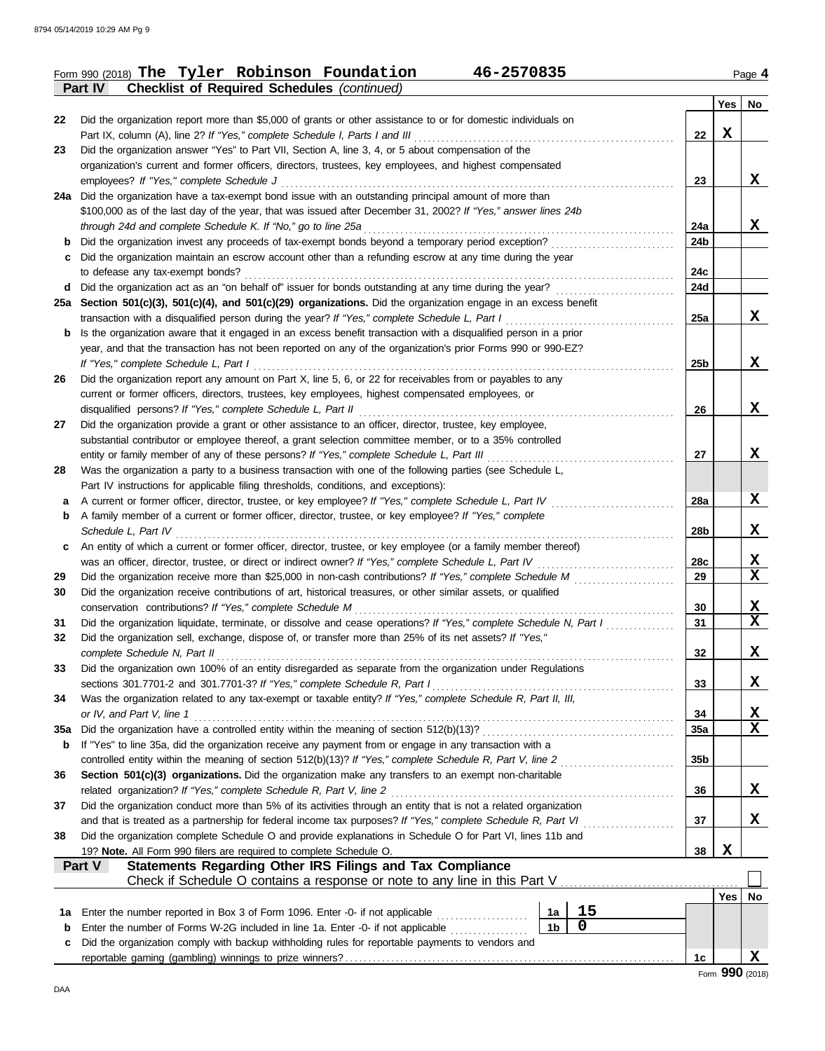Form 990 (2018) **The Tyler Robinson Foundation** **46-2570835** Page **4**

**Part IV** **Checklist of Required Schedules** *(continued)*

| | | | Yes | No |
|---|---|---|---|---|
| 22 | Did the organization report more than $5,000 of grants or other assistance to or for domestic individuals on Part IX, column (A), line 2? *If "Yes," complete Schedule I, Parts I and III* | 22 | X | |
| 23 | Did the organization answer "Yes" to Part VII, Section A, line 3, 4, or 5 about compensation of the organization's current and former officers, directors, trustees, key employees, and highest compensated employees? *If "Yes," complete Schedule J* | 23 | | X |
| 24a | Did the organization have a tax-exempt bond issue with an outstanding principal amount of more than $100,000 as of the last day of the year, that was issued after December 31, 2002? *If "Yes," answer lines 24b through 24d and complete Schedule K. If "No," go to line 25a* | 24a | | X |
| b | Did the organization invest any proceeds of tax-exempt bonds beyond a temporary period exception? | 24b | | |
| c | Did the organization maintain an escrow account other than a refunding escrow at any time during the year to defease any tax-exempt bonds? | 24c | | |
| d | Did the organization act as an "on behalf of" issuer for bonds outstanding at any time during the year? | 24d | | |
| 25a | **Section 501(c)(3), 501(c)(4), and 501(c)(29) organizations.** Did the organization engage in an excess benefit transaction with a disqualified person during the year? *If "Yes," complete Schedule L, Part I* | 25a | | X |
| b | Is the organization aware that it engaged in an excess benefit transaction with a disqualified person in a prior year, and that the transaction has not been reported on any of the organization's prior Forms 990 or 990-EZ? *If "Yes," complete Schedule L, Part I* | 25b | | X |
| 26 | Did the organization report any amount on Part X, line 5, 6, or 22 for receivables from or payables to any current or former officers, directors, trustees, key employees, highest compensated employees, or disqualified persons? *If "Yes," complete Schedule L, Part II* | 26 | | X |
| 27 | Did the organization provide a grant or other assistance to an officer, director, trustee, key employee, substantial contributor or employee thereof, a grant selection committee member, or to a 35% controlled entity or family member of any of these persons? *If "Yes," complete Schedule L, Part III* | 27 | | X |
| 28 | Was the organization a party to a business transaction with one of the following parties (see Schedule L, Part IV instructions for applicable filing thresholds, conditions, and exceptions): | | | |
| a | A current or former officer, director, trustee, or key employee? *If "Yes," complete Schedule L, Part IV* | 28a | | X |
| b | A family member of a current or former officer, director, trustee, or key employee? *If "Yes," complete Schedule L, Part IV* | 28b | | X |
| c | An entity of which a current or former officer, director, trustee, or key employee (or a family member thereof) was an officer, director, trustee, or direct or indirect owner? *If "Yes," complete Schedule L, Part IV* | 28c | | X |
| 29 | Did the organization receive more than $25,000 in non-cash contributions? *If "Yes," complete Schedule M* | 29 | | X |
| 30 | Did the organization receive contributions of art, historical treasures, or other similar assets, or qualified conservation contributions? *If "Yes," complete Schedule M* | 30 | | X |
| 31 | Did the organization liquidate, terminate, or dissolve and cease operations? *If "Yes," complete Schedule N, Part I* | 31 | | X |
| 32 | Did the organization sell, exchange, dispose of, or transfer more than 25% of its net assets? *If "Yes," complete Schedule N, Part II* | 32 | | X |
| 33 | Did the organization own 100% of an entity disregarded as separate from the organization under Regulations sections 301.7701-2 and 301.7701-3? *If "Yes," complete Schedule R, Part I* | 33 | | X |
| 34 | Was the organization related to any tax-exempt or taxable entity? *If "Yes," complete Schedule R, Part II, III, or IV, and Part V, line 1* | 34 | | X |
| 35a | Did the organization have a controlled entity within the meaning of section 512(b)(13)? | 35a | | X |
| b | If "Yes" to line 35a, did the organization receive any payment from or engage in any transaction with a controlled entity within the meaning of section 512(b)(13)? *If "Yes," complete Schedule R, Part V, line 2* | 35b | | |
| 36 | **Section 501(c)(3) organizations.** Did the organization make any transfers to an exempt non-charitable related organization? *If "Yes," complete Schedule R, Part V, line 2* | 36 | | X |
| 37 | Did the organization conduct more than 5% of its activities through an entity that is not a related organization and that is treated as a partnership for federal income tax purposes? *If "Yes," complete Schedule R, Part VI* | 37 | | X |
| 38 | Did the organization complete Schedule O and provide explanations in Schedule O for Part VI, lines 11b and 19? **Note.** All Form 990 filers are required to complete Schedule O. | 38 | X | |

**Part V** **Statements Regarding Other IRS Filings and Tax Compliance**

Check if Schedule O contains a response or note to any line in this Part V ☐

| | | | | | Yes | No |
|---|---|---|---|---|---|---|
| 1a | Enter the number reported in Box 3 of Form 1096. Enter -0- if not applicable | 1a | 15 | | | |
| b | Enter the number of Forms W-2G included in line 1a. Enter -0- if not applicable | 1b | 0 | | | |
| c | Did the organization comply with backup withholding rules for reportable payments to vendors and reportable gaming (gambling) winnings to prize winners? | | | 1c | | X |

Form **990** (2018)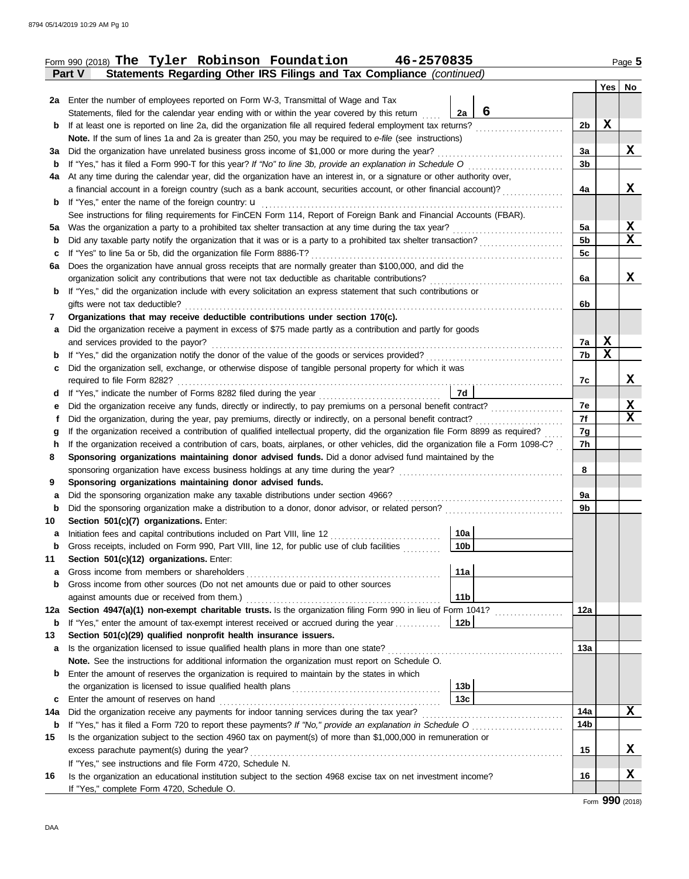Form 990 (2018) **The Tyler Robinson Foundation 46-2570835** Page **5**

**Part V Statements Regarding Other IRS Filings and Tax Compliance** *(continued)*

| | | | | | Yes | No |
|---|---|---|---|---|---|---|
| **2a** | Enter the number of employees reported on Form W-3, Transmittal of Wage and Tax Statements, filed for the calendar year ending with or within the year covered by this return | 2a | 6 | | | |
| **b** | If at least one is reported on line 2a, did the organization file all required federal employment tax returns? | | | 2b | X | |
| | **Note.** If the sum of lines 1a and 2a is greater than 250, you may be required to *e-file* (see instructions) | | | | | |
| **3a** | Did the organization have unrelated business gross income of $1,000 or more during the year? | | | 3a | | X |
| **b** | If "Yes," has it filed a Form 990-T for this year? *If "No" to line 3b, provide an explanation in Schedule O* | | | 3b | | |
| **4a** | At any time during the calendar year, did the organization have an interest in, or a signature or other authority over, a financial account in a foreign country (such as a bank account, securities account, or other financial account)? | | | 4a | | X |
| **b** | If "Yes," enter the name of the foreign country: u | | | | | |
| | See instructions for filing requirements for FinCEN Form 114, Report of Foreign Bank and Financial Accounts (FBAR). | | | | | |
| **5a** | Was the organization a party to a prohibited tax shelter transaction at any time during the tax year? | | | 5a | | X |
| **b** | Did any taxable party notify the organization that it was or is a party to a prohibited tax shelter transaction? | | | 5b | | X |
| **c** | If "Yes" to line 5a or 5b, did the organization file Form 8886-T? | | | 5c | | |
| **6a** | Does the organization have annual gross receipts that are normally greater than $100,000, and did the organization solicit any contributions that were not tax deductible as charitable contributions? | | | 6a | | X |
| **b** | If "Yes," did the organization include with every solicitation an express statement that such contributions or gifts were not tax deductible? | | | 6b | | |
| **7** | **Organizations that may receive deductible contributions under section 170(c).** | | | | | |
| **a** | Did the organization receive a payment in excess of $75 made partly as a contribution and partly for goods and services provided to the payor? | | | 7a | X | |
| **b** | If "Yes," did the organization notify the donor of the value of the goods or services provided? | | | 7b | X | |
| **c** | Did the organization sell, exchange, or otherwise dispose of tangible personal property for which it was required to file Form 8282? | | | 7c | | X |
| **d** | If "Yes," indicate the number of Forms 8282 filed during the year | 7d | | | | |
| **e** | Did the organization receive any funds, directly or indirectly, to pay premiums on a personal benefit contract? | | | 7e | | X |
| **f** | Did the organization, during the year, pay premiums, directly or indirectly, on a personal benefit contract? | | | 7f | | X |
| **g** | If the organization received a contribution of qualified intellectual property, did the organization file Form 8899 as required? | | | 7g | | |
| **h** | If the organization received a contribution of cars, boats, airplanes, or other vehicles, did the organization file a Form 1098-C? | | | 7h | | |
| **8** | **Sponsoring organizations maintaining donor advised funds.** Did a donor advised fund maintained by the sponsoring organization have excess business holdings at any time during the year? | | | 8 | | |
| **9** | **Sponsoring organizations maintaining donor advised funds.** | | | | | |
| **a** | Did the sponsoring organization make any taxable distributions under section 4966? | | | 9a | | |
| **b** | Did the sponsoring organization make a distribution to a donor, donor advisor, or related person? | | | 9b | | |
| **10** | **Section 501(c)(7) organizations.** Enter: | | | | | |
| **a** | Initiation fees and capital contributions included on Part VIII, line 12 | 10a | | | | |
| **b** | Gross receipts, included on Form 990, Part VIII, line 12, for public use of club facilities | 10b | | | | |
| **11** | **Section 501(c)(12) organizations.** Enter: | | | | | |
| **a** | Gross income from members or shareholders | 11a | | | | |
| **b** | Gross income from other sources (Do not net amounts due or paid to other sources against amounts due or received from them.) | 11b | | | | |
| **12a** | **Section 4947(a)(1) non-exempt charitable trusts.** Is the organization filing Form 990 in lieu of Form 1041? | | | 12a | | |
| **b** | If "Yes," enter the amount of tax-exempt interest received or accrued during the year | 12b | | | | |
| **13** | **Section 501(c)(29) qualified nonprofit health insurance issuers.** | | | | | |
| **a** | Is the organization licensed to issue qualified health plans in more than one state? | | | 13a | | |
| | **Note.** See the instructions for additional information the organization must report on Schedule O. | | | | | |
| **b** | Enter the amount of reserves the organization is required to maintain by the states in which the organization is licensed to issue qualified health plans | 13b | | | | |
| **c** | Enter the amount of reserves on hand | 13c | | | | |
| **14a** | Did the organization receive any payments for indoor tanning services during the tax year? | | | 14a | | X |
| **b** | If "Yes," has it filed a Form 720 to report these payments? *If "No," provide an explanation in Schedule O* | | | 14b | | |
| **15** | Is the organization subject to the section 4960 tax on payment(s) of more than $1,000,000 in remuneration or excess parachute payment(s) during the year? | | | 15 | | X |
| | If "Yes," see instructions and file Form 4720, Schedule N. | | | | | |
| **16** | Is the organization an educational institution subject to the section 4968 excise tax on net investment income? | | | 16 | | X |
| | If "Yes," complete Form 4720, Schedule O. | | | | | |

Form **990** (2018)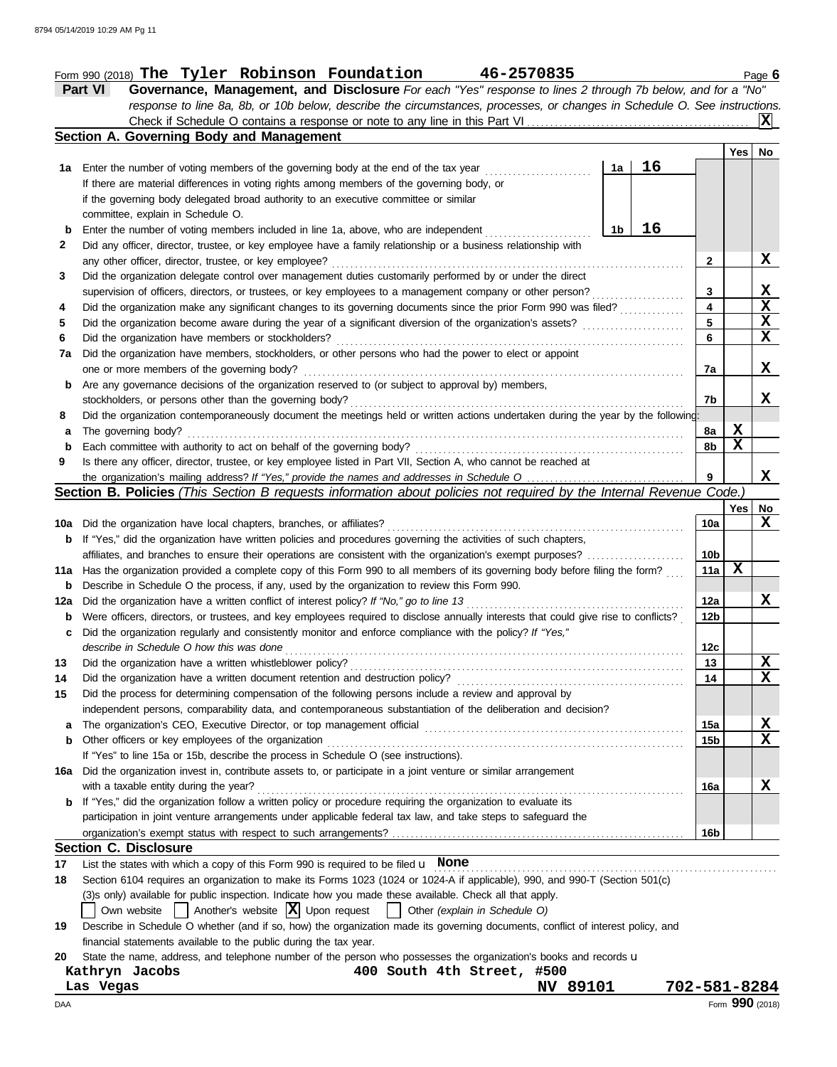Form 990 (2018) **The Tyler Robinson Foundation** **46-2570835** Page **6**

## Part VI Governance, Management, and Disclosure

*For each "Yes" response to lines 2 through 7b below, and for a "No" response to line 8a, 8b, or 10b below, describe the circumstances, processes, or changes in Schedule O. See instructions.*

Check if Schedule O contains a response or note to any line in this Part VI . . . . . . **X**

### Section A. Governing Body and Management

| | | | | Yes | No |
|---|---|---|---|---|---|
| **1a** | Enter the number of voting members of the governing body at the end of the tax year . . . If there are material differences in voting rights among members of the governing body, or if the governing body delegated broad authority to an executive committee or similar committee, explain in Schedule O. | 1a: 16 | | | |
| **b** | Enter the number of voting members included in line 1a, above, who are independent . . . | 1b: 16 | | | |
| **2** | Did any officer, director, trustee, or key employee have a family relationship or a business relationship with any other officer, director, trustee, or key employee? | | 2 | | X |
| **3** | Did the organization delegate control over management duties customarily performed by or under the direct supervision of officers, directors, or trustees, or key employees to a management company or other person? | | 3 | | X |
| **4** | Did the organization make any significant changes to its governing documents since the prior Form 990 was filed? | | 4 | | X |
| **5** | Did the organization become aware during the year of a significant diversion of the organization's assets? | | 5 | | X |
| **6** | Did the organization have members or stockholders? | | 6 | | X |
| **7a** | Did the organization have members, stockholders, or other persons who had the power to elect or appoint one or more members of the governing body? | | 7a | | X |
| **b** | Are any governance decisions of the organization reserved to (or subject to approval by) members, stockholders, or persons other than the governing body? | | 7b | | X |
| **8** | Did the organization contemporaneously document the meetings held or written actions undertaken during the year by the following: | | | | |
| **a** | The governing body? | | 8a | X | |
| **b** | Each committee with authority to act on behalf of the governing body? | | 8b | X | |
| **9** | Is there any officer, director, trustee, or key employee listed in Part VII, Section A, who cannot be reached at the organization's mailing address? *If "Yes," provide the names and addresses in Schedule O* | | 9 | | X |

### Section B. Policies *(This Section B requests information about policies not required by the Internal Revenue Code.)*

| | | | Yes | No |
|---|---|---|---|---|
| **10a** | Did the organization have local chapters, branches, or affiliates? | 10a | | X |
| **b** | If "Yes," did the organization have written policies and procedures governing the activities of such chapters, affiliates, and branches to ensure their operations are consistent with the organization's exempt purposes? | 10b | | |
| **11a** | Has the organization provided a complete copy of this Form 990 to all members of its governing body before filing the form? | 11a | X | |
| **b** | Describe in Schedule O the process, if any, used by the organization to review this Form 990. | | | |
| **12a** | Did the organization have a written conflict of interest policy? *If "No," go to line 13* | 12a | | X |
| **b** | Were officers, directors, or trustees, and key employees required to disclose annually interests that could give rise to conflicts? | 12b | | |
| **c** | Did the organization regularly and consistently monitor and enforce compliance with the policy? *If "Yes," describe in Schedule O how this was done* | 12c | | |
| **13** | Did the organization have a written whistleblower policy? | 13 | | X |
| **14** | Did the organization have a written document retention and destruction policy? | 14 | | X |
| **15** | Did the process for determining compensation of the following persons include a review and approval by independent persons, comparability data, and contemporaneous substantiation of the deliberation and decision? | | | |
| **a** | The organization's CEO, Executive Director, or top management official | 15a | | X |
| **b** | Other officers or key employees of the organization | 15b | | X |
| | If "Yes" to line 15a or 15b, describe the process in Schedule O (see instructions). | | | |
| **16a** | Did the organization invest in, contribute assets to, or participate in a joint venture or similar arrangement with a taxable entity during the year? | 16a | | X |
| **b** | If "Yes," did the organization follow a written policy or procedure requiring the organization to evaluate its participation in joint venture arrangements under applicable federal tax law, and take steps to safeguard the organization's exempt status with respect to such arrangements? | 16b | | |

### Section C. Disclosure

**17** List the states with which a copy of this Form 990 is required to be filed **None**

**18** Section 6104 requires an organization to make its Forms 1023 (1024 or 1024-A if applicable), 990, and 990-T (Section 501(c)(3)s only) available for public inspection. Indicate how you made these available. Check all that apply.

☐ Own website ☐ Another's website ☒ Upon request ☐ Other *(explain in Schedule O)*

**19** Describe in Schedule O whether (and if so, how) the organization made its governing documents, conflict of interest policy, and financial statements available to the public during the tax year.

**20** State the name, address, and telephone number of the person who possesses the organization's books and records

**Kathryn Jacobs** **400 South 4th Street, #500**
**Las Vegas** **NV 89101** **702-581-8284**

Form **990** (2018)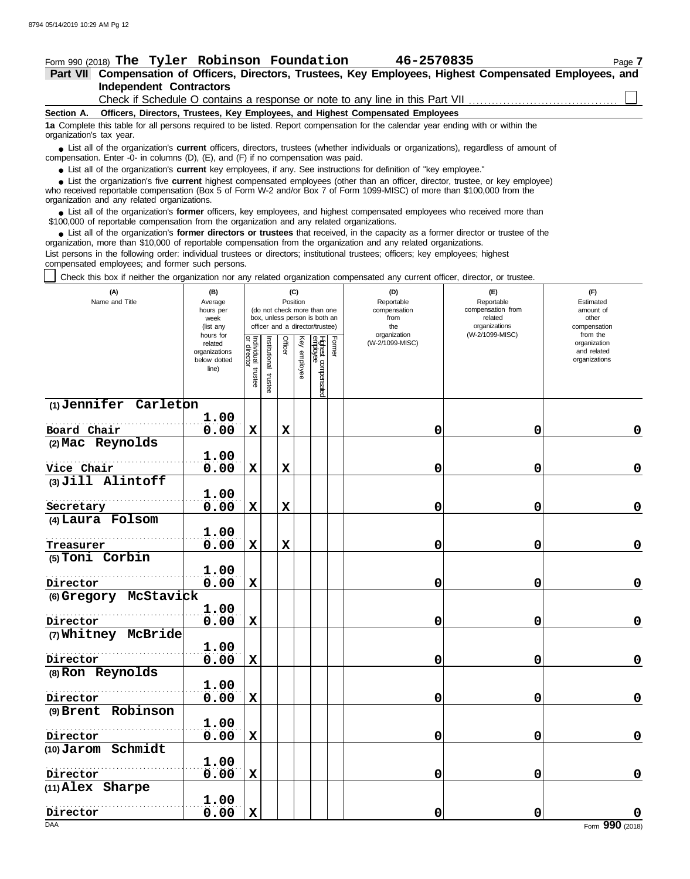Form 990 (2018) **The Tyler Robinson Foundation** **46-2570835** Page **7**

## Part VII Compensation of Officers, Directors, Trustees, Key Employees, Highest Compensated Employees, and Independent Contractors

Check if Schedule O contains a response or note to any line in this Part VII ☐

### Section A. Officers, Directors, Trustees, Key Employees, and Highest Compensated Employees

**1a** Complete this table for all persons required to be listed. Report compensation for the calendar year ending with or within the organization's tax year.

- List all of the organization's **current** officers, directors, trustees (whether individuals or organizations), regardless of amount of compensation. Enter -0- in columns (D), (E), and (F) if no compensation was paid.
- List all of the organization's **current** key employees, if any. See instructions for definition of "key employee."
- List the organization's five **current** highest compensated employees (other than an officer, director, trustee, or key employee) who received reportable compensation (Box 5 of Form W-2 and/or Box 7 of Form 1099-MISC) of more than $100,000 from the organization and any related organizations.
- List all of the organization's **former** officers, key employees, and highest compensated employees who received more than $100,000 of reportable compensation from the organization and any related organizations.
- List all of the organization's **former directors or trustees** that received, in the capacity as a former director or trustee of the organization, more than $10,000 of reportable compensation from the organization and any related organizations.

List persons in the following order: individual trustees or directors; institutional trustees; officers; key employees; highest compensated employees; and former such persons.

☐ Check this box if neither the organization nor any related organization compensated any current officer, director, or trustee.

| (A) Name and Title | (B) Average hours per week (list any hours for related organizations below dotted line) | (C) Position (do not check more than one box, unless person is both an officer and a director/trustee): Individual trustee or director | Institutional trustee | Officer | Key employee | Highest compensated employee | Former | (D) Reportable compensation from the organization (W-2/1099-MISC) | (E) Reportable compensation from related organizations (W-2/1099-MISC) | (F) Estimated amount of other compensation from the organization and related organizations |
|---|---|---|---|---|---|---|---|---|---|---|
| (1) Jennifer Carleton<br>Board Chair | 1.00<br>0.00 | X | | X | | | | 0 | 0 | 0 |
| (2) Mac Reynolds<br>Vice Chair | 1.00<br>0.00 | X | | X | | | | 0 | 0 | 0 |
| (3) Jill Alintoff<br>Secretary | 1.00<br>0.00 | X | | X | | | | 0 | 0 | 0 |
| (4) Laura Folsom<br>Treasurer | 1.00<br>0.00 | X | | X | | | | 0 | 0 | 0 |
| (5) Toni Corbin<br>Director | 1.00<br>0.00 | X | | | | | | 0 | 0 | 0 |
| (6) Gregory McStavick<br>Director | 1.00<br>0.00 | X | | | | | | 0 | 0 | 0 |
| (7) Whitney McBride<br>Director | 1.00<br>0.00 | X | | | | | | 0 | 0 | 0 |
| (8) Ron Reynolds<br>Director | 1.00<br>0.00 | X | | | | | | 0 | 0 | 0 |
| (9) Brent Robinson<br>Director | 1.00<br>0.00 | X | | | | | | 0 | 0 | 0 |
| (10) Jarom Schmidt<br>Director | 1.00<br>0.00 | X | | | | | | 0 | 0 | 0 |
| (11) Alex Sharpe<br>Director | 1.00<br>0.00 | X | | | | | | 0 | 0 | 0 |

Form **990** (2018)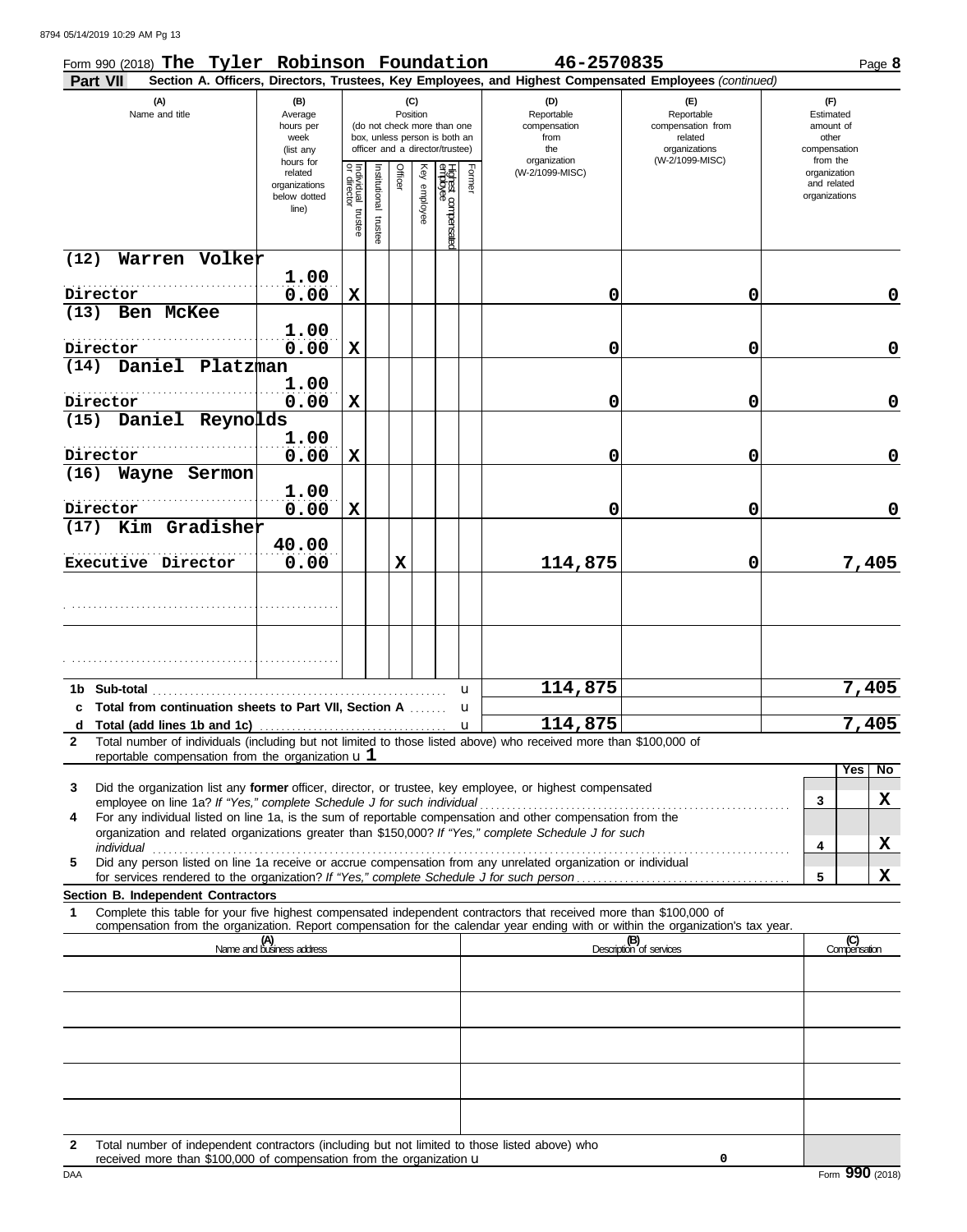Form 990 (2018) **The Tyler Robinson Foundation** **46-2570835** Page **8**

**Part VII** **Section A. Officers, Directors, Trustees, Key Employees, and Highest Compensated Employees** *(continued)*

| (A) Name and title | (B) Average hours per week (list any hours for related organizations below dotted line) | (C) Position: Individual trustee or director | Institutional trustee | Officer | Key employee | Highest compensated employee | Former | (D) Reportable compensation from the organization (W-2/1099-MISC) | (E) Reportable compensation from related organizations (W-2/1099-MISC) | (F) Estimated amount of other compensation from the organization and related organizations |
|---|---|---|---|---|---|---|---|---|---|---|
| (12) Warren Volker<br>Director | 1.00<br>0.00 | X | | | | | | 0 | 0 | 0 |
| (13) Ben McKee<br>Director | 1.00<br>0.00 | X | | | | | | 0 | 0 | 0 |
| (14) Daniel Platzman<br>Director | 1.00<br>0.00 | X | | | | | | 0 | 0 | 0 |
| (15) Daniel Reynolds<br>Director | 1.00<br>0.00 | X | | | | | | 0 | 0 | 0 |
| (16) Wayne Sermon<br>Director | 1.00<br>0.00 | X | | | | | | 0 | 0 | 0 |
| (17) Kim Gradisher<br>Executive Director | 40.00<br>0.00 | | | X | | | | 114,875 | 0 | 7,405 |
| | | | | | | | | | | |
| | | | | | | | | | | |

| | | (D) | (E) | (F) |
|---|---|---|---|---|
| **1b** | **Sub-total** | 114,875 | | 7,405 |
| **c** | **Total from continuation sheets to Part VII, Section A** | | | |
| **d** | **Total (add lines 1b and 1c)** | 114,875 | | 7,405 |

**2** Total number of individuals (including but not limited to those listed above) who received more than $100,000 of reportable compensation from the organization **1**

| | | | Yes | No |
|---|---|---|---|---|
| **3** | Did the organization list any **former** officer, director, or trustee, key employee, or highest compensated employee on line 1a? *If "Yes," complete Schedule J for such individual* | 3 | | X |
| **4** | For any individual listed on line 1a, is the sum of reportable compensation and other compensation from the organization and related organizations greater than $150,000? *If "Yes," complete Schedule J for such individual* | 4 | | X |
| **5** | Did any person listed on line 1a receive or accrue compensation from any unrelated organization or individual for services rendered to the organization? *If "Yes," complete Schedule J for such person* | 5 | | X |

**Section B. Independent Contractors**

**1** Complete this table for your five highest compensated independent contractors that received more than $100,000 of compensation from the organization. Report compensation for the calendar year ending with or within the organization's tax year.

| (A) Name and business address | (B) Description of services | (C) Compensation |
|---|---|---|
| | | |
| | | |
| | | |
| | | |
| | | |

**2** Total number of independent contractors (including but not limited to those listed above) who received more than $100,000 of compensation from the organization **0**

DAA Form **990** (2018)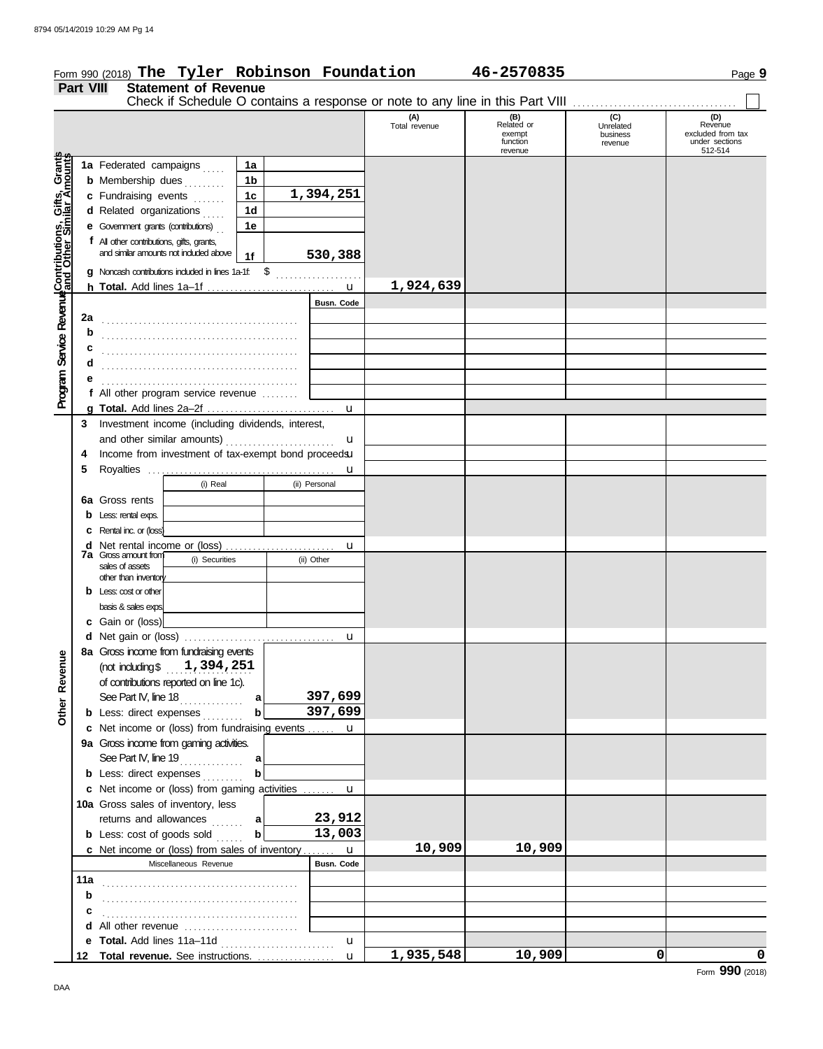Form 990 (2018) **The Tyler Robinson Foundation** **46-2570835** Page **9**

## Part VIII Statement of Revenue

Check if Schedule O contains a response or note to any line in this Part VIII . . . . . . . . . . . . . . . . . . . . . . . . . . . . ☐

| | | | | (A) Total revenue | (B) Related or exempt function revenue | (C) Unrelated business revenue | (D) Revenue excluded from tax under sections 512-514 |
|---|---|---|---|---|---|---|---|
| **Contributions, Gifts, Grants and Other Similar Amounts** | **1a** Federated campaigns | 1a | | | | | |
| | **b** Membership dues | 1b | | | | | |
| | **c** Fundraising events | 1c | 1,394,251 | | | | |
| | **d** Related organizations | 1d | | | | | |
| | **e** Government grants (contributions) | 1e | | | | | |
| | **f** All other contributions, gifts, grants, and similar amounts not included above | 1f | 530,388 | | | | |
| | **g** Noncash contributions included in lines 1a-1f: $ | | | | | | |
| | **h Total.** Add lines 1a–1f | | u | 1,924,639 | | | |
| **Program Service Revenue** | | | Busn. Code | | | | |
| | **2a** | | | | | | |
| | **b** | | | | | | |
| | **c** | | | | | | |
| | **d** | | | | | | |
| | **e** | | | | | | |
| | **f** All other program service revenue | | | | | | |
| | **g Total.** Add lines 2a–2f | | u | | | | |

| | | | | (A) | (B) | (C) | (D) |
|---|---|---|---|---|---|---|---|
| **Other Revenue** | **3** Investment income (including dividends, interest, and other similar amounts) | | u | | | | |
| | **4** Income from investment of tax-exempt bond proceeds | | u | | | | |
| | **5** Royalties | | u | | | | |
| | | (i) Real | (ii) Personal | | | | |
| | **6a** Gross rents | | | | | | |
| | **b** Less: rental exps. | | | | | | |
| | **c** Rental inc. or (loss) | | | | | | |
| | **d** Net rental income or (loss) | | u | | | | |
| | | (i) Securities | (ii) Other | | | | |
| | **7a** Gross amount from sales of assets other than inventory | | | | | | |
| | **b** Less: cost or other basis & sales exps. | | | | | | |
| | **c** Gain or (loss) | | | | | | |
| | **d** Net gain or (loss) | | u | | | | |
| | **8a** Gross income from fundraising events (not including $ 1,394,251 of contributions reported on line 1c). See Part IV, line 18 | a | 397,699 | | | | |
| | **b** Less: direct expenses | b | 397,699 | | | | |
| | **c** Net income or (loss) from fundraising events | | u | | | | |
| | **9a** Gross income from gaming activities. See Part IV, line 19 | a | | | | | |
| | **b** Less: direct expenses | b | | | | | |
| | **c** Net income or (loss) from gaming activities | | u | | | | |
| | **10a** Gross sales of inventory, less returns and allowances | a | 23,912 | | | | |
| | **b** Less: cost of goods sold | b | 13,003 | | | | |
| | **c** Net income or (loss) from sales of inventory | | u | 10,909 | 10,909 | | |
| | Miscellaneous Revenue | | Busn. Code | | | | |
| | **11a** | | | | | | |
| | **b** | | | | | | |
| | **c** | | | | | | |
| | **d** All other revenue | | | | | | |
| | **e Total.** Add lines 11a–11d | | u | | | | |
| | **12 Total revenue.** See instructions. | | u | 1,935,548 | 10,909 | 0 | 0 |

Form **990** (2018)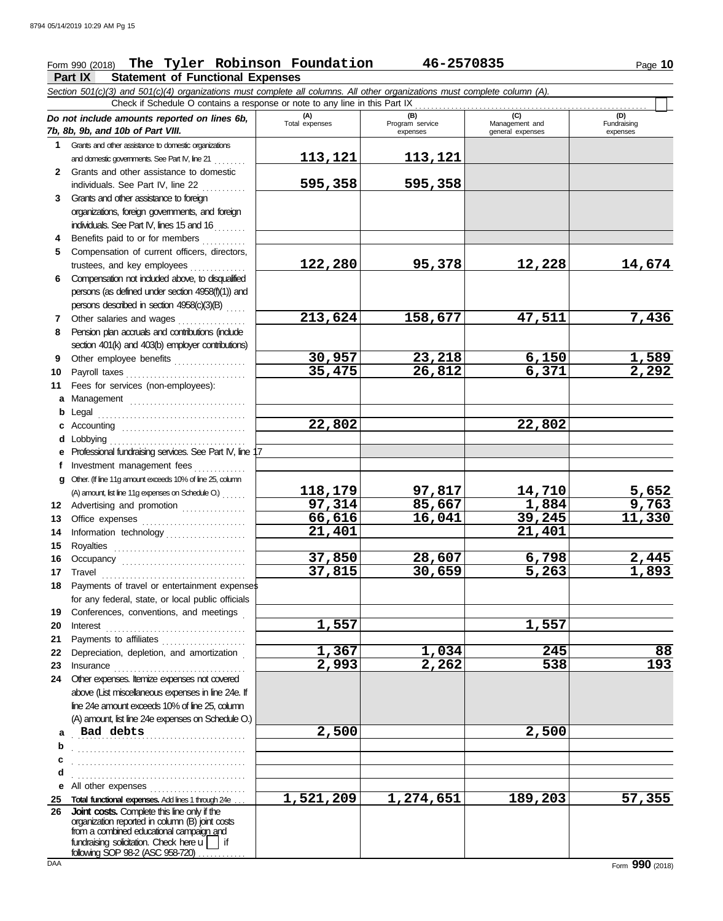Form 990 (2018) **The Tyler Robinson Foundation** **46-2570835** Page **10**

## Part IX Statement of Functional Expenses

*Section 501(c)(3) and 501(c)(4) organizations must complete all columns. All other organizations must complete column (A).*

Check if Schedule O contains a response or note to any line in this Part IX . . . . . . . . . . . . . . . . . . . . . . . . . . . . . . . . . . . . . . . . . . . . . ☐

| *Do not include amounts reported on lines 6b, 7b, 8b, 9b, and 10b of Part VIII.* | (A) Total expenses | (B) Program service expenses | (C) Management and general expenses | (D) Fundraising expenses |
|---|---|---|---|---|
| **1** Grants and other assistance to domestic organizations and domestic governments. See Part IV, line 21 | 113,121 | 113,121 | | |
| **2** Grants and other assistance to domestic individuals. See Part IV, line 22 | 595,358 | 595,358 | | |
| **3** Grants and other assistance to foreign organizations, foreign governments, and foreign individuals. See Part IV, lines 15 and 16 | | | | |
| **4** Benefits paid to or for members | | | | |
| **5** Compensation of current officers, directors, trustees, and key employees | 122,280 | 95,378 | 12,228 | 14,674 |
| **6** Compensation not included above, to disqualified persons (as defined under section 4958(f)(1)) and persons described in section 4958(c)(3)(B) | | | | |
| **7** Other salaries and wages | 213,624 | 158,677 | 47,511 | 7,436 |
| **8** Pension plan accruals and contributions (include section 401(k) and 403(b) employer contributions) | | | | |
| **9** Other employee benefits | 30,957 | 23,218 | 6,150 | 1,589 |
| **10** Payroll taxes | 35,475 | 26,812 | 6,371 | 2,292 |
| **11** Fees for services (non-employees): | | | | |
| **a** Management | | | | |
| **b** Legal | | | | |
| **c** Accounting | 22,802 | | 22,802 | |
| **d** Lobbying | | | | |
| **e** Professional fundraising services. See Part IV, line 17 | | | | |
| **f** Investment management fees | | | | |
| **g** Other. (If line 11g amount exceeds 10% of line 25, column (A) amount, list line 11g expenses on Schedule O.) | 118,179 | 97,817 | 14,710 | 5,652 |
| **12** Advertising and promotion | 97,314 | 85,667 | 1,884 | 9,763 |
| **13** Office expenses | 66,616 | 16,041 | 39,245 | 11,330 |
| **14** Information technology | 21,401 | | 21,401 | |
| **15** Royalties | | | | |
| **16** Occupancy | 37,850 | 28,607 | 6,798 | 2,445 |
| **17** Travel | 37,815 | 30,659 | 5,263 | 1,893 |
| **18** Payments of travel or entertainment expenses for any federal, state, or local public officials | | | | |
| **19** Conferences, conventions, and meetings | | | | |
| **20** Interest | 1,557 | | 1,557 | |
| **21** Payments to affiliates | | | | |
| **22** Depreciation, depletion, and amortization | 1,367 | 1,034 | 245 | 88 |
| **23** Insurance | 2,993 | 2,262 | 538 | 193 |
| **24** Other expenses. Itemize expenses not covered above (List miscellaneous expenses in line 24e. If line 24e amount exceeds 10% of line 25, column (A) amount, list line 24e expenses on Schedule O.) | | | | |
| **a** Bad debts | 2,500 | | 2,500 | |
| **b** | | | | |
| **c** | | | | |
| **d** | | | | |
| **e** All other expenses | | | | |
| **25** **Total functional expenses.** Add lines 1 through 24e | 1,521,209 | 1,274,651 | 189,203 | 57,355 |
| **26** **Joint costs.** Complete this line only if the organization reported in column (B) joint costs from a combined educational campaign and fundraising solicitation. Check here ☐ if following SOP 98-2 (ASC 958-720) | | | | |

Form **990** (2018)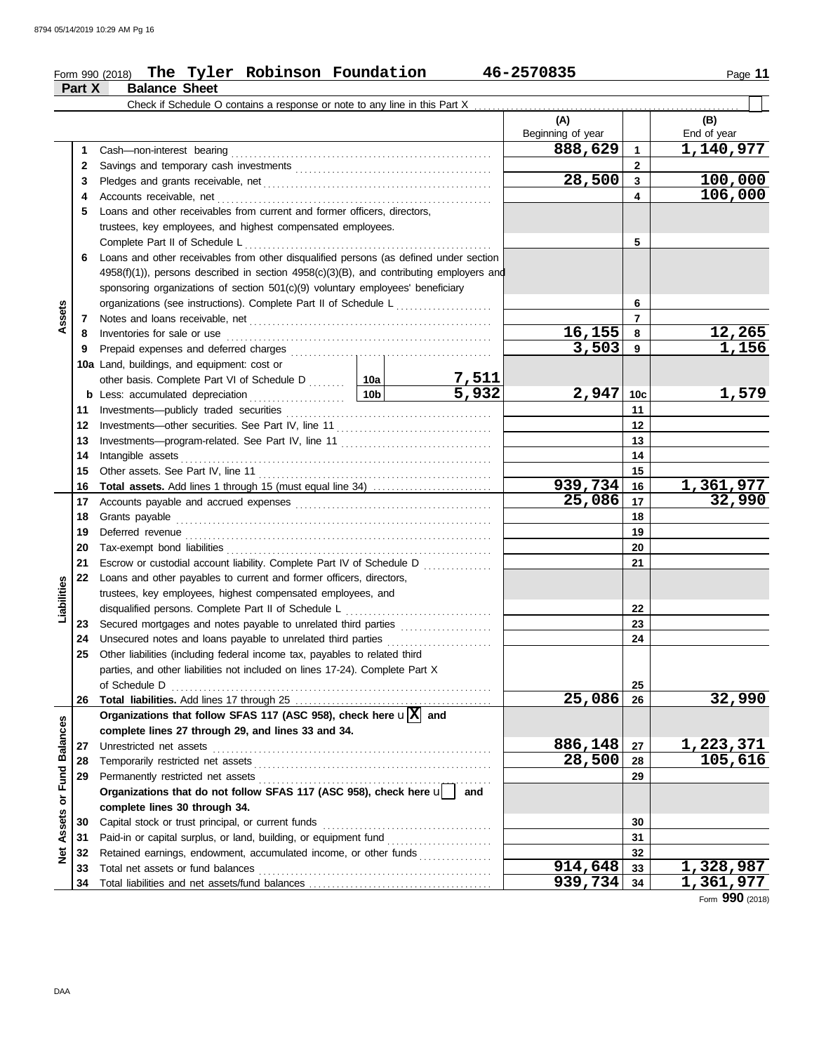Form 990 (2018) **The Tyler Robinson Foundation** 46-2570835

**Part X — Balance Sheet**

Check if Schedule O contains a response or note to any line in this Part X ☐

| | | | (A) Beginning of year | | (B) End of year |
|---|---|---|---|---|---|
| **Assets** | 1 | Cash—non-interest bearing | 888,629 | 1 | 1,140,977 |
| | 2 | Savings and temporary cash investments | | 2 | |
| | 3 | Pledges and grants receivable, net | 28,500 | 3 | 100,000 |
| | 4 | Accounts receivable, net | | 4 | 106,000 |
| | 5 | Loans and other receivables from current and former officers, directors, trustees, key employees, and highest compensated employees. Complete Part II of Schedule L | | 5 | |
| | 6 | Loans and other receivables from other disqualified persons (as defined under section 4958(f)(1)), persons described in section 4958(c)(3)(B), and contributing employers and sponsoring organizations of section 501(c)(9) voluntary employees' beneficiary organizations (see instructions). Complete Part II of Schedule L | | 6 | |
| | 7 | Notes and loans receivable, net | | 7 | |
| | 8 | Inventories for sale or use | 16,155 | 8 | 12,265 |
| | 9 | Prepaid expenses and deferred charges | 3,503 | 9 | 1,156 |
| | 10a | Land, buildings, and equipment: cost or other basis. Complete Part VI of Schedule D — 10a: 7,511 | | | |
| | b | Less: accumulated depreciation — 10b: 5,932 | 2,947 | 10c | 1,579 |
| | 11 | Investments—publicly traded securities | | 11 | |
| | 12 | Investments—other securities. See Part IV, line 11 | | 12 | |
| | 13 | Investments—program-related. See Part IV, line 11 | | 13 | |
| | 14 | Intangible assets | | 14 | |
| | 15 | Other assets. See Part IV, line 11 | | 15 | |
| | 16 | **Total assets.** Add lines 1 through 15 (must equal line 34) | 939,734 | 16 | 1,361,977 |
| **Liabilities** | 17 | Accounts payable and accrued expenses | 25,086 | 17 | 32,990 |
| | 18 | Grants payable | | 18 | |
| | 19 | Deferred revenue | | 19 | |
| | 20 | Tax-exempt bond liabilities | | 20 | |
| | 21 | Escrow or custodial account liability. Complete Part IV of Schedule D | | 21 | |
| | 22 | Loans and other payables to current and former officers, directors, trustees, key employees, highest compensated employees, and disqualified persons. Complete Part II of Schedule L | | 22 | |
| | 23 | Secured mortgages and notes payable to unrelated third parties | | 23 | |
| | 24 | Unsecured notes and loans payable to unrelated third parties | | 24 | |
| | 25 | Other liabilities (including federal income tax, payables to related third parties, and other liabilities not included on lines 17-24). Complete Part X of Schedule D | | 25 | |
| | 26 | **Total liabilities.** Add lines 17 through 25 | 25,086 | 26 | 32,990 |
| **Net Assets or Fund Balances** | | **Organizations that follow SFAS 117 (ASC 958), check here** ☒ **and complete lines 27 through 29, and lines 33 and 34.** | | | |
| | 27 | Unrestricted net assets | 886,148 | 27 | 1,223,371 |
| | 28 | Temporarily restricted net assets | 28,500 | 28 | 105,616 |
| | 29 | Permanently restricted net assets | | 29 | |
| | | **Organizations that do not follow SFAS 117 (ASC 958), check here** ☐ **and complete lines 30 through 34.** | | | |
| | 30 | Capital stock or trust principal, or current funds | | 30 | |
| | 31 | Paid-in or capital surplus, or land, building, or equipment fund | | 31 | |
| | 32 | Retained earnings, endowment, accumulated income, or other funds | | 32 | |
| | 33 | Total net assets or fund balances | 914,648 | 33 | 1,328,987 |
| | 34 | Total liabilities and net assets/fund balances | 939,734 | 34 | 1,361,977 |

Form **990** (2018)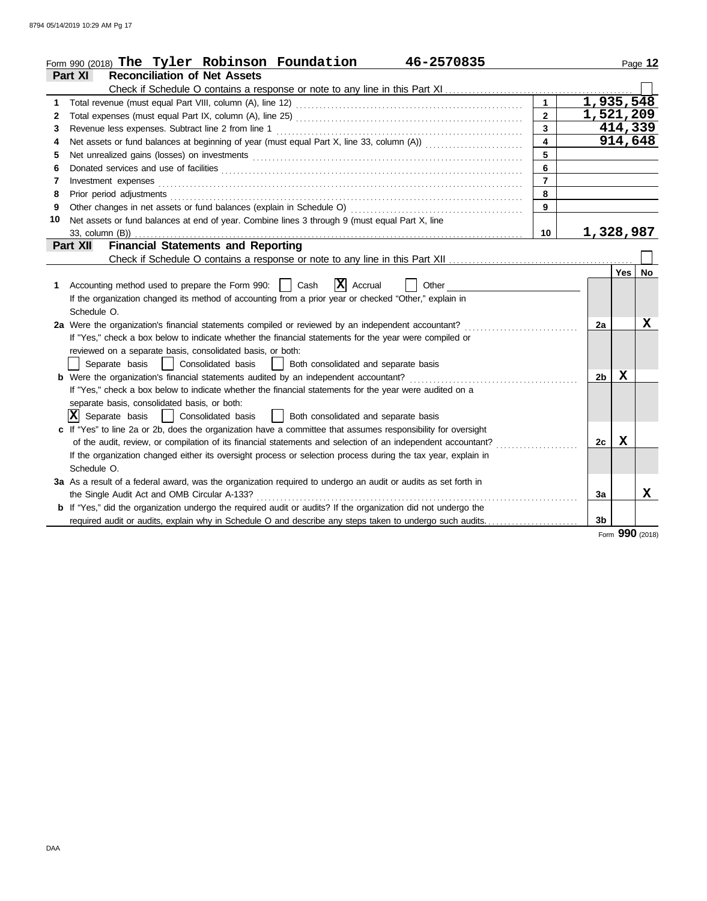Form 990 (2018) **The Tyler Robinson Foundation** **46-2570835**

## Part XI Reconciliation of Net Assets

Check if Schedule O contains a response or note to any line in this Part XI ☐

| | | | |
|---|---|---|---|
| 1 | Total revenue (must equal Part VIII, column (A), line 12) | 1 | 1,935,548 |
| 2 | Total expenses (must equal Part IX, column (A), line 25) | 2 | 1,521,209 |
| 3 | Revenue less expenses. Subtract line 2 from line 1 | 3 | 414,339 |
| 4 | Net assets or fund balances at beginning of year (must equal Part X, line 33, column (A)) | 4 | 914,648 |
| 5 | Net unrealized gains (losses) on investments | 5 | |
| 6 | Donated services and use of facilities | 6 | |
| 7 | Investment expenses | 7 | |
| 8 | Prior period adjustments | 8 | |
| 9 | Other changes in net assets or fund balances (explain in Schedule O) | 9 | |
| 10 | Net assets or fund balances at end of year. Combine lines 3 through 9 (must equal Part X, line 33, column (B)) | 10 | 1,328,987 |

## Part XII Financial Statements and Reporting

Check if Schedule O contains a response or note to any line in this Part XII ☐

| | | | Yes | No |
|---|---|---|---|---|
| 1 | Accounting method used to prepare the Form 990: ☐ Cash ☒ Accrual ☐ Other<br>If the organization changed its method of accounting from a prior year or checked "Other," explain in Schedule O. | | | |
| 2a | Were the organization's financial statements compiled or reviewed by an independent accountant?<br>If "Yes," check a box below to indicate whether the financial statements for the year were compiled or reviewed on a separate basis, consolidated basis, or both:<br>☐ Separate basis ☐ Consolidated basis ☐ Both consolidated and separate basis | 2a | | X |
| b | Were the organization's financial statements audited by an independent accountant?<br>If "Yes," check a box below to indicate whether the financial statements for the year were audited on a separate basis, consolidated basis, or both:<br>☒ Separate basis ☐ Consolidated basis ☐ Both consolidated and separate basis | 2b | X | |
| c | If "Yes" to line 2a or 2b, does the organization have a committee that assumes responsibility for oversight of the audit, review, or compilation of its financial statements and selection of an independent accountant?<br>If the organization changed either its oversight process or selection process during the tax year, explain in Schedule O. | 2c | X | |
| 3a | As a result of a federal award, was the organization required to undergo an audit or audits as set forth in the Single Audit Act and OMB Circular A-133? | 3a | | X |
| b | If "Yes," did the organization undergo the required audit or audits? If the organization did not undergo the required audit or audits, explain why in Schedule O and describe any steps taken to undergo such audits. | 3b | | |

Form **990** (2018)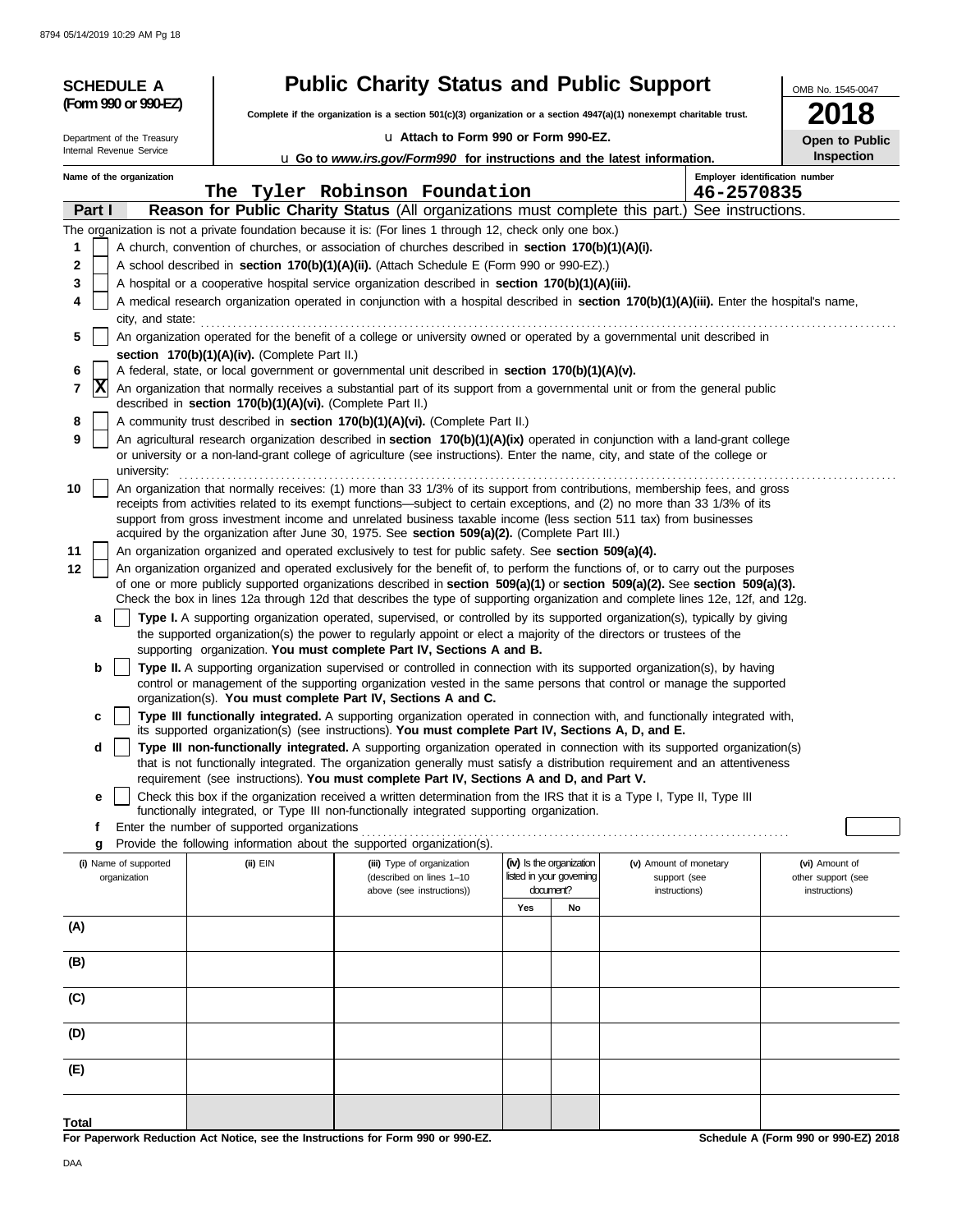**SCHEDULE A**
**(Form 990 or 990-EZ)**

Department of the Treasury
Internal Revenue Service

# Public Charity Status and Public Support

**Complete if the organization is a section 501(c)(3) organization or a section 4947(a)(1) nonexempt charitable trust.**

u **Attach to Form 990 or Form 990-EZ.**

u **Go to *www.irs.gov/Form990* for instructions and the latest information.**

OMB No. 1545-0047

**2018**

**Open to Public Inspection**

**Name of the organization**
The Tyler Robinson Foundation

**Employer identification number**
46-2570835

**Part I** **Reason for Public Charity Status** (All organizations must complete this part.) See instructions.

The organization is not a private foundation because it is: (For lines 1 through 12, check only one box.)

1 [ ] A church, convention of churches, or association of churches described in **section 170(b)(1)(A)(i).**

2 [ ] A school described in **section 170(b)(1)(A)(ii).** (Attach Schedule E (Form 990 or 990-EZ).)

3 [ ] A hospital or a cooperative hospital service organization described in **section 170(b)(1)(A)(iii).**

4 [ ] A medical research organization operated in conjunction with a hospital described in **section 170(b)(1)(A)(iii).** Enter the hospital's name, city, and state:

5 [ ] An organization operated for the benefit of a college or university owned or operated by a governmental unit described in **section 170(b)(1)(A)(iv).** (Complete Part II.)

6 [ ] A federal, state, or local government or governmental unit described in **section 170(b)(1)(A)(v).**

7 [X] An organization that normally receives a substantial part of its support from a governmental unit or from the general public described in **section 170(b)(1)(A)(vi).** (Complete Part II.)

8 [ ] A community trust described in **section 170(b)(1)(A)(vi).** (Complete Part II.)

9 [ ] An agricultural research organization described in **section 170(b)(1)(A)(ix)** operated in conjunction with a land-grant college or university or a non-land-grant college of agriculture (see instructions). Enter the name, city, and state of the college or university:

10 [ ] An organization that normally receives: (1) more than 33 1/3% of its support from contributions, membership fees, and gross receipts from activities related to its exempt functions—subject to certain exceptions, and (2) no more than 33 1/3% of its support from gross investment income and unrelated business taxable income (less section 511 tax) from businesses acquired by the organization after June 30, 1975. See **section 509(a)(2).** (Complete Part III.)

11 [ ] An organization organized and operated exclusively to test for public safety. See **section 509(a)(4).**

12 [ ] An organization organized and operated exclusively for the benefit of, to perform the functions of, or to carry out the purposes of one or more publicly supported organizations described in **section 509(a)(1)** or **section 509(a)(2).** See **section 509(a)(3).** Check the box in lines 12a through 12d that describes the type of supporting organization and complete lines 12e, 12f, and 12g.

**a** [ ] **Type I.** A supporting organization operated, supervised, or controlled by its supported organization(s), typically by giving the supported organization(s) the power to regularly appoint or elect a majority of the directors or trustees of the supporting organization. **You must complete Part IV, Sections A and B.**

**b** [ ] **Type II.** A supporting organization supervised or controlled in connection with its supported organization(s), by having control or management of the supporting organization vested in the same persons that control or manage the supported organization(s). **You must complete Part IV, Sections A and C.**

**c** [ ] **Type III functionally integrated.** A supporting organization operated in connection with, and functionally integrated with, its supported organization(s) (see instructions). **You must complete Part IV, Sections A, D, and E.**

**d** [ ] **Type III non-functionally integrated.** A supporting organization operated in connection with its supported organization(s) that is not functionally integrated. The organization generally must satisfy a distribution requirement and an attentiveness requirement (see instructions). **You must complete Part IV, Sections A and D, and Part V.**

**e** [ ] Check this box if the organization received a written determination from the IRS that it is a Type I, Type II, Type III functionally integrated, or Type III non-functionally integrated supporting organization.

**f** Enter the number of supported organizations

**g** Provide the following information about the supported organization(s).

| (i) Name of supported organization | (ii) EIN | (iii) Type of organization (described on lines 1–10 above (see instructions)) | (iv) Is the organization listed in your governing document? Yes | No | (v) Amount of monetary support (see instructions) | (vi) Amount of other support (see instructions) |
|---|---|---|---|---|---|---|
| (A) | | | | | | |
| (B) | | | | | | |
| (C) | | | | | | |
| (D) | | | | | | |
| (E) | | | | | | |
| Total | | | | | | |

**For Paperwork Reduction Act Notice, see the Instructions for Form 990 or 990-EZ.**

**Schedule A (Form 990 or 990-EZ) 2018**

DAA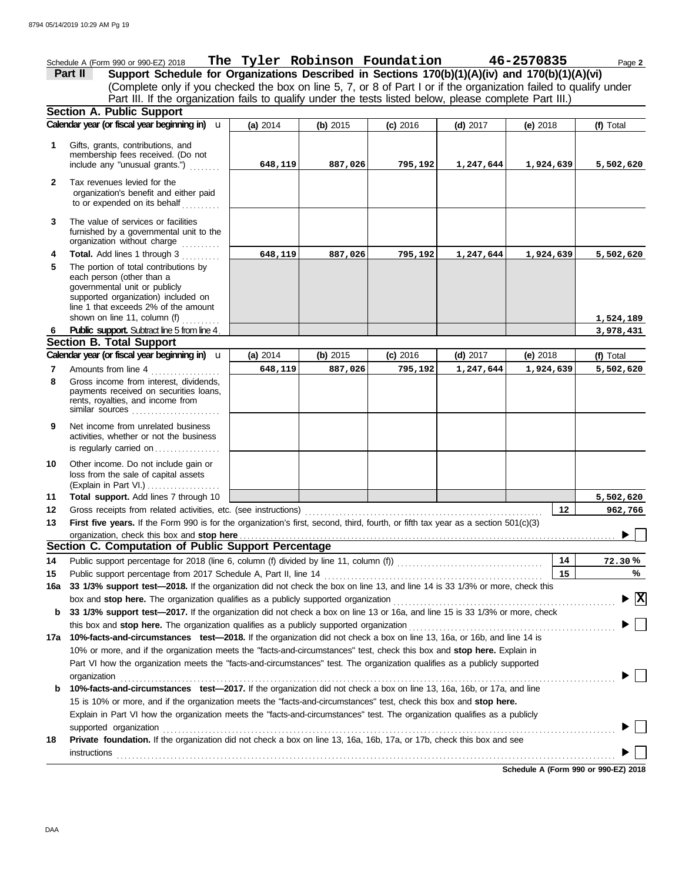Schedule A (Form 990 or 990-EZ) 2018 **The Tyler Robinson Foundation** **46-2570835** Page **2**

**Part II** **Support Schedule for Organizations Described in Sections 170(b)(1)(A)(iv) and 170(b)(1)(A)(vi)**

(Complete only if you checked the box on line 5, 7, or 8 of Part I or if the organization failed to qualify under Part III. If the organization fails to qualify under the tests listed below, please complete Part III.)

## Section A. Public Support

| Calendar year (or fiscal year beginning in) | (a) 2014 | (b) 2015 | (c) 2016 | (d) 2017 | (e) 2018 | (f) Total |
|---|---|---|---|---|---|---|
| **1** Gifts, grants, contributions, and membership fees received. (Do not include any "unusual grants.") | 648,119 | 887,026 | 795,192 | 1,247,644 | 1,924,639 | 5,502,620 |
| **2** Tax revenues levied for the organization's benefit and either paid to or expended on its behalf | | | | | | |
| **3** The value of services or facilities furnished by a governmental unit to the organization without charge | | | | | | |
| **4** **Total.** Add lines 1 through 3 | 648,119 | 887,026 | 795,192 | 1,247,644 | 1,924,639 | 5,502,620 |
| **5** The portion of total contributions by each person (other than a governmental unit or publicly supported organization) included on line 1 that exceeds 2% of the amount shown on line 11, column (f) | | | | | | 1,524,189 |
| **6** **Public support.** Subtract line 5 from line 4. | | | | | | 3,978,431 |

## Section B. Total Support

| Calendar year (or fiscal year beginning in) | (a) 2014 | (b) 2015 | (c) 2016 | (d) 2017 | (e) 2018 | (f) Total |
|---|---|---|---|---|---|---|
| **7** Amounts from line 4 | 648,119 | 887,026 | 795,192 | 1,247,644 | 1,924,639 | 5,502,620 |
| **8** Gross income from interest, dividends, payments received on securities loans, rents, royalties, and income from similar sources | | | | | | |
| **9** Net income from unrelated business activities, whether or not the business is regularly carried on | | | | | | |
| **10** Other income. Do not include gain or loss from the sale of capital assets (Explain in Part VI.) | | | | | | |
| **11** **Total support.** Add lines 7 through 10 | | | | | | 5,502,620 |

**12** Gross receipts from related activities, etc. (see instructions) — **12** — 962,766

**13** **First five years.** If the Form 990 is for the organization's first, second, third, fourth, or fifth tax year as a section 501(c)(3) organization, check this box and **stop here** ▶ ☐

## Section C. Computation of Public Support Percentage

**14** Public support percentage for 2018 (line 6, column (f) divided by line 11, column (f)) — **14** — 72.30 %

**15** Public support percentage from 2017 Schedule A, Part II, line 14 — **15** — %

**16a** **33 1/3% support test—2018.** If the organization did not check the box on line 13, and line 14 is 33 1/3% or more, check this box and **stop here.** The organization qualifies as a publicly supported organization ▶ ☒

**b** **33 1/3% support test—2017.** If the organization did not check a box on line 13 or 16a, and line 15 is 33 1/3% or more, check this box and **stop here.** The organization qualifies as a publicly supported organization ▶ ☐

**17a** **10%-facts-and-circumstances test—2018.** If the organization did not check a box on line 13, 16a, or 16b, and line 14 is 10% or more, and if the organization meets the "facts-and-circumstances" test, check this box and **stop here.** Explain in Part VI how the organization meets the "facts-and-circumstances" test. The organization qualifies as a publicly supported organization ▶ ☐

**b** **10%-facts-and-circumstances test—2017.** If the organization did not check a box on line 13, 16a, 16b, or 17a, and line 15 is 10% or more, and if the organization meets the "facts-and-circumstances" test, check this box and **stop here.** Explain in Part VI how the organization meets the "facts-and-circumstances" test. The organization qualifies as a publicly supported organization ▶ ☐

**18** **Private foundation.** If the organization did not check a box on line 13, 16a, 16b, 17a, or 17b, check this box and see instructions ▶ ☐

**Schedule A (Form 990 or 990-EZ) 2018**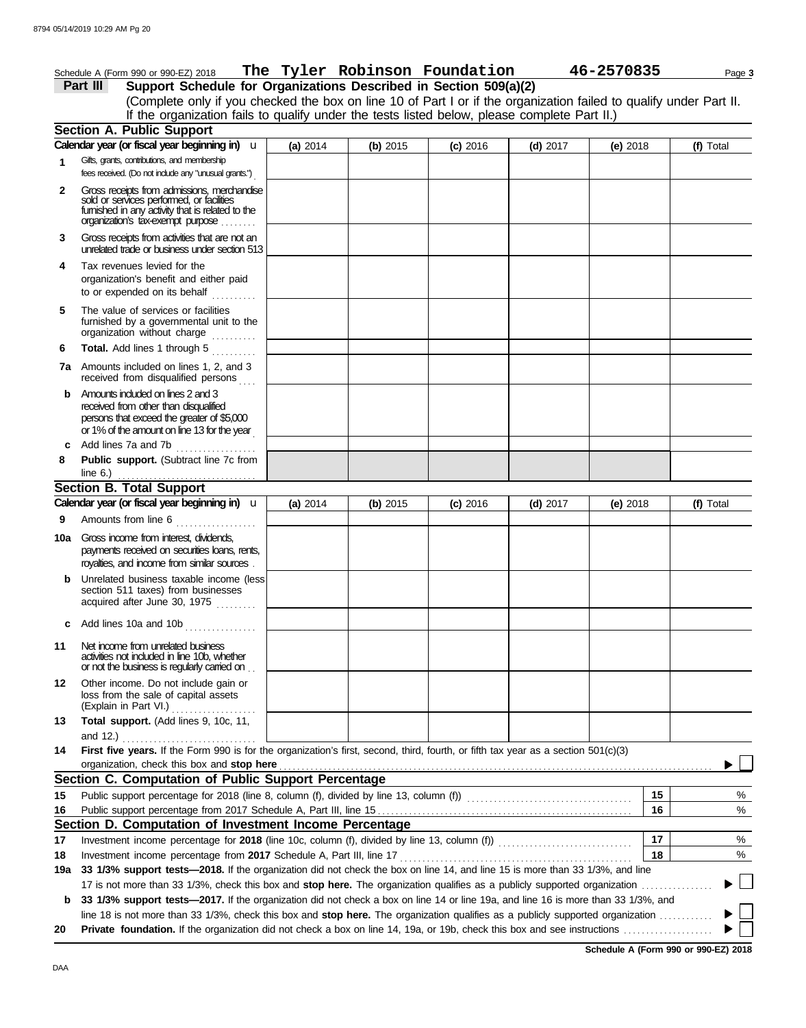Schedule A (Form 990 or 990-EZ) 2018 **The Tyler Robinson Foundation** **46-2570835** Page **3**

**Part III** **Support Schedule for Organizations Described in Section 509(a)(2)**

(Complete only if you checked the box on line 10 of Part I or if the organization failed to qualify under Part II. If the organization fails to qualify under the tests listed below, please complete Part II.)

### Section A. Public Support

| | Calendar year (or fiscal year beginning in) | (a) 2014 | (b) 2015 | (c) 2016 | (d) 2017 | (e) 2018 | (f) Total |
|---|---|---|---|---|---|---|---|
| 1 | Gifts, grants, contributions, and membership fees received. (Do not include any "unusual grants.") | | | | | | |
| 2 | Gross receipts from admissions, merchandise sold or services performed, or facilities furnished in any activity that is related to the organization's tax-exempt purpose | | | | | | |
| 3 | Gross receipts from activities that are not an unrelated trade or business under section 513 | | | | | | |
| 4 | Tax revenues levied for the organization's benefit and either paid to or expended on its behalf | | | | | | |
| 5 | The value of services or facilities furnished by a governmental unit to the organization without charge | | | | | | |
| 6 | **Total.** Add lines 1 through 5 | | | | | | |
| 7a | Amounts included on lines 1, 2, and 3 received from disqualified persons | | | | | | |
| b | Amounts included on lines 2 and 3 received from other than disqualified persons that exceed the greater of $5,000 or 1% of the amount on line 13 for the year | | | | | | |
| c | Add lines 7a and 7b | | | | | | |
| 8 | **Public support.** (Subtract line 7c from line 6.) | | | | | | |

### Section B. Total Support

| | Calendar year (or fiscal year beginning in) | (a) 2014 | (b) 2015 | (c) 2016 | (d) 2017 | (e) 2018 | (f) Total |
|---|---|---|---|---|---|---|---|
| 9 | Amounts from line 6 | | | | | | |
| 10a | Gross income from interest, dividends, payments received on securities loans, rents, royalties, and income from similar sources | | | | | | |
| b | Unrelated business taxable income (less section 511 taxes) from businesses acquired after June 30, 1975 | | | | | | |
| c | Add lines 10a and 10b | | | | | | |
| 11 | Net income from unrelated business activities not included in line 10b, whether or not the business is regularly carried on | | | | | | |
| 12 | Other income. Do not include gain or loss from the sale of capital assets (Explain in Part VI.) | | | | | | |
| 13 | **Total support.** (Add lines 9, 10c, 11, and 12.) | | | | | | |

**14** **First five years.** If the Form 990 is for the organization's first, second, third, fourth, or fifth tax year as a section 501(c)(3) organization, check this box and **stop here** ☐

### Section C. Computation of Public Support Percentage

| | | | |
|---|---|---|---|
| 15 | Public support percentage for 2018 (line 8, column (f), divided by line 13, column (f)) | 15 | % |
| 16 | Public support percentage from 2017 Schedule A, Part III, line 15 | 16 | % |

### Section D. Computation of Investment Income Percentage

| | | | |
|---|---|---|---|
| 17 | Investment income percentage for **2018** (line 10c, column (f), divided by line 13, column (f)) | 17 | % |
| 18 | Investment income percentage from **2017** Schedule A, Part III, line 17 | 18 | % |

**19a** **33 1/3% support tests—2018.** If the organization did not check the box on line 14, and line 15 is more than 33 1/3%, and line 17 is not more than 33 1/3%, check this box and **stop here.** The organization qualifies as a publicly supported organization ☐

**b** **33 1/3% support tests—2017.** If the organization did not check a box on line 14 or line 19a, and line 16 is more than 33 1/3%, and line 18 is not more than 33 1/3%, check this box and **stop here.** The organization qualifies as a publicly supported organization ☐

**20** **Private foundation.** If the organization did not check a box on line 14, 19a, or 19b, check this box and see instructions ☐

**Schedule A (Form 990 or 990-EZ) 2018**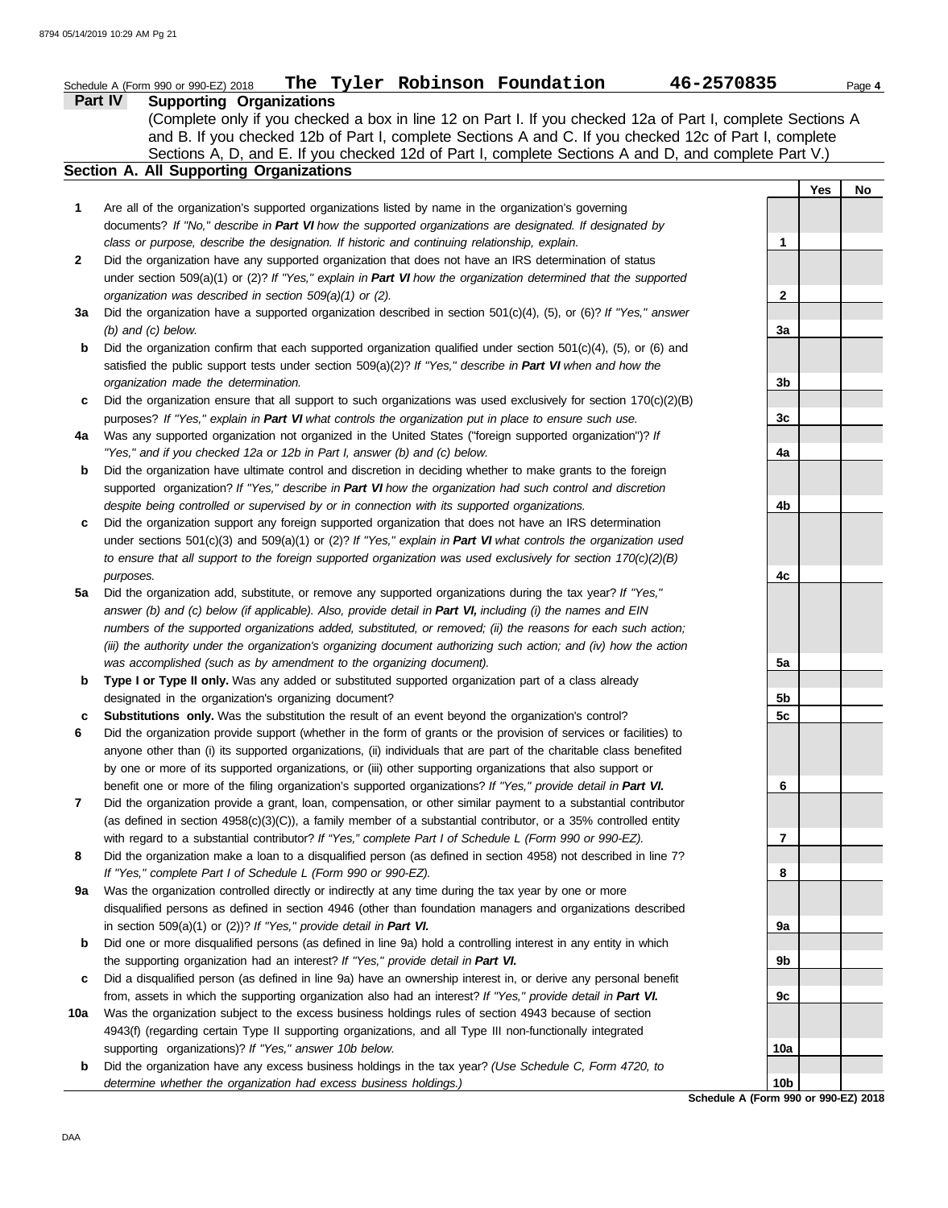Schedule A (Form 990 or 990-EZ) 2018 **The Tyler Robinson Foundation** **46-2570835** Page **4**

## Part IV Supporting Organizations

(Complete only if you checked a box in line 12 on Part I. If you checked 12a of Part I, complete Sections A and B. If you checked 12b of Part I, complete Sections A and C. If you checked 12c of Part I, complete Sections A, D, and E. If you checked 12d of Part I, complete Sections A and D, and complete Part V.)

### Section A. All Supporting Organizations

| | | Line | Yes | No |
|---|---|---|---|---|
| **1** | Are all of the organization's supported organizations listed by name in the organization's governing documents? *If "No," describe in **Part VI** how the supported organizations are designated. If designated by class or purpose, describe the designation. If historic and continuing relationship, explain.* | 1 | | |
| **2** | Did the organization have any supported organization that does not have an IRS determination of status under section 509(a)(1) or (2)? *If "Yes," explain in **Part VI** how the organization determined that the supported organization was described in section 509(a)(1) or (2).* | 2 | | |
| **3a** | Did the organization have a supported organization described in section 501(c)(4), (5), or (6)? *If "Yes," answer (b) and (c) below.* | 3a | | |
| **b** | Did the organization confirm that each supported organization qualified under section 501(c)(4), (5), or (6) and satisfied the public support tests under section 509(a)(2)? *If "Yes," describe in **Part VI** when and how the organization made the determination.* | 3b | | |
| **c** | Did the organization ensure that all support to such organizations was used exclusively for section 170(c)(2)(B) purposes? *If "Yes," explain in **Part VI** what controls the organization put in place to ensure such use.* | 3c | | |
| **4a** | Was any supported organization not organized in the United States ("foreign supported organization")? *If "Yes," and if you checked 12a or 12b in Part I, answer (b) and (c) below.* | 4a | | |
| **b** | Did the organization have ultimate control and discretion in deciding whether to make grants to the foreign supported organization? *If "Yes," describe in **Part VI** how the organization had such control and discretion despite being controlled or supervised by or in connection with its supported organizations.* | 4b | | |
| **c** | Did the organization support any foreign supported organization that does not have an IRS determination under sections 501(c)(3) and 509(a)(1) or (2)? *If "Yes," explain in **Part VI** what controls the organization used to ensure that all support to the foreign supported organization was used exclusively for section 170(c)(2)(B) purposes.* | 4c | | |
| **5a** | Did the organization add, substitute, or remove any supported organizations during the tax year? *If "Yes," answer (b) and (c) below (if applicable). Also, provide detail in **Part VI,** including (i) the names and EIN numbers of the supported organizations added, substituted, or removed; (ii) the reasons for each such action; (iii) the authority under the organization's organizing document authorizing such action; and (iv) how the action was accomplished (such as by amendment to the organizing document).* | 5a | | |
| **b** | **Type I or Type II only.** Was any added or substituted supported organization part of a class already designated in the organization's organizing document? | 5b | | |
| **c** | **Substitutions only.** Was the substitution the result of an event beyond the organization's control? | 5c | | |
| **6** | Did the organization provide support (whether in the form of grants or the provision of services or facilities) to anyone other than (i) its supported organizations, (ii) individuals that are part of the charitable class benefited by one or more of its supported organizations, or (iii) other supporting organizations that also support or benefit one or more of the filing organization's supported organizations? *If "Yes," provide detail in **Part VI.*** | 6 | | |
| **7** | Did the organization provide a grant, loan, compensation, or other similar payment to a substantial contributor (as defined in section 4958(c)(3)(C)), a family member of a substantial contributor, or a 35% controlled entity with regard to a substantial contributor? *If "Yes," complete Part I of Schedule L (Form 990 or 990-EZ).* | 7 | | |
| **8** | Did the organization make a loan to a disqualified person (as defined in section 4958) not described in line 7? *If "Yes," complete Part I of Schedule L (Form 990 or 990-EZ).* | 8 | | |
| **9a** | Was the organization controlled directly or indirectly at any time during the tax year by one or more disqualified persons as defined in section 4946 (other than foundation managers and organizations described in section 509(a)(1) or (2))? *If "Yes," provide detail in **Part VI.*** | 9a | | |
| **b** | Did one or more disqualified persons (as defined in line 9a) hold a controlling interest in any entity in which the supporting organization had an interest? *If "Yes," provide detail in **Part VI.*** | 9b | | |
| **c** | Did a disqualified person (as defined in line 9a) have an ownership interest in, or derive any personal benefit from, assets in which the supporting organization also had an interest? *If "Yes," provide detail in **Part VI.*** | 9c | | |
| **10a** | Was the organization subject to the excess business holdings rules of section 4943 because of section 4943(f) (regarding certain Type II supporting organizations, and all Type III non-functionally integrated supporting organizations)? *If "Yes," answer 10b below.* | 10a | | |
| **b** | Did the organization have any excess business holdings in the tax year? *(Use Schedule C, Form 4720, to determine whether the organization had excess business holdings.)* | 10b | | |

**Schedule A (Form 990 or 990-EZ) 2018**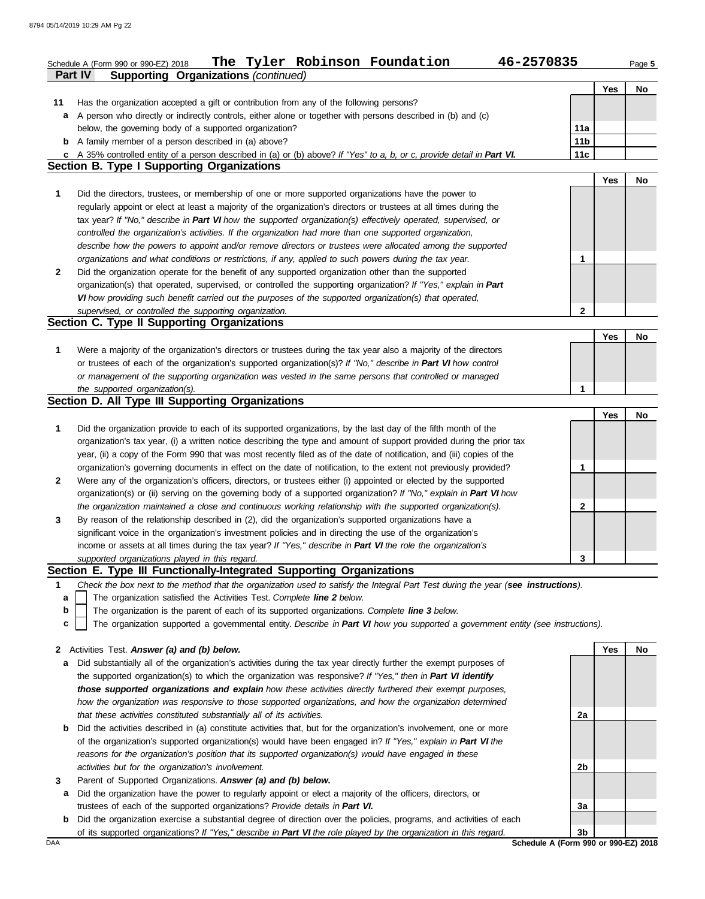Schedule A (Form 990 or 990-EZ) 2018 **The Tyler Robinson Foundation** **46-2570835** Page **5**

## Part IV Supporting Organizations *(continued)*

| | | | Yes | No |
|---|---|---|---|---|
| **11** | Has the organization accepted a gift or contribution from any of the following persons? | | | |
| **a** | A person who directly or indirectly controls, either alone or together with persons described in (b) and (c) below, the governing body of a supported organization? | **11a** | | |
| **b** | A family member of a person described in (a) above? | **11b** | | |
| **c** | A 35% controlled entity of a person described in (a) or (b) above? *If "Yes" to a, b, or c, provide detail in **Part VI.*** | **11c** | | |

### Section B. Type I Supporting Organizations

| | | | Yes | No |
|---|---|---|---|---|
| **1** | Did the directors, trustees, or membership of one or more supported organizations have the power to regularly appoint or elect at least a majority of the organization's directors or trustees at all times during the tax year? *If "No," describe in **Part VI** how the supported organization(s) effectively operated, supervised, or controlled the organization's activities. If the organization had more than one supported organization, describe how the powers to appoint and/or remove directors or trustees were allocated among the supported organizations and what conditions or restrictions, if any, applied to such powers during the tax year.* | **1** | | |
| **2** | Did the organization operate for the benefit of any supported organization other than the supported organization(s) that operated, supervised, or controlled the supporting organization? *If "Yes," explain in **Part VI** how providing such benefit carried out the purposes of the supported organization(s) that operated, supervised, or controlled the supporting organization.* | **2** | | |

### Section C. Type II Supporting Organizations

| | | | Yes | No |
|---|---|---|---|---|
| **1** | Were a majority of the organization's directors or trustees during the tax year also a majority of the directors or trustees of each of the organization's supported organization(s)? *If "No," describe in **Part VI** how control or management of the supporting organization was vested in the same persons that controlled or managed the supported organization(s).* | **1** | | |

### Section D. All Type III Supporting Organizations

| | | | Yes | No |
|---|---|---|---|---|
| **1** | Did the organization provide to each of its supported organizations, by the last day of the fifth month of the organization's tax year, (i) a written notice describing the type and amount of support provided during the prior tax year, (ii) a copy of the Form 990 that was most recently filed as of the date of notification, and (iii) copies of the organization's governing documents in effect on the date of notification, to the extent not previously provided? | **1** | | |
| **2** | Were any of the organization's officers, directors, or trustees either (i) appointed or elected by the supported organization(s) or (ii) serving on the governing body of a supported organization? *If "No," explain in **Part VI** how the organization maintained a close and continuous working relationship with the supported organization(s).* | **2** | | |
| **3** | By reason of the relationship described in (2), did the organization's supported organizations have a significant voice in the organization's investment policies and in directing the use of the organization's income or assets at all times during the tax year? *If "Yes," describe in **Part VI** the role the organization's supported organizations played in this regard.* | **3** | | |

### Section E. Type III Functionally-Integrated Supporting Organizations

**1** *Check the box next to the method that the organization used to satisfy the Integral Part Test during the year (**see instructions**).*

- **a** ☐ The organization satisfied the Activities Test. *Complete **line 2** below.*
- **b** ☐ The organization is the parent of each of its supported organizations. *Complete **line 3** below.*
- **c** ☐ The organization supported a governmental entity. *Describe in **Part VI** how you supported a government entity (see instructions).*

| | | | Yes | No |
|---|---|---|---|---|
| **2** | Activities Test. ***Answer (a) and (b) below.*** | | | |
| **a** | Did substantially all of the organization's activities during the tax year directly further the exempt purposes of the supported organization(s) to which the organization was responsive? *If "Yes," then in **Part VI identify those supported organizations and explain** how these activities directly furthered their exempt purposes, how the organization was responsive to those supported organizations, and how the organization determined that these activities constituted substantially all of its activities.* | **2a** | | |
| **b** | Did the activities described in (a) constitute activities that, but for the organization's involvement, one or more of the organization's supported organization(s) would have been engaged in? *If "Yes," explain in **Part VI** the reasons for the organization's position that its supported organization(s) would have engaged in these activities but for the organization's involvement.* | **2b** | | |
| **3** | Parent of Supported Organizations. ***Answer (a) and (b) below.*** | | | |
| **a** | Did the organization have the power to regularly appoint or elect a majority of the officers, directors, or trustees of each of the supported organizations? *Provide details in **Part VI.*** | **3a** | | |
| **b** | Did the organization exercise a substantial degree of direction over the policies, programs, and activities of each of its supported organizations? *If "Yes," describe in **Part VI** the role played by the organization in this regard.* | **3b** | | |

DAA **Schedule A (Form 990 or 990-EZ) 2018**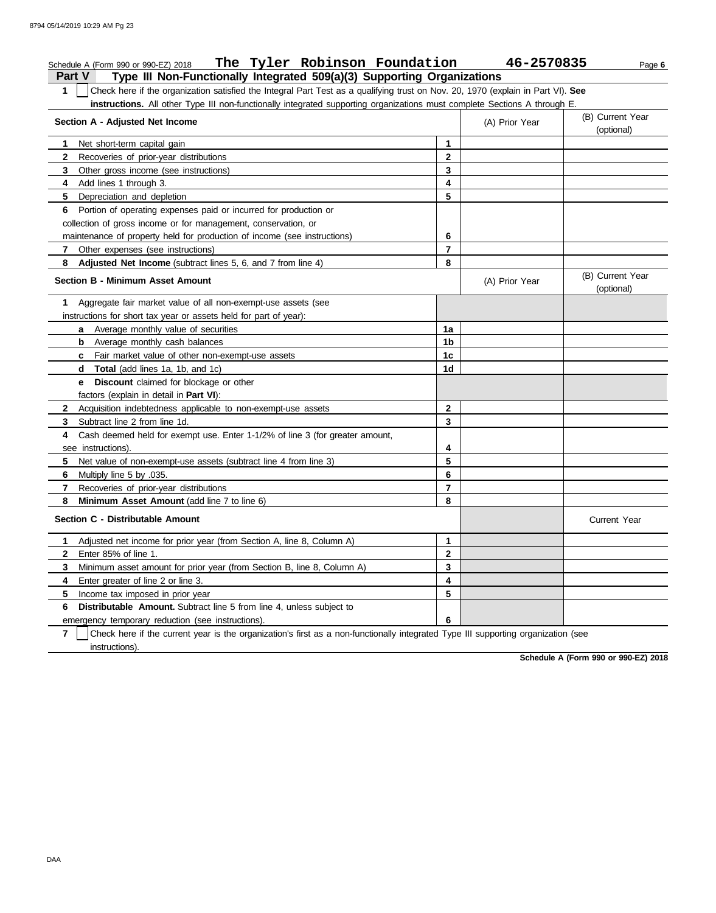Schedule A (Form 990 or 990-EZ) 2018 **The Tyler Robinson Foundation** **46-2570835**

## Part V Type III Non-Functionally Integrated 509(a)(3) Supporting Organizations

**1** ☐ Check here if the organization satisfied the Integral Part Test as a qualifying trust on Nov. 20, 1970 (explain in Part VI). **See instructions.** All other Type III non-functionally integrated supporting organizations must complete Sections A through E.

| Section A - Adjusted Net Income | | (A) Prior Year | (B) Current Year (optional) |
|---|---|---|---|
| **1** Net short-term capital gain | 1 | | |
| **2** Recoveries of prior-year distributions | 2 | | |
| **3** Other gross income (see instructions) | 3 | | |
| **4** Add lines 1 through 3. | 4 | | |
| **5** Depreciation and depletion | 5 | | |
| **6** Portion of operating expenses paid or incurred for production or collection of gross income or for management, conservation, or maintenance of property held for production of income (see instructions) | 6 | | |
| **7** Other expenses (see instructions) | 7 | | |
| **8** **Adjusted Net Income** (subtract lines 5, 6, and 7 from line 4) | 8 | | |

| Section B - Minimum Asset Amount | | (A) Prior Year | (B) Current Year (optional) |
|---|---|---|---|
| **1** Aggregate fair market value of all non-exempt-use assets (see instructions for short tax year or assets held for part of year): | | | |
| **a** Average monthly value of securities | 1a | | |
| **b** Average monthly cash balances | 1b | | |
| **c** Fair market value of other non-exempt-use assets | 1c | | |
| **d** **Total** (add lines 1a, 1b, and 1c) | 1d | | |
| **e** **Discount** claimed for blockage or other factors (explain in detail in **Part VI**): | | | |
| **2** Acquisition indebtedness applicable to non-exempt-use assets | 2 | | |
| **3** Subtract line 2 from line 1d. | 3 | | |
| **4** Cash deemed held for exempt use. Enter 1-1/2% of line 3 (for greater amount, see instructions). | 4 | | |
| **5** Net value of non-exempt-use assets (subtract line 4 from line 3) | 5 | | |
| **6** Multiply line 5 by .035. | 6 | | |
| **7** Recoveries of prior-year distributions | 7 | | |
| **8** **Minimum Asset Amount** (add line 7 to line 6) | 8 | | |

| Section C - Distributable Amount | | | Current Year |
|---|---|---|---|
| **1** Adjusted net income for prior year (from Section A, line 8, Column A) | 1 | | |
| **2** Enter 85% of line 1. | 2 | | |
| **3** Minimum asset amount for prior year (from Section B, line 8, Column A) | 3 | | |
| **4** Enter greater of line 2 or line 3. | 4 | | |
| **5** Income tax imposed in prior year | 5 | | |
| **6** **Distributable Amount.** Subtract line 5 from line 4, unless subject to emergency temporary reduction (see instructions). | 6 | | |

**7** ☐ Check here if the current year is the organization's first as a non-functionally integrated Type III supporting organization (see instructions).

**Schedule A (Form 990 or 990-EZ) 2018**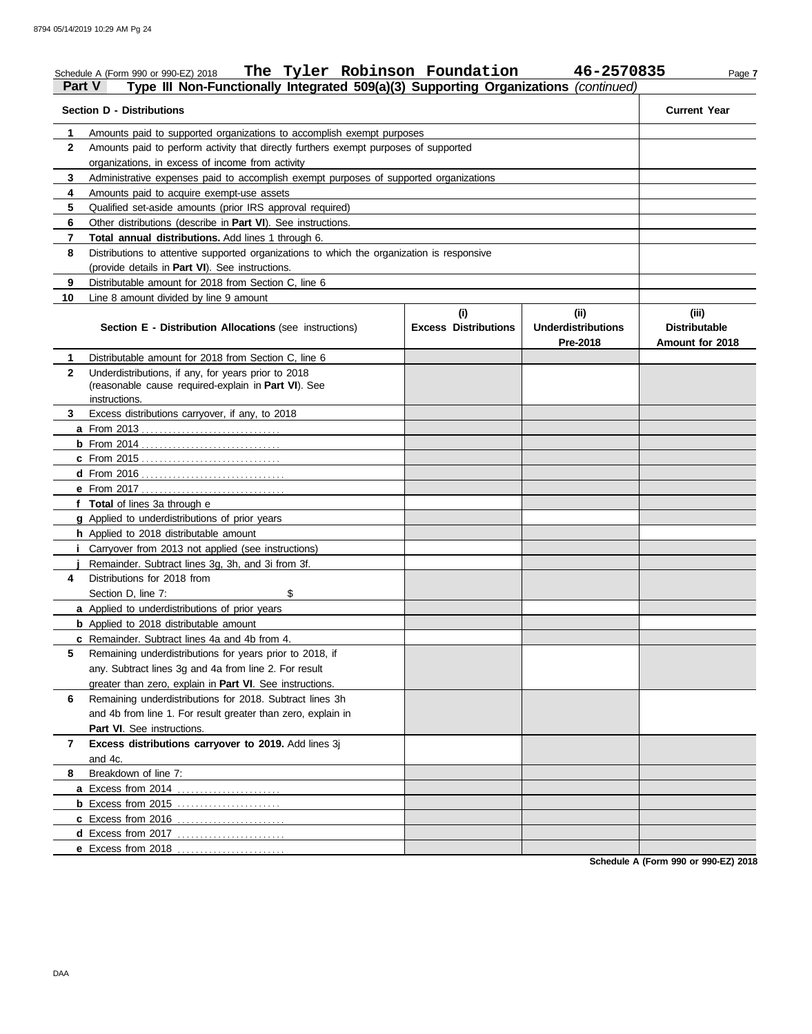Schedule A (Form 990 or 990-EZ) 2018 **The Tyler Robinson Foundation** **46-2570835** Page **7**

## Part V Type III Non-Functionally Integrated 509(a)(3) Supporting Organizations *(continued)*

| | **Section D - Distributions** | **Current Year** |
|---|---|---|
| **1** | Amounts paid to supported organizations to accomplish exempt purposes | |
| **2** | Amounts paid to perform activity that directly furthers exempt purposes of supported organizations, in excess of income from activity | |
| **3** | Administrative expenses paid to accomplish exempt purposes of supported organizations | |
| **4** | Amounts paid to acquire exempt-use assets | |
| **5** | Qualified set-aside amounts (prior IRS approval required) | |
| **6** | Other distributions (describe in **Part VI**). See instructions. | |
| **7** | **Total annual distributions.** Add lines 1 through 6. | |
| **8** | Distributions to attentive supported organizations to which the organization is responsive (provide details in **Part VI**). See instructions. | |
| **9** | Distributable amount for 2018 from Section C, line 6 | |
| **10** | Line 8 amount divided by line 9 amount | |

| | **Section E - Distribution Allocations** (see instructions) | **(i) Excess Distributions** | **(ii) Underdistributions Pre-2018** | **(iii) Distributable Amount for 2018** |
|---|---|---|---|---|
| **1** | Distributable amount for 2018 from Section C, line 6 | | | |
| **2** | Underdistributions, if any, for years prior to 2018 (reasonable cause required-explain in **Part VI**). See instructions. | | | |
| **3** | Excess distributions carryover, if any, to 2018 | | | |
| **a** | From 2013 | | | |
| **b** | From 2014 | | | |
| **c** | From 2015 | | | |
| **d** | From 2016 | | | |
| **e** | From 2017 | | | |
| **f** | **Total** of lines 3a through e | | | |
| **g** | Applied to underdistributions of prior years | | | |
| **h** | Applied to 2018 distributable amount | | | |
| **i** | Carryover from 2013 not applied (see instructions) | | | |
| **j** | Remainder. Subtract lines 3g, 3h, and 3i from 3f. | | | |
| **4** | Distributions for 2018 from Section D, line 7: $ | | | |
| **a** | Applied to underdistributions of prior years | | | |
| **b** | Applied to 2018 distributable amount | | | |
| **c** | Remainder. Subtract lines 4a and 4b from 4. | | | |
| **5** | Remaining underdistributions for years prior to 2018, if any. Subtract lines 3g and 4a from line 2. For result greater than zero, explain in **Part VI**. See instructions. | | | |
| **6** | Remaining underdistributions for 2018. Subtract lines 3h and 4b from line 1. For result greater than zero, explain in **Part VI**. See instructions. | | | |
| **7** | **Excess distributions carryover to 2019.** Add lines 3j and 4c. | | | |
| **8** | Breakdown of line 7: | | | |
| **a** | Excess from 2014 | | | |
| **b** | Excess from 2015 | | | |
| **c** | Excess from 2016 | | | |
| **d** | Excess from 2017 | | | |
| **e** | Excess from 2018 | | | |

**Schedule A (Form 990 or 990-EZ) 2018**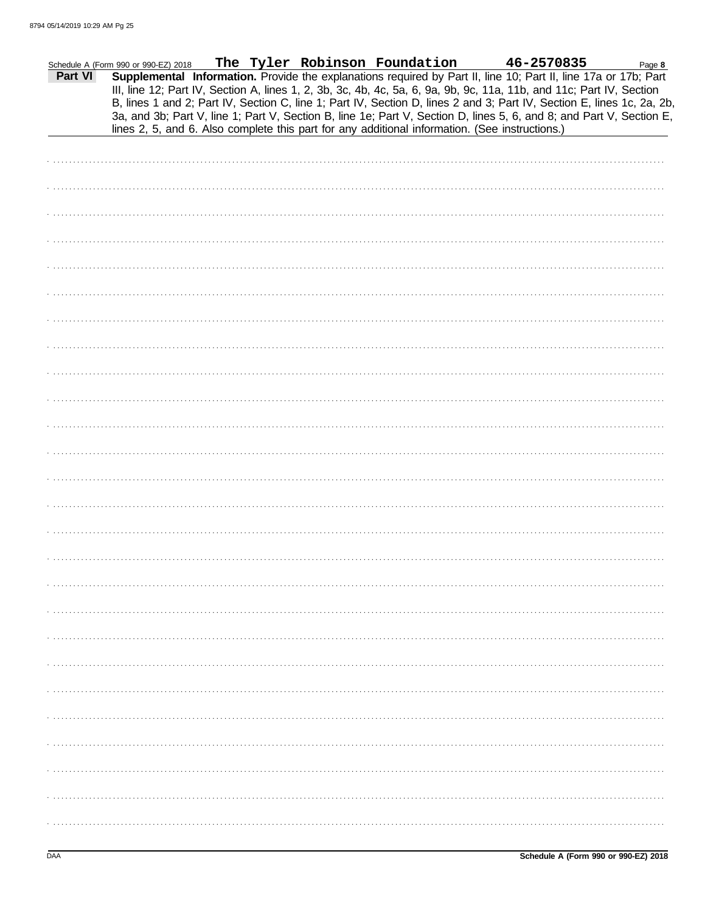Schedule A (Form 990 or 990-EZ) 2018 **The Tyler Robinson Foundation** **46-2570835** Page **8**

**Part VI** **Supplemental Information.** Provide the explanations required by Part II, line 10; Part II, line 17a or 17b; Part III, line 12; Part IV, Section A, lines 1, 2, 3b, 3c, 4b, 4c, 5a, 6, 9a, 9b, 9c, 11a, 11b, and 11c; Part IV, Section B, lines 1 and 2; Part IV, Section C, line 1; Part IV, Section D, lines 2 and 3; Part IV, Section E, lines 1c, 2a, 2b, 3a, and 3b; Part V, line 1; Part V, Section B, line 1e; Part V, Section D, lines 5, 6, and 8; and Part V, Section E, lines 2, 5, and 6. Also complete this part for any additional information. (See instructions.)

DAA **Schedule A (Form 990 or 990-EZ) 2018**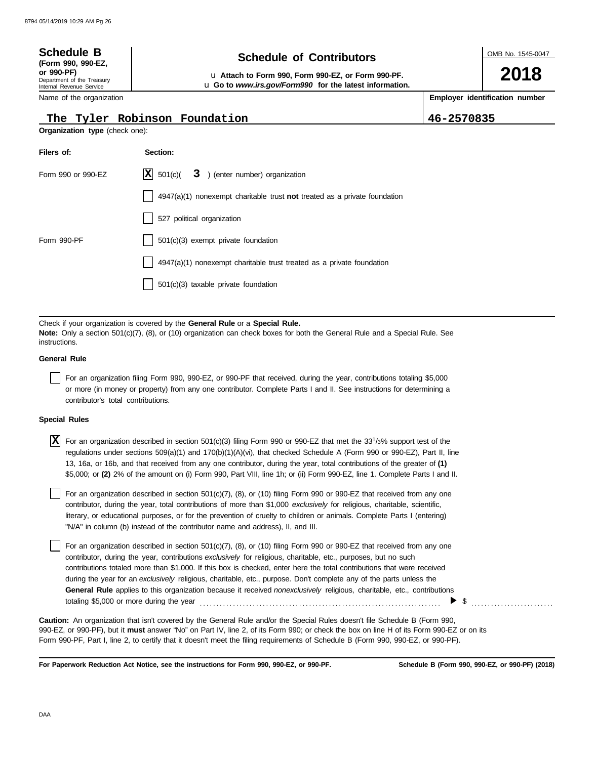**Schedule B**
**(Form 990, 990-EZ, or 990-PF)**
Department of the Treasury
Internal Revenue Service

# Schedule of Contributors

u **Attach to Form 990, Form 990-EZ, or Form 990-PF.**
u **Go to *www.irs.gov/Form990* for the latest information.**

OMB No. 1545-0047

**2018**

| Name of the organization | Employer identification number |
| --- | --- |
| The Tyler Robinson Foundation | 46-2570835 |

**Organization type** (check one):

| Filers of: | Section: |
| --- | --- |
| Form 990 or 990-EZ | [X] 501(c)( 3 ) (enter number) organization |
| | [ ] 4947(a)(1) nonexempt charitable trust **not** treated as a private foundation |
| | [ ] 527 political organization |
| Form 990-PF | [ ] 501(c)(3) exempt private foundation |
| | [ ] 4947(a)(1) nonexempt charitable trust treated as a private foundation |
| | [ ] 501(c)(3) taxable private foundation |

Check if your organization is covered by the **General Rule** or a **Special Rule.**
**Note:** Only a section 501(c)(7), (8), or (10) organization can check boxes for both the General Rule and a Special Rule. See instructions.

**General Rule**

[ ] For an organization filing Form 990, 990-EZ, or 990-PF that received, during the year, contributions totaling $5,000 or more (in money or property) from any one contributor. Complete Parts I and II. See instructions for determining a contributor's total contributions.

**Special Rules**

[X] For an organization described in section 501(c)(3) filing Form 990 or 990-EZ that met the 33 1/3% support test of the regulations under sections 509(a)(1) and 170(b)(1)(A)(vi), that checked Schedule A (Form 990 or 990-EZ), Part II, line 13, 16a, or 16b, and that received from any one contributor, during the year, total contributions of the greater of **(1)** $5,000; or **(2)** 2% of the amount on (i) Form 990, Part VIII, line 1h; or (ii) Form 990-EZ, line 1. Complete Parts I and II.

[ ] For an organization described in section 501(c)(7), (8), or (10) filing Form 990 or 990-EZ that received from any one contributor, during the year, total contributions of more than $1,000 *exclusively* for religious, charitable, scientific, literary, or educational purposes, or for the prevention of cruelty to children or animals. Complete Parts I (entering "N/A" in column (b) instead of the contributor name and address), II, and III.

[ ] For an organization described in section 501(c)(7), (8), or (10) filing Form 990 or 990-EZ that received from any one contributor, during the year, contributions *exclusively* for religious, charitable, etc., purposes, but no such contributions totaled more than $1,000. If this box is checked, enter here the total contributions that were received during the year for an *exclusively* religious, charitable, etc., purpose. Don't complete any of the parts unless the **General Rule** applies to this organization because it received *nonexclusively* religious, charitable, etc., contributions totaling $5,000 or more during the year . . . . . . . . . . ▶ $ . . . . . . . . . . .

**Caution:** An organization that isn't covered by the General Rule and/or the Special Rules doesn't file Schedule B (Form 990, 990-EZ, or 990-PF), but it **must** answer "No" on Part IV, line 2, of its Form 990; or check the box on line H of its Form 990-EZ or on its Form 990-PF, Part I, line 2, to certify that it doesn't meet the filing requirements of Schedule B (Form 990, 990-EZ, or 990-PF).

**For Paperwork Reduction Act Notice, see the instructions for Form 990, 990-EZ, or 990-PF.** **Schedule B (Form 990, 990-EZ, or 990-PF) (2018)**

DAA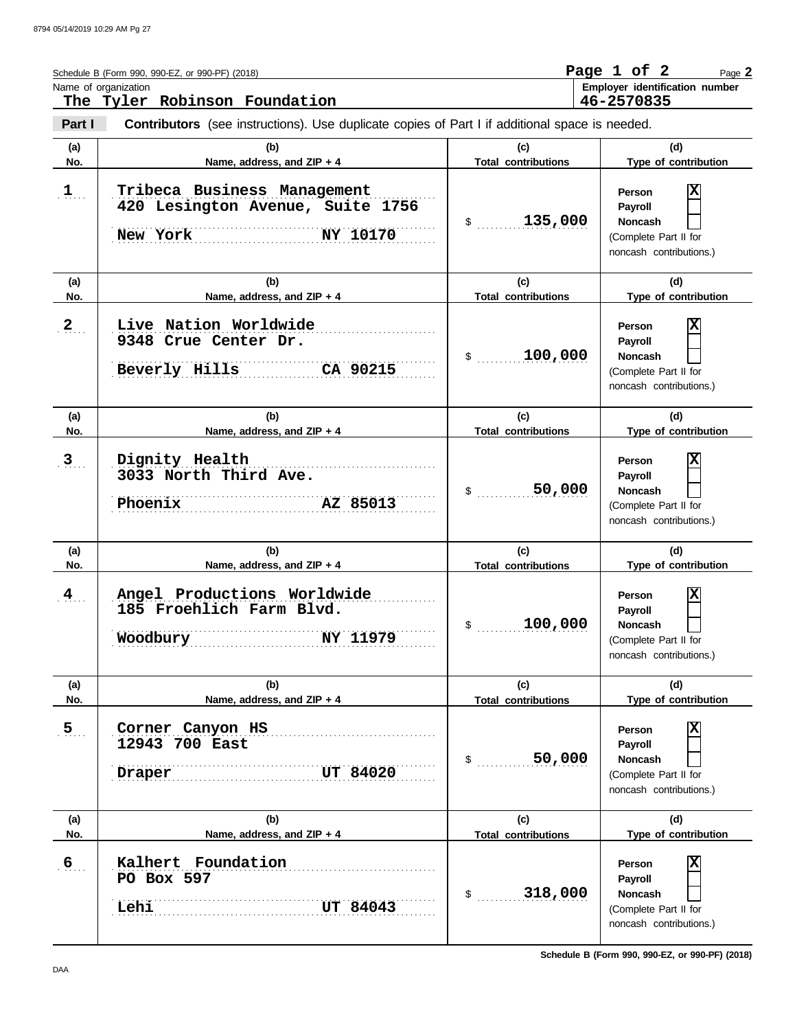Schedule B (Form 990, 990-EZ, or 990-PF) (2018)

Name of organization: **The Tyler Robinson Foundation**

Employer identification number: **46-2570835**

**Part I** **Contributors** (see instructions). Use duplicate copies of Part I if additional space is needed.

| (a) No. | (b) Name, address, and ZIP + 4 | (c) Total contributions | (d) Type of contribution |
|---|---|---|---|
| 1 | Tribeca Business Management<br>420 Lesington Avenue, Suite 1756<br>New York NY 10170 | $ 135,000 | Person [X]<br>Payroll [ ]<br>Noncash [ ]<br>(Complete Part II for noncash contributions.) |
| 2 | Live Nation Worldwide<br>9348 Crue Center Dr.<br>Beverly Hills CA 90215 | $ 100,000 | Person [X]<br>Payroll [ ]<br>Noncash [ ]<br>(Complete Part II for noncash contributions.) |
| 3 | Dignity Health<br>3033 North Third Ave.<br>Phoenix AZ 85013 | $ 50,000 | Person [X]<br>Payroll [ ]<br>Noncash [ ]<br>(Complete Part II for noncash contributions.) |
| 4 | Angel Productions Worldwide<br>185 Froehlich Farm Blvd.<br>Woodbury NY 11979 | $ 100,000 | Person [X]<br>Payroll [ ]<br>Noncash [ ]<br>(Complete Part II for noncash contributions.) |
| 5 | Corner Canyon HS<br>12943 700 East<br>Draper UT 84020 | $ 50,000 | Person [X]<br>Payroll [ ]<br>Noncash [ ]<br>(Complete Part II for noncash contributions.) |
| 6 | Kalhert Foundation<br>PO Box 597<br>Lehi UT 84043 | $ 318,000 | Person [X]<br>Payroll [ ]<br>Noncash [ ]<br>(Complete Part II for noncash contributions.) |

Schedule B (Form 990, 990-EZ, or 990-PF) (2018)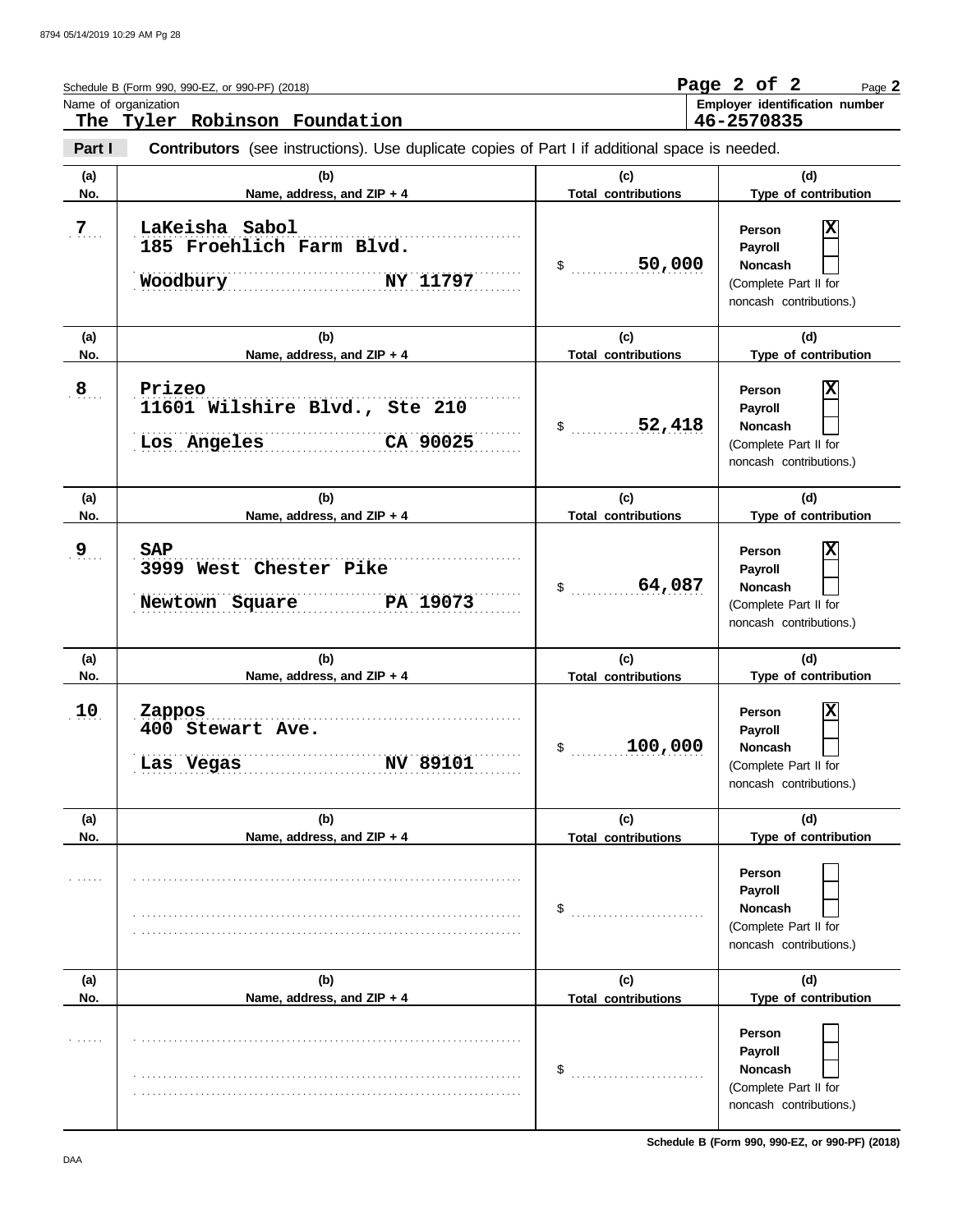Schedule B (Form 990, 990-EZ, or 990-PF) (2018)

Name of organization: **The Tyler Robinson Foundation**

Employer identification number: **46-2570835**

**Part I** **Contributors** (see instructions). Use duplicate copies of Part I if additional space is needed.

| (a) No. | (b) Name, address, and ZIP + 4 | (c) Total contributions | (d) Type of contribution |
|---|---|---|---|
| 7 | LaKeisha Sabol<br>185 Froehlich Farm Blvd.<br>Woodbury NY 11797 | $ 50,000 | Person [X]<br>Payroll [ ]<br>Noncash [ ]<br>(Complete Part II for noncash contributions.) |
| 8 | Prizeo<br>11601 Wilshire Blvd., Ste 210<br>Los Angeles CA 90025 | $ 52,418 | Person [X]<br>Payroll [ ]<br>Noncash [ ]<br>(Complete Part II for noncash contributions.) |
| 9 | SAP<br>3999 West Chester Pike<br>Newtown Square PA 19073 | $ 64,087 | Person [X]<br>Payroll [ ]<br>Noncash [ ]<br>(Complete Part II for noncash contributions.) |
| 10 | Zappos<br>400 Stewart Ave.<br>Las Vegas NV 89101 | $ 100,000 | Person [X]<br>Payroll [ ]<br>Noncash [ ]<br>(Complete Part II for noncash contributions.) |
| | | $ | Person [ ]<br>Payroll [ ]<br>Noncash [ ]<br>(Complete Part II for noncash contributions.) |
| | | $ | Person [ ]<br>Payroll [ ]<br>Noncash [ ]<br>(Complete Part II for noncash contributions.) |

Schedule B (Form 990, 990-EZ, or 990-PF) (2018)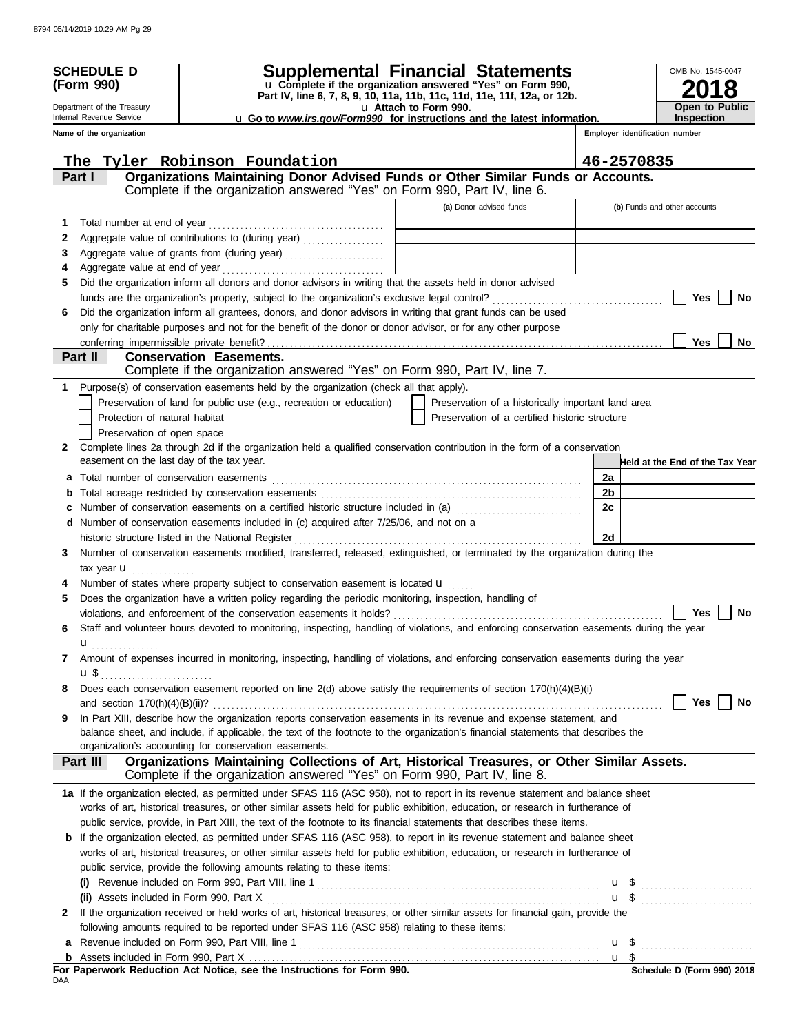**SCHEDULE D (Form 990)**

Department of the Treasury
Internal Revenue Service

# Supplemental Financial Statements

u Complete if the organization answered "Yes" on Form 990, Part IV, line 6, 7, 8, 9, 10, 11a, 11b, 11c, 11d, 11e, 11f, 12a, or 12b.
u Attach to Form 990.
u Go to *www.irs.gov/Form990* for instructions and the latest information.

OMB No. 1545-0047
**2018**
**Open to Public Inspection**

| Name of the organization | Employer identification number |
|---|---|
| The Tyler Robinson Foundation | 46-2570835 |

## Part I Organizations Maintaining Donor Advised Funds or Other Similar Funds or Accounts.
Complete if the organization answered "Yes" on Form 990, Part IV, line 6.

| | | (a) Donor advised funds | (b) Funds and other accounts |
|---|---|---|---|
| 1 | Total number at end of year | | |
| 2 | Aggregate value of contributions to (during year) | | |
| 3 | Aggregate value of grants from (during year) | | |
| 4 | Aggregate value at end of year | | |

5 Did the organization inform all donors and donor advisors in writing that the assets held in donor advised funds are the organization's property, subject to the organization's exclusive legal control? ☐ Yes ☐ No

6 Did the organization inform all grantees, donors, and donor advisors in writing that grant funds can be used only for charitable purposes and not for the benefit of the donor or donor advisor, or for any other purpose conferring impermissible private benefit? ☐ Yes ☐ No

## Part II Conservation Easements.
Complete if the organization answered "Yes" on Form 990, Part IV, line 7.

1 Purpose(s) of conservation easements held by the organization (check all that apply).

- ☐ Preservation of land for public use (e.g., recreation or education)
- ☐ Preservation of a historically important land area
- ☐ Protection of natural habitat
- ☐ Preservation of a certified historic structure
- ☐ Preservation of open space

2 Complete lines 2a through 2d if the organization held a qualified conservation contribution in the form of a conservation easement on the last day of the tax year.

| | | | Held at the End of the Tax Year |
|---|---|---|---|
| a | Total number of conservation easements | 2a | |
| b | Total acreage restricted by conservation easements | 2b | |
| c | Number of conservation easements on a certified historic structure included in (a) | 2c | |
| d | Number of conservation easements included in (c) acquired after 7/25/06, and not on a historic structure listed in the National Register | 2d | |

3 Number of conservation easements modified, transferred, released, extinguished, or terminated by the organization during the tax year u

4 Number of states where property subject to conservation easement is located u

5 Does the organization have a written policy regarding the periodic monitoring, inspection, handling of violations, and enforcement of the conservation easements it holds? ☐ Yes ☐ No

6 Staff and volunteer hours devoted to monitoring, inspecting, handling of violations, and enforcing conservation easements during the year u

7 Amount of expenses incurred in monitoring, inspecting, handling of violations, and enforcing conservation easements during the year u $

8 Does each conservation easement reported on line 2(d) above satisfy the requirements of section 170(h)(4)(B)(i) and section 170(h)(4)(B)(ii)? ☐ Yes ☐ No

9 In Part XIII, describe how the organization reports conservation easements in its revenue and expense statement, and balance sheet, and include, if applicable, the text of the footnote to the organization's financial statements that describes the organization's accounting for conservation easements.

## Part III Organizations Maintaining Collections of Art, Historical Treasures, or Other Similar Assets.
Complete if the organization answered "Yes" on Form 990, Part IV, line 8.

1a If the organization elected, as permitted under SFAS 116 (ASC 958), not to report in its revenue statement and balance sheet works of art, historical treasures, or other similar assets held for public exhibition, education, or research in furtherance of public service, provide, in Part XIII, the text of the footnote to its financial statements that describes these items.

b If the organization elected, as permitted under SFAS 116 (ASC 958), to report in its revenue statement and balance sheet works of art, historical treasures, or other similar assets held for public exhibition, education, or research in furtherance of public service, provide the following amounts relating to these items:

(i) Revenue included on Form 990, Part VIII, line 1 u $

(ii) Assets included in Form 990, Part X u $

2 If the organization received or held works of art, historical treasures, or other similar assets for financial gain, provide the following amounts required to be reported under SFAS 116 (ASC 958) relating to these items:

a Revenue included on Form 990, Part VIII, line 1 u $

b Assets included in Form 990, Part X u $

**For Paperwork Reduction Act Notice, see the Instructions for Form 990.**

**Schedule D (Form 990) 2018**

DAA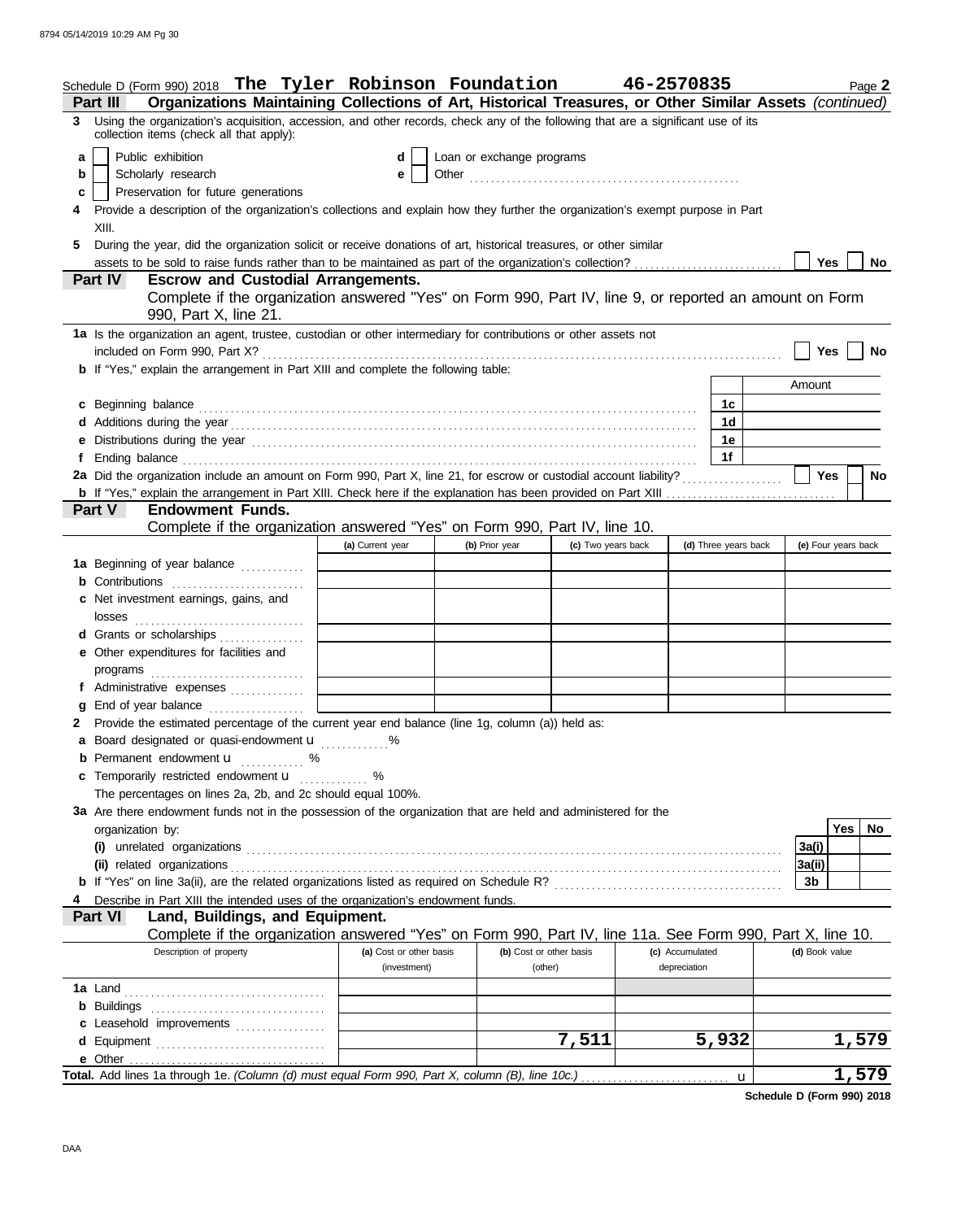Schedule D (Form 990) 2018 **The Tyler Robinson Foundation** **46-2570835** Page **2**

**Part III** **Organizations Maintaining Collections of Art, Historical Treasures, or Other Similar Assets** *(continued)*

**3** Using the organization's acquisition, accession, and other records, check any of the following that are a significant use of its collection items (check all that apply):

- **a** ☐ Public exhibition
- **b** ☐ Scholarly research
- **c** ☐ Preservation for future generations
- **d** ☐ Loan or exchange programs
- **e** ☐ Other ..................................................

**4** Provide a description of the organization's collections and explain how they further the organization's exempt purpose in Part XIII.

**5** During the year, did the organization solicit or receive donations of art, historical treasures, or other similar assets to be sold to raise funds rather than to be maintained as part of the organization's collection? ☐ Yes ☐ No

**Part IV** **Escrow and Custodial Arrangements.**
Complete if the organization answered "Yes" on Form 990, Part IV, line 9, or reported an amount on Form 990, Part X, line 21.

**1a** Is the organization an agent, trustee, custodian or other intermediary for contributions or other assets not included on Form 990, Part X? ☐ Yes ☐ No

**b** If "Yes," explain the arrangement in Part XIII and complete the following table:

| | | Amount |
|---|---|---|
| **c** Beginning balance | 1c | |
| **d** Additions during the year | 1d | |
| **e** Distributions during the year | 1e | |
| **f** Ending balance | 1f | |

**2a** Did the organization include an amount on Form 990, Part X, line 21, for escrow or custodial account liability? ☐ Yes ☐ No

**b** If "Yes," explain the arrangement in Part XIII. Check here if the explanation has been provided on Part XIII ☐

**Part V** **Endowment Funds.**
Complete if the organization answered "Yes" on Form 990, Part IV, line 10.

| | (a) Current year | (b) Prior year | (c) Two years back | (d) Three years back | (e) Four years back |
|---|---|---|---|---|---|
| **1a** Beginning of year balance | | | | | |
| **b** Contributions | | | | | |
| **c** Net investment earnings, gains, and losses | | | | | |
| **d** Grants or scholarships | | | | | |
| **e** Other expenditures for facilities and programs | | | | | |
| **f** Administrative expenses | | | | | |
| **g** End of year balance | | | | | |

**2** Provide the estimated percentage of the current year end balance (line 1g, column (a)) held as:

- **a** Board designated or quasi-endowment ............. %
- **b** Permanent endowment ............ %
- **c** Temporarily restricted endowment ............ %

The percentages on lines 2a, 2b, and 2c should equal 100%.

**3a** Are there endowment funds not in the possession of the organization that are held and administered for the organization by:

| | | Yes | No |
|---|---|---|---|
| **(i)** unrelated organizations | 3a(i) | | |
| **(ii)** related organizations | 3a(ii) | | |
| **b** If "Yes" on line 3a(ii), are the related organizations listed as required on Schedule R? | 3b | | |

**4** Describe in Part XIII the intended uses of the organization's endowment funds.

**Part VI** **Land, Buildings, and Equipment.**
Complete if the organization answered "Yes" on Form 990, Part IV, line 11a. See Form 990, Part X, line 10.

| Description of property | (a) Cost or other basis (investment) | (b) Cost or other basis (other) | (c) Accumulated depreciation | (d) Book value |
|---|---|---|---|---|
| **1a** Land | | | | |
| **b** Buildings | | | | |
| **c** Leasehold improvements | | | | |
| **d** Equipment | | 7,511 | 5,932 | 1,579 |
| **e** Other | | | | |
| **Total.** Add lines 1a through 1e. *(Column (d) must equal Form 990, Part X, column (B), line 10c.)* | | | | 1,579 |

**Schedule D (Form 990) 2018**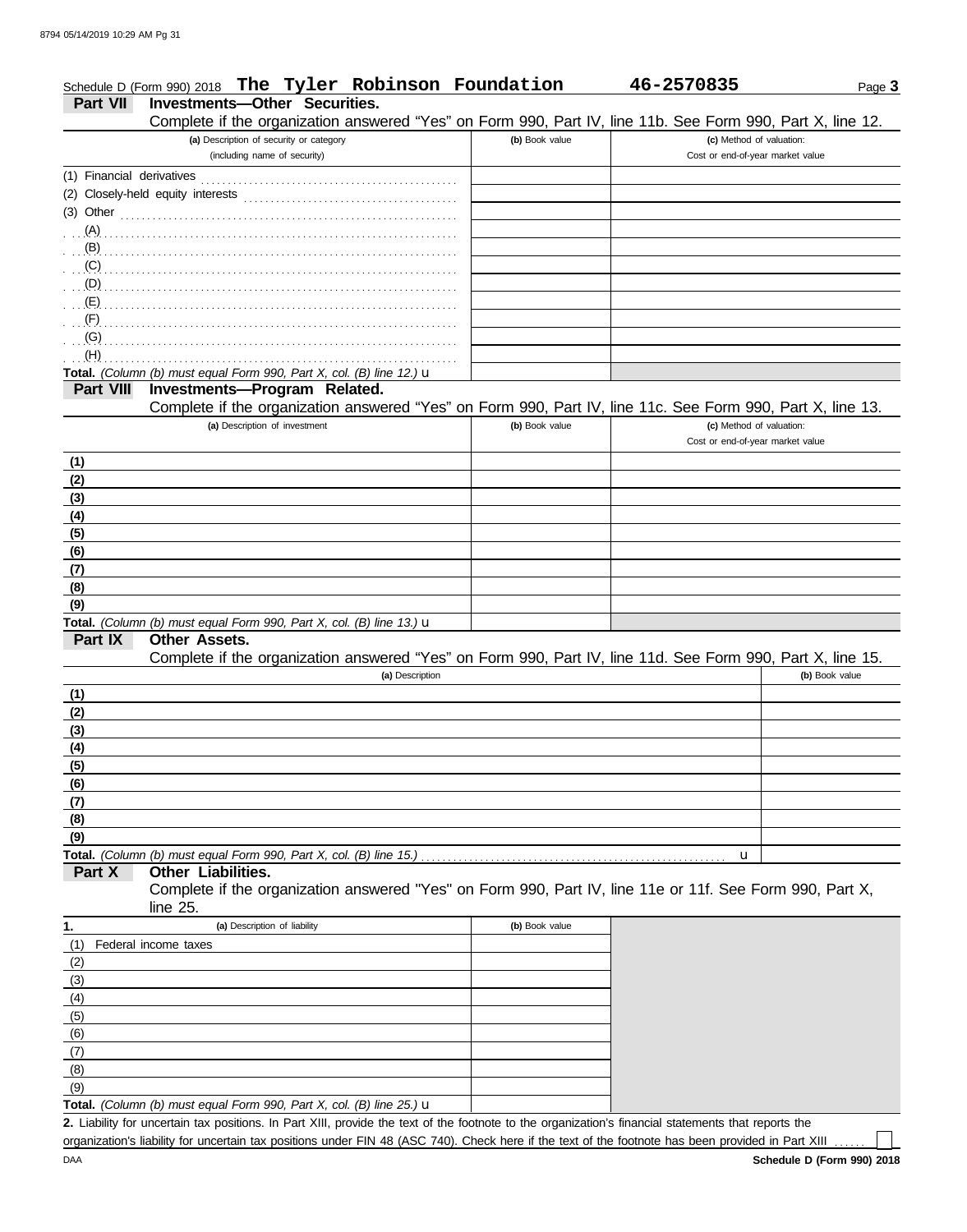Schedule D (Form 990) 2018 **The Tyler Robinson Foundation** **46-2570835** Page **3**

**Part VII** **Investments—Other Securities.**

Complete if the organization answered "Yes" on Form 990, Part IV, line 11b. See Form 990, Part X, line 12.

| (a) Description of security or category (including name of security) | (b) Book value | (c) Method of valuation: Cost or end-of-year market value |
|---|---|---|
| (1) Financial derivatives | | |
| (2) Closely-held equity interests | | |
| (3) Other | | |
| (A) | | |
| (B) | | |
| (C) | | |
| (D) | | |
| (E) | | |
| (F) | | |
| (G) | | |
| (H) | | |
| **Total.** *(Column (b) must equal Form 990, Part X, col. (B) line 12.)* u | | |

**Part VIII** **Investments—Program Related.**

Complete if the organization answered "Yes" on Form 990, Part IV, line 11c. See Form 990, Part X, line 13.

| (a) Description of investment | (b) Book value | (c) Method of valuation: Cost or end-of-year market value |
|---|---|---|
| (1) | | |
| (2) | | |
| (3) | | |
| (4) | | |
| (5) | | |
| (6) | | |
| (7) | | |
| (8) | | |
| (9) | | |
| **Total.** *(Column (b) must equal Form 990, Part X, col. (B) line 13.)* u | | |

**Part IX** **Other Assets.**

Complete if the organization answered "Yes" on Form 990, Part IV, line 11d. See Form 990, Part X, line 15.

| (a) Description | (b) Book value |
|---|---|
| (1) | |
| (2) | |
| (3) | |
| (4) | |
| (5) | |
| (6) | |
| (7) | |
| (8) | |
| (9) | |
| **Total.** *(Column (b) must equal Form 990, Part X, col. (B) line 15.)* u | |

**Part X** **Other Liabilities.**

Complete if the organization answered "Yes" on Form 990, Part IV, line 11e or 11f. See Form 990, Part X, line 25.

| 1. (a) Description of liability | (b) Book value |
|---|---|
| (1) Federal income taxes | |
| (2) | |
| (3) | |
| (4) | |
| (5) | |
| (6) | |
| (7) | |
| (8) | |
| (9) | |
| **Total.** *(Column (b) must equal Form 990, Part X, col. (B) line 25.)* u | |

**2.** Liability for uncertain tax positions. In Part XIII, provide the text of the footnote to the organization's financial statements that reports the organization's liability for uncertain tax positions under FIN 48 (ASC 740). Check here if the text of the footnote has been provided in Part XIII ☐

DAA **Schedule D (Form 990) 2018**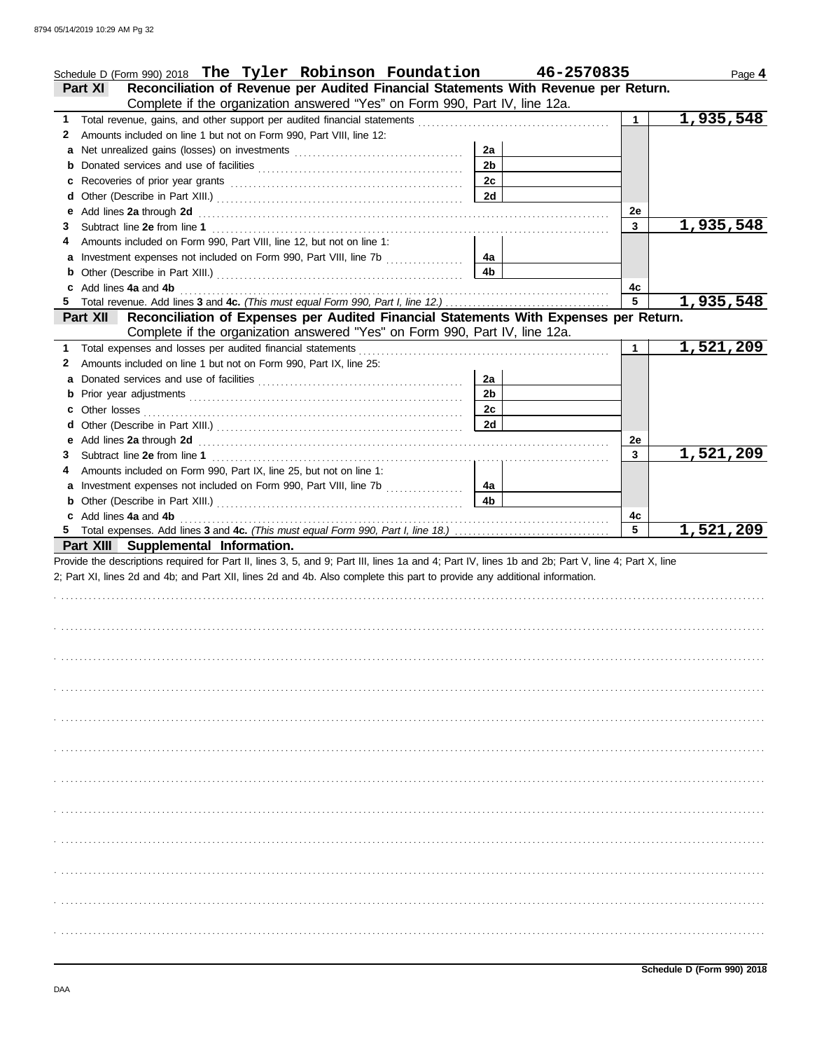Schedule D (Form 990) 2018 The Tyler Robinson Foundation 46-2570835 Page **4**

## Part XI Reconciliation of Revenue per Audited Financial Statements With Revenue per Return.

Complete if the organization answered "Yes" on Form 990, Part IV, line 12a.

| | | | | | |
|---|---|---|---|---|---|
| **1** | Total revenue, gains, and other support per audited financial statements | | | 1 | 1,935,548 |
| **2** | Amounts included on line 1 but not on Form 990, Part VIII, line 12: | | | | |
| **a** | Net unrealized gains (losses) on investments | 2a | | | |
| **b** | Donated services and use of facilities | 2b | | | |
| **c** | Recoveries of prior year grants | 2c | | | |
| **d** | Other (Describe in Part XIII.) | 2d | | | |
| **e** | Add lines **2a** through **2d** | | | 2e | |
| **3** | Subtract line **2e** from line **1** | | | 3 | 1,935,548 |
| **4** | Amounts included on Form 990, Part VIII, line 12, but not on line 1: | | | | |
| **a** | Investment expenses not included on Form 990, Part VIII, line 7b | 4a | | | |
| **b** | Other (Describe in Part XIII.) | 4b | | | |
| **c** | Add lines **4a** and **4b** | | | 4c | |
| **5** | Total revenue. Add lines **3** and **4c.** *(This must equal Form 990, Part I, line 12.)* | | | 5 | 1,935,548 |

## Part XII Reconciliation of Expenses per Audited Financial Statements With Expenses per Return.

Complete if the organization answered "Yes" on Form 990, Part IV, line 12a.

| | | | | | |
|---|---|---|---|---|---|
| **1** | Total expenses and losses per audited financial statements | | | 1 | 1,521,209 |
| **2** | Amounts included on line 1 but not on Form 990, Part IX, line 25: | | | | |
| **a** | Donated services and use of facilities | 2a | | | |
| **b** | Prior year adjustments | 2b | | | |
| **c** | Other losses | 2c | | | |
| **d** | Other (Describe in Part XIII.) | 2d | | | |
| **e** | Add lines **2a** through **2d** | | | 2e | |
| **3** | Subtract line **2e** from line **1** | | | 3 | 1,521,209 |
| **4** | Amounts included on Form 990, Part IX, line 25, but not on line 1: | | | | |
| **a** | Investment expenses not included on Form 990, Part VIII, line 7b | 4a | | | |
| **b** | Other (Describe in Part XIII.) | 4b | | | |
| **c** | Add lines **4a** and **4b** | | | 4c | |
| **5** | Total expenses. Add lines **3** and **4c.** *(This must equal Form 990, Part I, line 18.)* | | | 5 | 1,521,209 |

## Part XIII Supplemental Information.

Provide the descriptions required for Part II, lines 3, 5, and 9; Part III, lines 1a and 4; Part IV, lines 1b and 2b; Part V, line 4; Part X, line 2; Part XI, lines 2d and 4b; and Part XII, lines 2d and 4b. Also complete this part to provide any additional information.

Schedule D (Form 990) 2018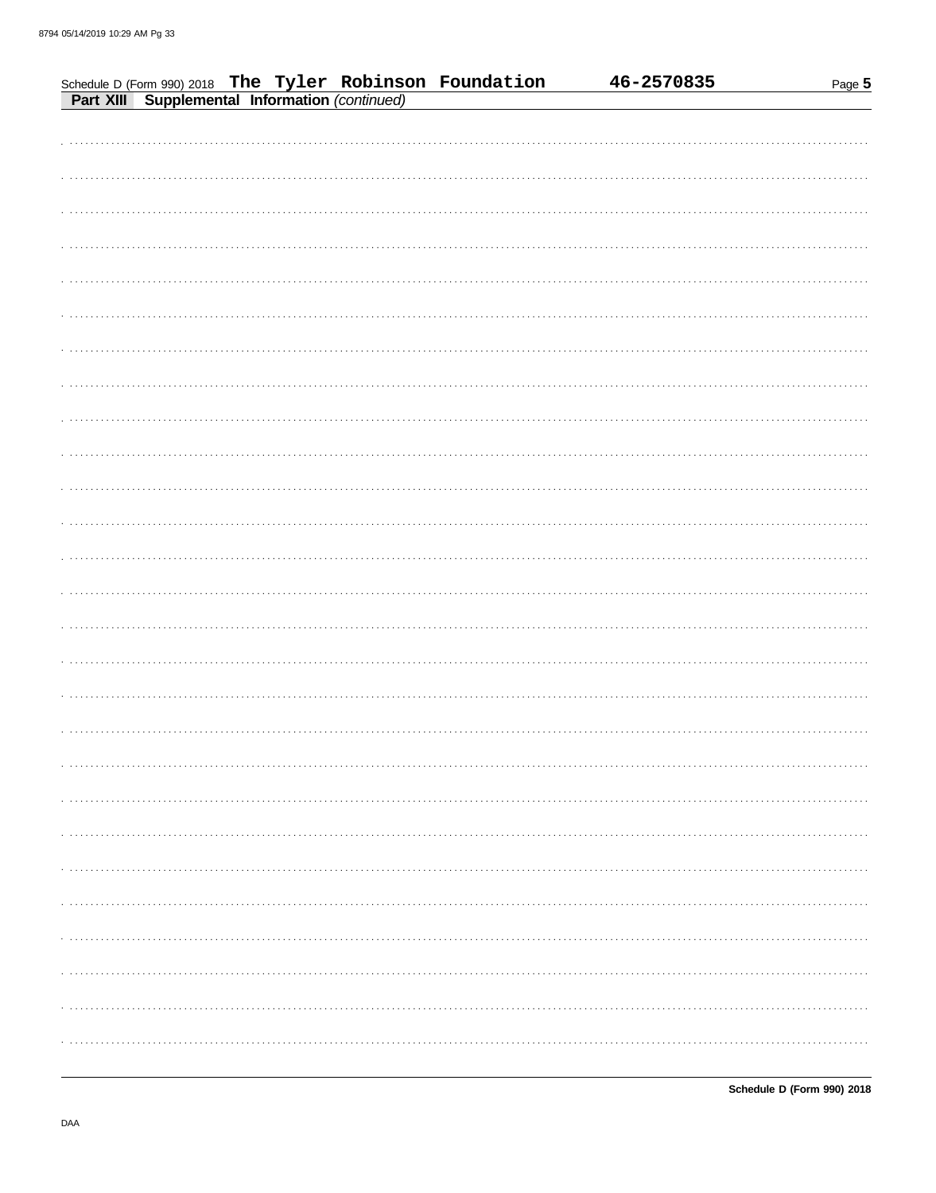Schedule D (Form 990) 2018 The Tyler Robinson Foundation 46-2570835

## Part XIII Supplemental Information *(continued)*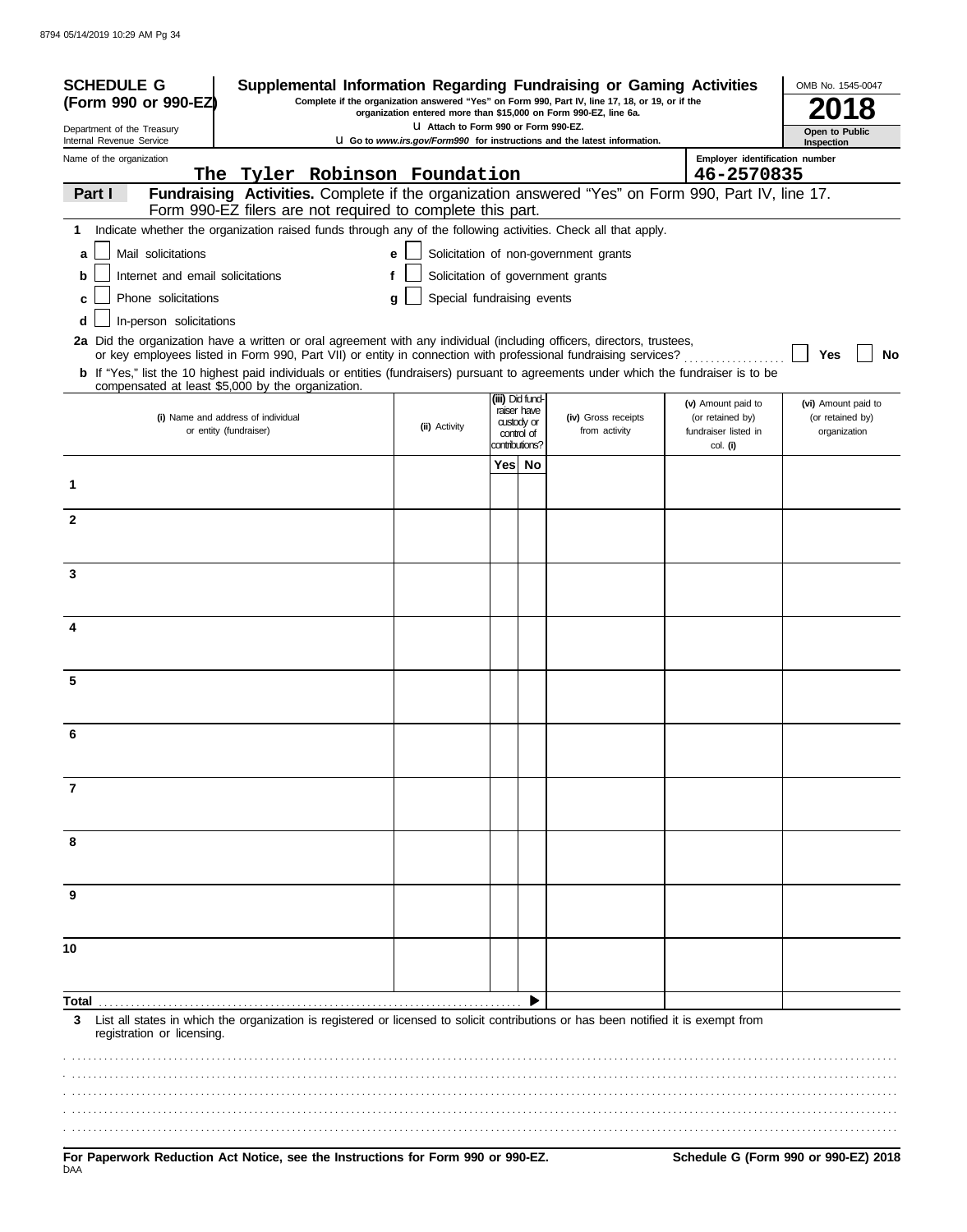**SCHEDULE G (Form 990 or 990-EZ)**

Department of the Treasury
Internal Revenue Service

# Supplemental Information Regarding Fundraising or Gaming Activities

**Complete if the organization answered "Yes" on Form 990, Part IV, line 17, 18, or 19, or if the organization entered more than $15,000 on Form 990-EZ, line 6a.**

u Attach to Form 990 or Form 990-EZ.

u Go to *www.irs.gov/Form990* for instructions and the latest information.

OMB No. 1545-0047

**2018**

**Open to Public Inspection**

Name of the organization: The Tyler Robinson Foundation

Employer identification number: 46-2570835

**Part I** **Fundraising Activities.** Complete if the organization answered "Yes" on Form 990, Part IV, line 17. Form 990-EZ filers are not required to complete this part.

**1** Indicate whether the organization raised funds through any of the following activities. Check all that apply.

- **a** ☐ Mail solicitations
- **b** ☐ Internet and email solicitations
- **c** ☐ Phone solicitations
- **d** ☐ In-person solicitations
- **e** ☐ Solicitation of non-government grants
- **f** ☐ Solicitation of government grants
- **g** ☐ Special fundraising events

**2a** Did the organization have a written or oral agreement with any individual (including officers, directors, trustees, or key employees listed in Form 990, Part VII) or entity in connection with professional fundraising services? ☐ **Yes** ☐ **No**

**b** If "Yes," list the 10 highest paid individuals or entities (fundraisers) pursuant to agreements under which the fundraiser is to be compensated at least $5,000 by the organization.

| | (i) Name and address of individual or entity (fundraiser) | (ii) Activity | (iii) Did fund-raiser have custody or control of contributions? | | (iv) Gross receipts from activity | (v) Amount paid to (or retained by) fundraiser listed in col. (i) | (vi) Amount paid to (or retained by) organization |
|---|---|---|---|---|---|---|---|
| | | | Yes | No | | | |
| 1 | | | | | | | |
| 2 | | | | | | | |
| 3 | | | | | | | |
| 4 | | | | | | | |
| 5 | | | | | | | |
| 6 | | | | | | | |
| 7 | | | | | | | |
| 8 | | | | | | | |
| 9 | | | | | | | |
| 10 | | | | | | | |
| **Total** | | | | ▶ | | | |

**3** List all states in which the organization is registered or licensed to solicit contributions or has been notified it is exempt from registration or licensing.

**For Paperwork Reduction Act Notice, see the Instructions for Form 990 or 990-EZ.** **Schedule G (Form 990 or 990-EZ) 2018**

DAA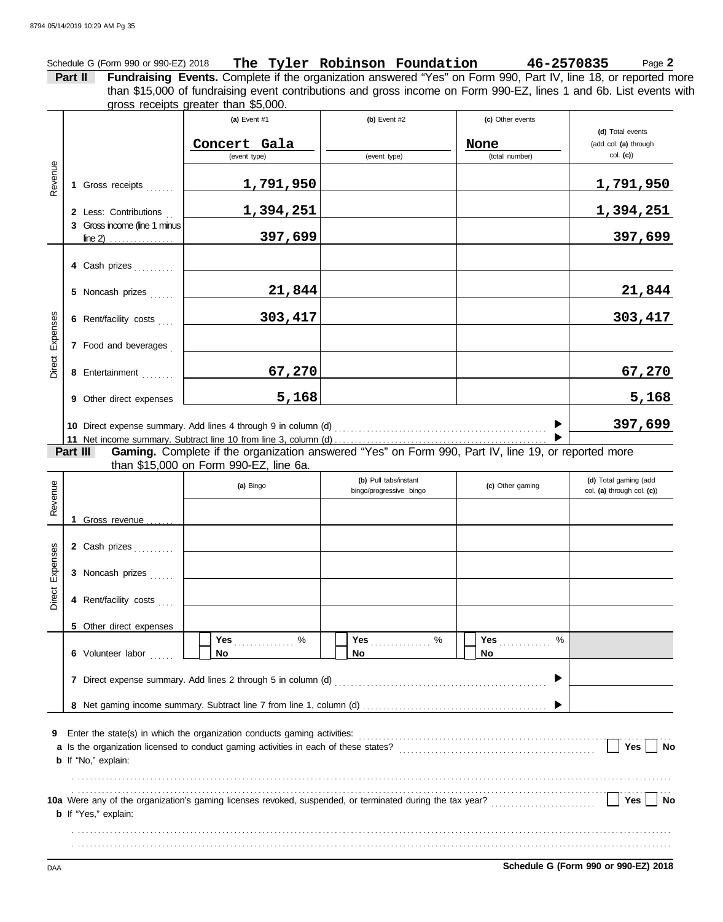Schedule G (Form 990 or 990-EZ) 2018 **The Tyler Robinson Foundation** **46-2570835** Page **2**

**Part II** **Fundraising Events.** Complete if the organization answered "Yes" on Form 990, Part IV, line 18, or reported more than $15,000 of fundraising event contributions and gross income on Form 990-EZ, lines 1 and 6b. List events with gross receipts greater than $5,000.

| | | (a) Event #1 | (b) Event #2 | (c) Other events | (d) Total events (add col. (a) through col. (c)) |
|---|---|---|---|---|---|
| | | Concert Gala (event type) | (event type) | None (total number) | |
| Revenue | 1 Gross receipts | 1,791,950 | | | 1,791,950 |
| | 2 Less: Contributions | 1,394,251 | | | 1,394,251 |
| | 3 Gross income (line 1 minus line 2) | 397,699 | | | 397,699 |
| Direct Expenses | 4 Cash prizes | | | | |
| | 5 Noncash prizes | 21,844 | | | 21,844 |
| | 6 Rent/facility costs | 303,417 | | | 303,417 |
| | 7 Food and beverages | | | | |
| | 8 Entertainment | 67,270 | | | 67,270 |
| | 9 Other direct expenses | 5,168 | | | 5,168 |
| | 10 Direct expense summary. Add lines 4 through 9 in column (d) | | | | 397,699 |
| | 11 Net income summary. Subtract line 10 from line 3, column (d) | | | | |

**Part III** **Gaming.** Complete if the organization answered "Yes" on Form 990, Part IV, line 19, or reported more than $15,000 on Form 990-EZ, line 6a.

| | | (a) Bingo | (b) Pull tabs/instant bingo/progressive bingo | (c) Other gaming | (d) Total gaming (add col. (a) through col. (c)) |
|---|---|---|---|---|---|
| Revenue | 1 Gross revenue | | | | |
| Direct Expenses | 2 Cash prizes | | | | |
| | 3 Noncash prizes | | | | |
| | 4 Rent/facility costs | | | | |
| | 5 Other direct expenses | | | | |
| | 6 Volunteer labor | Yes ____ % No | Yes ____ % No | Yes ____ % No | |
| | 7 Direct expense summary. Add lines 2 through 5 in column (d) | | | | |
| | 8 Net gaming income summary. Subtract line 7 from line 1, column (d) | | | | |

**9** Enter the state(s) in which the organization conducts gaming activities:

**a** Is the organization licensed to conduct gaming activities in each of these states? Yes No

**b** If "No," explain:

**10a** Were any of the organization's gaming licenses revoked, suspended, or terminated during the tax year? Yes No

**b** If "Yes," explain:

DAA **Schedule G (Form 990 or 990-EZ) 2018**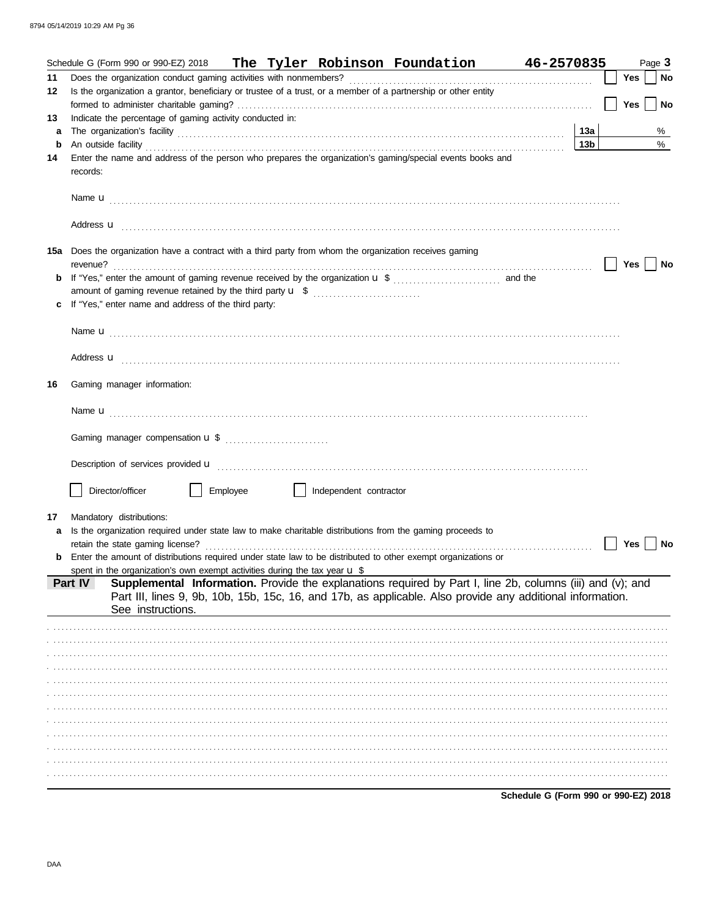Schedule G (Form 990 or 990-EZ) 2018 **The Tyler Robinson Foundation** **46-2570835** Page **3**

**11** Does the organization conduct gaming activities with nonmembers? ☐ **Yes** ☐ **No**

**12** Is the organization a grantor, beneficiary or trustee of a trust, or a member of a partnership or other entity formed to administer charitable gaming? ☐ **Yes** ☐ **No**

**13** Indicate the percentage of gaming activity conducted in:

**a** The organization's facility **13a** %

**b** An outside facility **13b** %

**14** Enter the name and address of the person who prepares the organization's gaming/special events books and records:

Name u

Address u

**15a** Does the organization have a contract with a third party from whom the organization receives gaming revenue? ☐ **Yes** ☐ **No**

**b** If "Yes," enter the amount of gaming revenue received by the organization u $ and the amount of gaming revenue retained by the third party u $

**c** If "Yes," enter name and address of the third party:

Name u

Address u

**16** Gaming manager information:

Name u

Gaming manager compensation u $

Description of services provided u

☐ Director/officer ☐ Employee ☐ Independent contractor

**17** Mandatory distributions:

**a** Is the organization required under state law to make charitable distributions from the gaming proceeds to retain the state gaming license? ☐ **Yes** ☐ **No**

**b** Enter the amount of distributions required under state law to be distributed to other exempt organizations or spent in the organization's own exempt activities during the tax year u $

**Part IV** **Supplemental Information.** Provide the explanations required by Part I, line 2b, columns (iii) and (v); and Part III, lines 9, 9b, 10b, 15b, 15c, 16, and 17b, as applicable. Also provide any additional information. See instructions.

**Schedule G (Form 990 or 990-EZ) 2018**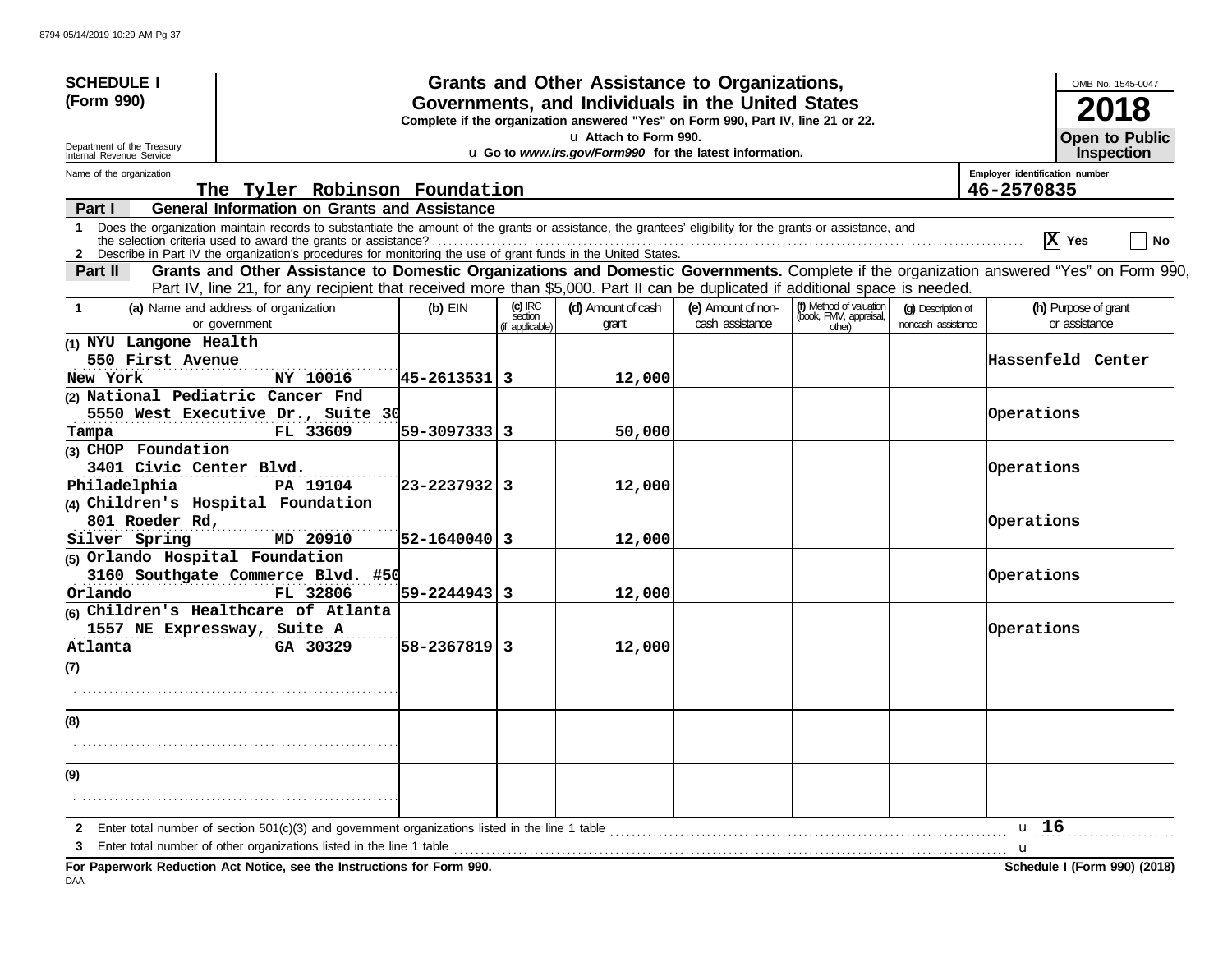**SCHEDULE I (Form 990)**

Department of the Treasury
Internal Revenue Service

# Grants and Other Assistance to Organizations, Governments, and Individuals in the United States

**Complete if the organization answered "Yes" on Form 990, Part IV, line 21 or 22.**

u Attach to Form 990.

u Go to *www.irs.gov/Form990* for the latest information.

OMB No. 1545-0047

**2018**

**Open to Public Inspection**

Name of the organization: **The Tyler Robinson Foundation**

Employer identification number: **46-2570835**

## Part I General Information on Grants and Assistance

1 Does the organization maintain records to substantiate the amount of the grants or assistance, the grantees' eligibility for the grants or assistance, and the selection criteria used to award the grants or assistance? [X] Yes [ ] No

2 Describe in Part IV the organization's procedures for monitoring the use of grant funds in the United States.

## Part II Grants and Other Assistance to Domestic Organizations and Domestic Governments.

Complete if the organization answered "Yes" on Form 990, Part IV, line 21, for any recipient that received more than $5,000. Part II can be duplicated if additional space is needed.

| 1 (a) Name and address of organization or government | (b) EIN | (c) IRC section (if applicable) | (d) Amount of cash grant | (e) Amount of non-cash assistance | (f) Method of valuation (book, FMV, appraisal, other) | (g) Description of noncash assistance | (h) Purpose of grant or assistance |
|---|---|---|---|---|---|---|---|
| (1) NYU Langone Health, 550 First Avenue, New York NY 10016 | 45-2613531 | 3 | 12,000 | | | | Hassenfeld Center |
| (2) National Pediatric Cancer Fnd, 5550 West Executive Dr., Suite 30, Tampa FL 33609 | 59-3097333 | 3 | 50,000 | | | | Operations |
| (3) CHOP Foundation, 3401 Civic Center Blvd., Philadelphia PA 19104 | 23-2237932 | 3 | 12,000 | | | | Operations |
| (4) Children's Hospital Foundation, 801 Roeder Rd, Silver Spring MD 20910 | 52-1640040 | 3 | 12,000 | | | | Operations |
| (5) Orlando Hospital Foundation, 3160 Southgate Commerce Blvd. #50, Orlando FL 32806 | 59-2244943 | 3 | 12,000 | | | | Operations |
| (6) Children's Healthcare of Atlanta, 1557 NE Expressway, Suite A, Atlanta GA 30329 | 58-2367819 | 3 | 12,000 | | | | Operations |
| (7) | | | | | | | |
| (8) | | | | | | | |
| (9) | | | | | | | |

2 Enter total number of section 501(c)(3) and government organizations listed in the line 1 table u 16

3 Enter total number of other organizations listed in the line 1 table u

**For Paperwork Reduction Act Notice, see the Instructions for Form 990.** **Schedule I (Form 990) (2018)**

DAA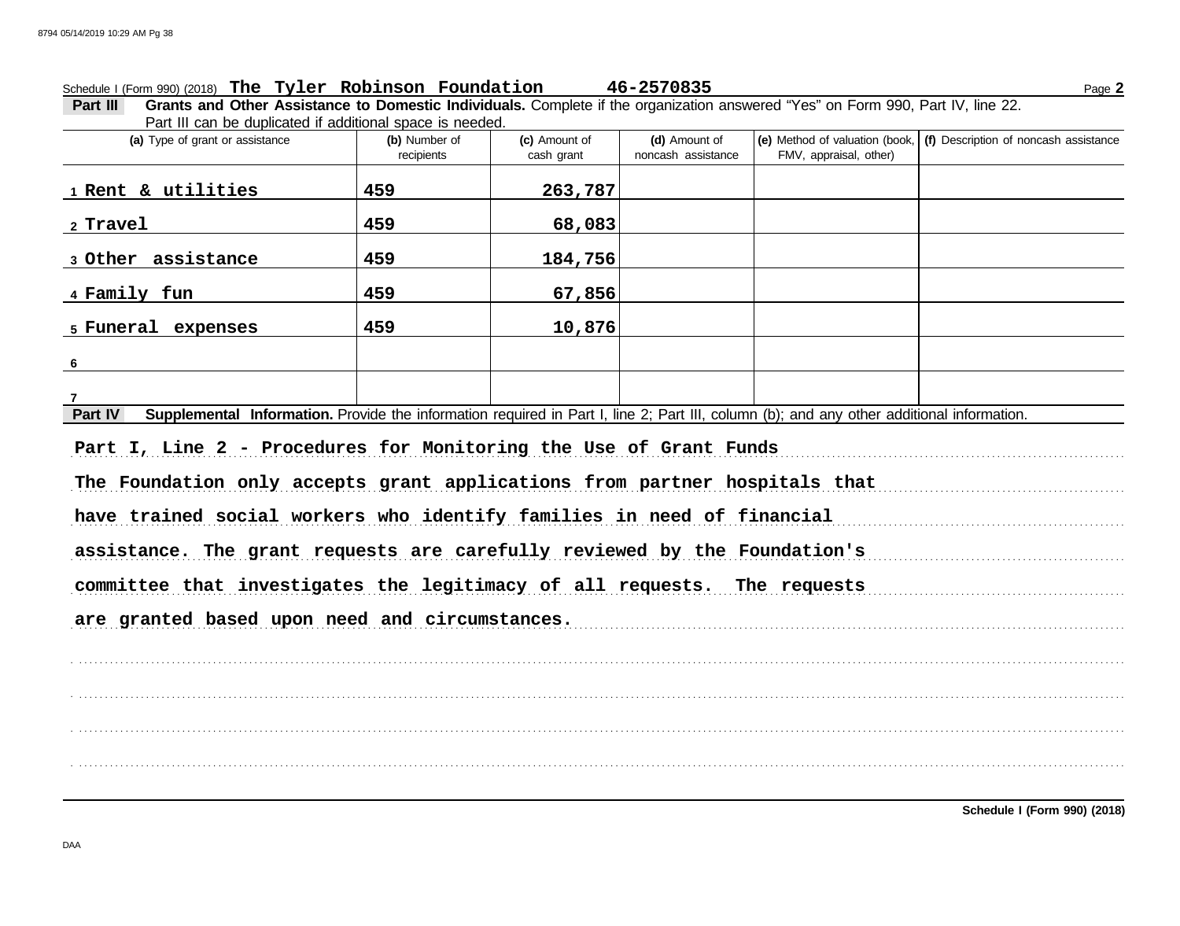Schedule I (Form 990) (2018) **The Tyler Robinson Foundation** **46-2570835** Page **2**

**Part III** **Grants and Other Assistance to Domestic Individuals.** Complete if the organization answered "Yes" on Form 990, Part IV, line 22. Part III can be duplicated if additional space is needed.

| (a) Type of grant or assistance | (b) Number of recipients | (c) Amount of cash grant | (d) Amount of noncash assistance | (e) Method of valuation (book, FMV, appraisal, other) | (f) Description of noncash assistance |
|---|---|---|---|---|---|
| 1 Rent & utilities | 459 | 263,787 | | | |
| 2 Travel | 459 | 68,083 | | | |
| 3 Other assistance | 459 | 184,756 | | | |
| 4 Family fun | 459 | 67,856 | | | |
| 5 Funeral expenses | 459 | 10,876 | | | |
| 6 | | | | | |
| 7 | | | | | |

**Part IV** **Supplemental Information.** Provide the information required in Part I, line 2; Part III, column (b); and any other additional information.

**Part I, Line 2 - Procedures for Monitoring the Use of Grant Funds**

**The Foundation only accepts grant applications from partner hospitals that have trained social workers who identify families in need of financial assistance. The grant requests are carefully reviewed by the Foundation's committee that investigates the legitimacy of all requests. The requests are granted based upon need and circumstances.**

**Schedule I (Form 990) (2018)**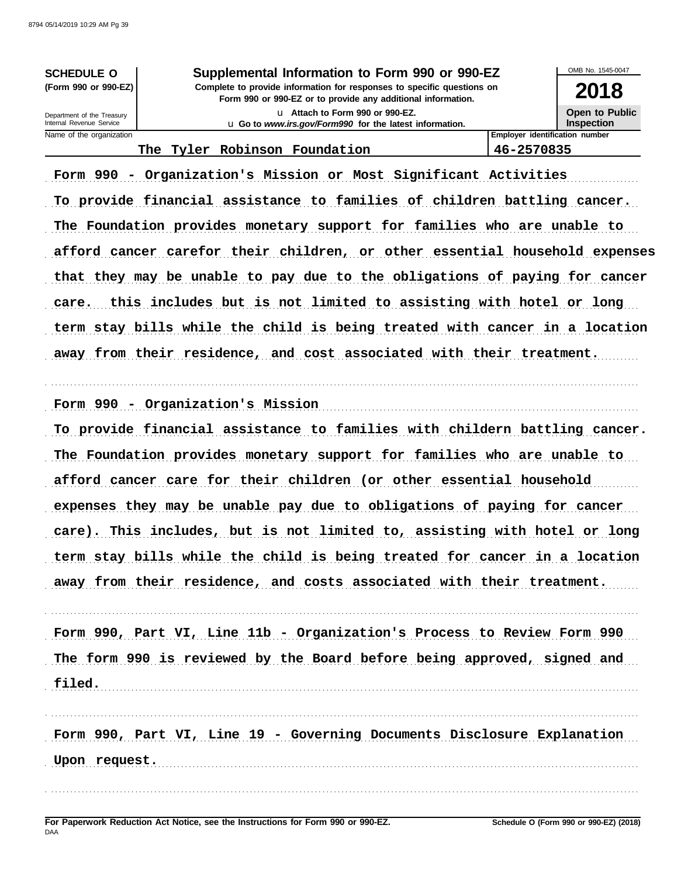**SCHEDULE O**
**(Form 990 or 990-EZ)**

Department of the Treasury
Internal Revenue Service

# Supplemental Information to Form 990 or 990-EZ

**Complete to provide information for responses to specific questions on Form 990 or 990-EZ or to provide any additional information.**

u **Attach to Form 990 or 990-EZ.**
u **Go to *www.irs.gov/Form990* for the latest information.**

OMB No. 1545-0047

**2018**

**Open to Public Inspection**

| Name of the organization | Employer identification number |
|---|---|
| The Tyler Robinson Foundation | 46-2570835 |

Form 990 - Organization's Mission or Most Significant Activities

To provide financial assistance to families of children battling cancer. The Foundation provides monetary support for families who are unable to afford cancer carefor their children, or other essential household expenses that they may be unable to pay due to the obligations of paying for cancer care. this includes but is not limited to assisting with hotel or long term stay bills while the child is being treated with cancer in a location away from their residence, and cost associated with their treatment.

Form 990 - Organization's Mission

To provide financial assistance to families with childern battling cancer. The Foundation provides monetary support for families who are unable to afford cancer care for their children (or other essential household expenses they may be unable pay due to obligations of paying for cancer care). This includes, but is not limited to, assisting with hotel or long term stay bills while the child is being treated for cancer in a location away from their residence, and costs associated with their treatment.

Form 990, Part VI, Line 11b - Organization's Process to Review Form 990

The form 990 is reviewed by the Board before being approved, signed and filed.

Form 990, Part VI, Line 19 - Governing Documents Disclosure Explanation

Upon request.

**For Paperwork Reduction Act Notice, see the Instructions for Form 990 or 990-EZ.**
DAA

**Schedule O (Form 990 or 990-EZ) (2018)**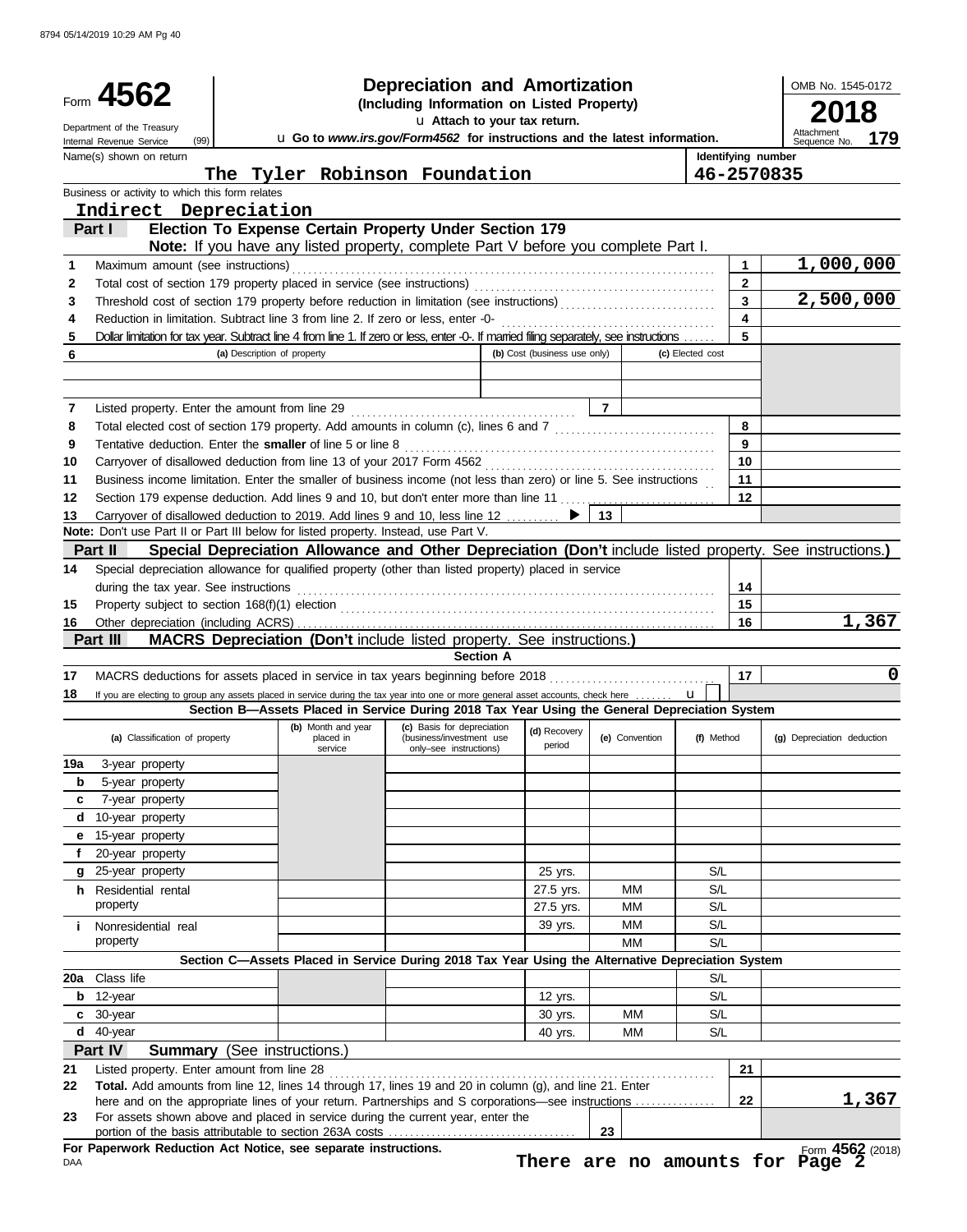8794 05/14/2019 10:29 AM Pg 40

# Form 4562

**Depreciation and Amortization**
**(Including Information on Listed Property)**

Department of the Treasury
Internal Revenue Service (99)

u Attach to your tax return.
u Go to *www.irs.gov/Form4562* for instructions and the latest information.

OMB No. 1545-0172
**2018**
Attachment Sequence No. **179**

Name(s) shown on return: **The Tyler Robinson Foundation**
Identifying number: **46-2570835**

Business or activity to which this form relates: **Indirect Depreciation**

## Part I Election To Expense Certain Property Under Section 179

**Note:** If you have any listed property, complete Part V before you complete Part I.

| | | | |
|---|---|---|---|
| 1 | Maximum amount (see instructions) | 1 | 1,000,000 |
| 2 | Total cost of section 179 property placed in service (see instructions) | 2 | |
| 3 | Threshold cost of section 179 property before reduction in limitation (see instructions) | 3 | 2,500,000 |
| 4 | Reduction in limitation. Subtract line 3 from line 2. If zero or less, enter -0- | 4 | |
| 5 | Dollar limitation for tax year. Subtract line 4 from line 1. If zero or less, enter -0-. If married filing separately, see instructions | 5 | |

| 6 | (a) Description of property | (b) Cost (business use only) | (c) Elected cost |
|---|---|---|---|
| | | | |
| | | | |

| | | | |
|---|---|---|---|
| 7 | Listed property. Enter the amount from line 29 | 7 | |
| 8 | Total elected cost of section 179 property. Add amounts in column (c), lines 6 and 7 | 8 | |
| 9 | Tentative deduction. Enter the **smaller** of line 5 or line 8 | 9 | |
| 10 | Carryover of disallowed deduction from line 13 of your 2017 Form 4562 | 10 | |
| 11 | Business income limitation. Enter the smaller of business income (not less than zero) or line 5. See instructions | 11 | |
| 12 | Section 179 expense deduction. Add lines 9 and 10, but don't enter more than line 11 | 12 | |
| 13 | Carryover of disallowed deduction to 2019. Add lines 9 and 10, less line 12 ▶ | 13 | |

**Note:** Don't use Part II or Part III below for listed property. Instead, use Part V.

## Part II Special Depreciation Allowance and Other Depreciation (Don't include listed property. See instructions.)

| | | | |
|---|---|---|---|
| 14 | Special depreciation allowance for qualified property (other than listed property) placed in service during the tax year. See instructions | 14 | |
| 15 | Property subject to section 168(f)(1) election | 15 | |
| 16 | Other depreciation (including ACRS) | 16 | 1,367 |

## Part III MACRS Depreciation (Don't include listed property. See instructions.)

**Section A**

| | | | |
|---|---|---|---|
| 17 | MACRS deductions for assets placed in service in tax years beginning before 2018 | 17 | 0 |
| 18 | If you are electing to group any assets placed in service during the tax year into one or more general asset accounts, check here u | | |

**Section B—Assets Placed in Service During 2018 Tax Year Using the General Depreciation System**

| (a) Classification of property | (b) Month and year placed in service | (c) Basis for depreciation (business/investment use only–see instructions) | (d) Recovery period | (e) Convention | (f) Method | (g) Depreciation deduction |
|---|---|---|---|---|---|---|
| 19a 3-year property | | | | | | |
| b 5-year property | | | | | | |
| c 7-year property | | | | | | |
| d 10-year property | | | | | | |
| e 15-year property | | | | | | |
| f 20-year property | | | | | | |
| g 25-year property | | | 25 yrs. | | S/L | |
| h Residential rental property | | | 27.5 yrs. | MM | S/L | |
| | | | 27.5 yrs. | MM | S/L | |
| i Nonresidential real property | | | 39 yrs. | MM | S/L | |
| | | | | MM | S/L | |

**Section C—Assets Placed in Service During 2018 Tax Year Using the Alternative Depreciation System**

| (a) Classification of property | (b) Month and year placed in service | (c) Basis for depreciation | (d) Recovery period | (e) Convention | (f) Method | (g) Depreciation deduction |
|---|---|---|---|---|---|---|
| 20a Class life | | | | | S/L | |
| b 12-year | | | 12 yrs. | | S/L | |
| c 30-year | | | 30 yrs. | MM | S/L | |
| d 40-year | | | 40 yrs. | MM | S/L | |

## Part IV Summary (See instructions.)

| | | | |
|---|---|---|---|
| 21 | Listed property. Enter amount from line 28 | 21 | |
| 22 | **Total.** Add amounts from line 12, lines 14 through 17, lines 19 and 20 in column (g), and line 21. Enter here and on the appropriate lines of your return. Partnerships and S corporations—see instructions | 22 | 1,367 |
| 23 | For assets shown above and placed in service during the current year, enter the portion of the basis attributable to section 263A costs | 23 | |

**For Paperwork Reduction Act Notice, see separate instructions.**

DAA

Form **4562** (2018)

**There are no amounts for Page 2**